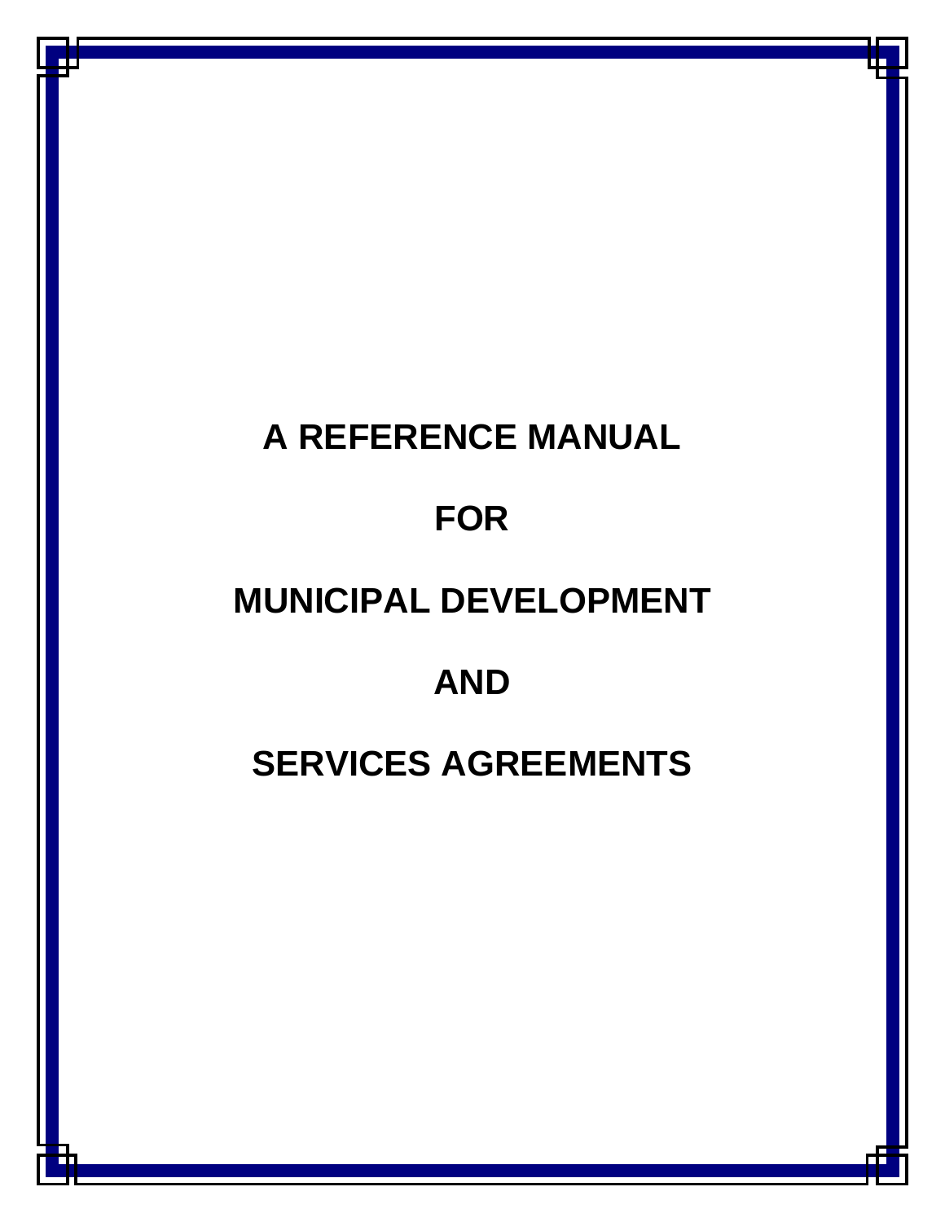# A REFERENCE MANUAL

# FOR

# MUNICIPAL DEVELOPMENT

# AND

# SERVICES AGREEMENTS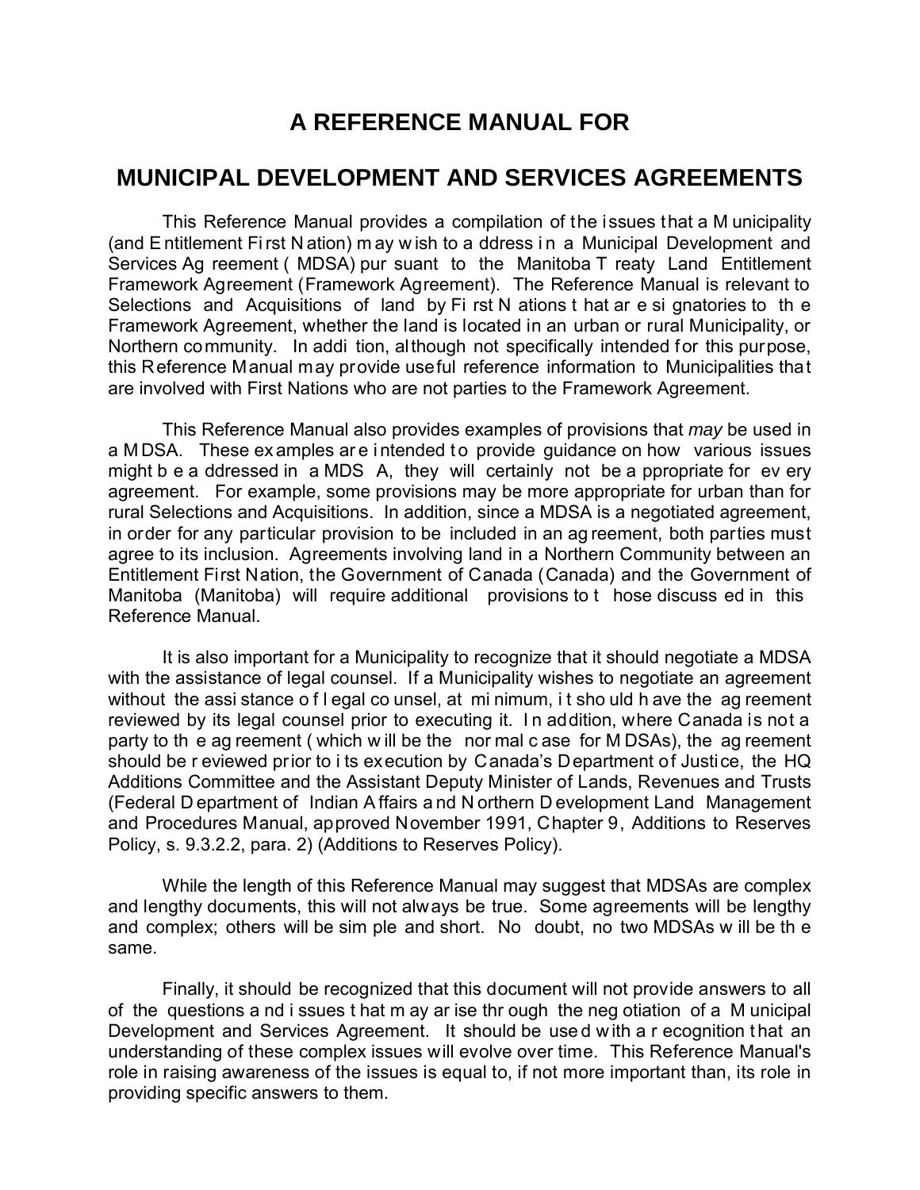# A REFERENCE MANUAL FOR

# MUNICIPAL DEVELOPMENT AND SERVICES AGREEMENTS

This Reference Manual provides a compilation of the issues that a Municipality (and Entitlement First Nation) may wish to address in a Municipal Development and Services Agreement (MDSA) pursuant to the Manitoba Treaty Land Entitlement Framework Agreement (Framework Agreement). The Reference Manual is relevant to Selections and Acquisitions of land by First Nations that are signatories to the Framework Agreement, whether the land is located in an urban or rural Municipality, or Northern community. In addition, although not specifically intended for this purpose, this Reference Manual may provide useful reference information to Municipalities that are involved with First Nations who are not parties to the Framework Agreement.

This Reference Manual also provides examples of provisions that *may* be used in a MDSA. These examples are intended to provide guidance on how various issues might be addressed in a MDSA, they will certainly not be appropriate for every agreement. For example, some provisions may be more appropriate for urban than for rural Selections and Acquisitions. In addition, since a MDSA is a negotiated agreement, in order for any particular provision to be included in an agreement, both parties must agree to its inclusion. Agreements involving land in a Northern Community between an Entitlement First Nation, the Government of Canada (Canada) and the Government of Manitoba (Manitoba) will require additional provisions to those discussed in this Reference Manual.

It is also important for a Municipality to recognize that it should negotiate a MDSA with the assistance of legal counsel. If a Municipality wishes to negotiate an agreement without the assistance of legal counsel, at minimum, it should have the agreement reviewed by its legal counsel prior to executing it. In addition, where Canada is not a party to the agreement (which will be the normal case for MDSAs), the agreement should be reviewed prior to its execution by Canada's Department of Justice, the HQ Additions Committee and the Assistant Deputy Minister of Lands, Revenues and Trusts (Federal Department of Indian Affairs and Northern Development Land Management and Procedures Manual, approved November 1991, Chapter 9, Additions to Reserves Policy, s. 9.3.2.2, para. 2) (Additions to Reserves Policy).

While the length of this Reference Manual may suggest that MDSAs are complex and lengthy documents, this will not always be true. Some agreements will be lengthy and complex; others will be simple and short. No doubt, no two MDSAs will be the same.

Finally, it should be recognized that this document will not provide answers to all of the questions and issues that may arise through the negotiation of a Municipal Development and Services Agreement. It should be used with a recognition that an understanding of these complex issues will evolve over time. This Reference Manual's role in raising awareness of the issues is equal to, if not more important than, its role in providing specific answers to them.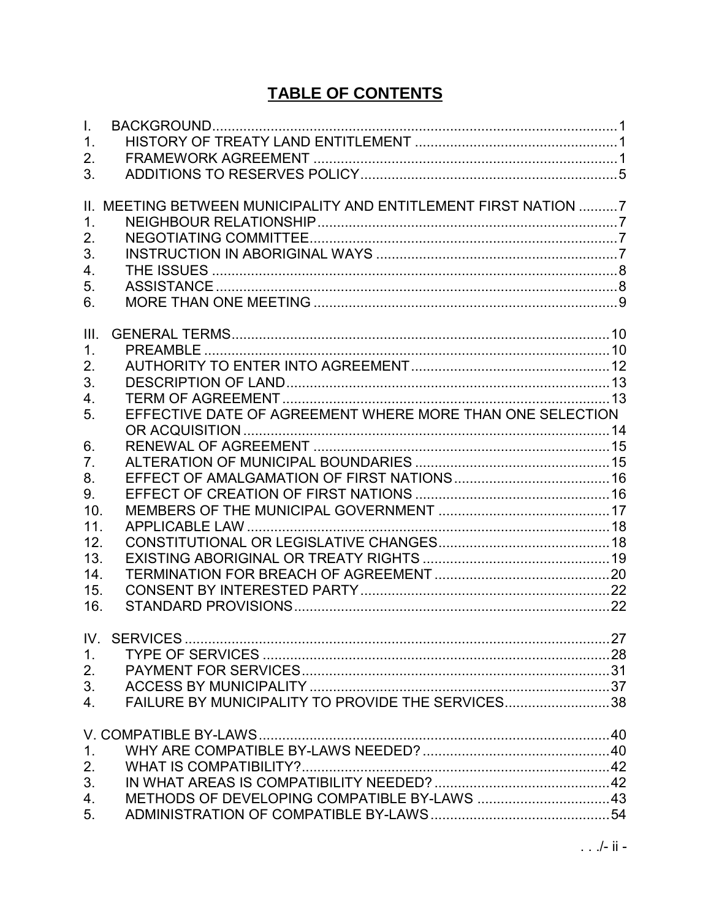# TABLE OF CONTENTS

I. BACKGROUND....1
1. HISTORY OF TREATY LAND ENTITLEMENT....1
2. FRAMEWORK AGREEMENT....1
3. ADDITIONS TO RESERVES POLICY....5

II. MEETING BETWEEN MUNICIPALITY AND ENTITLEMENT FIRST NATION....7
1. NEIGHBOUR RELATIONSHIP....7
2. NEGOTIATING COMMITTEE....7
3. INSTRUCTION IN ABORIGINAL WAYS....7
4. THE ISSUES....8
5. ASSISTANCE....8
6. MORE THAN ONE MEETING....9

III. GENERAL TERMS....10
1. PREAMBLE....10
2. AUTHORITY TO ENTER INTO AGREEMENT....12
3. DESCRIPTION OF LAND....13
4. TERM OF AGREEMENT....13
5. EFFECTIVE DATE OF AGREEMENT WHERE MORE THAN ONE SELECTION OR ACQUISITION....14
6. RENEWAL OF AGREEMENT....15
7. ALTERATION OF MUNICIPAL BOUNDARIES....15
8. EFFECT OF AMALGAMATION OF FIRST NATIONS....16
9. EFFECT OF CREATION OF FIRST NATIONS....16
10. MEMBERS OF THE MUNICIPAL GOVERNMENT....17
11. APPLICABLE LAW....18
12. CONSTITUTIONAL OR LEGISLATIVE CHANGES....18
13. EXISTING ABORIGINAL OR TREATY RIGHTS....19
14. TERMINATION FOR BREACH OF AGREEMENT....20
15. CONSENT BY INTERESTED PARTY....22
16. STANDARD PROVISIONS....22

IV. SERVICES....27
1. TYPE OF SERVICES....28
2. PAYMENT FOR SERVICES....31
3. ACCESS BY MUNICIPALITY....37
4. FAILURE BY MUNICIPALITY TO PROVIDE THE SERVICES....38

V. COMPATIBLE BY-LAWS....40
1. WHY ARE COMPATIBLE BY-LAWS NEEDED?....40
2. WHAT IS COMPATIBILITY?....42
3. IN WHAT AREAS IS COMPATIBILITY NEEDED?....42
4. METHODS OF DEVELOPING COMPATIBLE BY-LAWS....43
5. ADMINISTRATION OF COMPATIBLE BY-LAWS....54

. . ./- ii -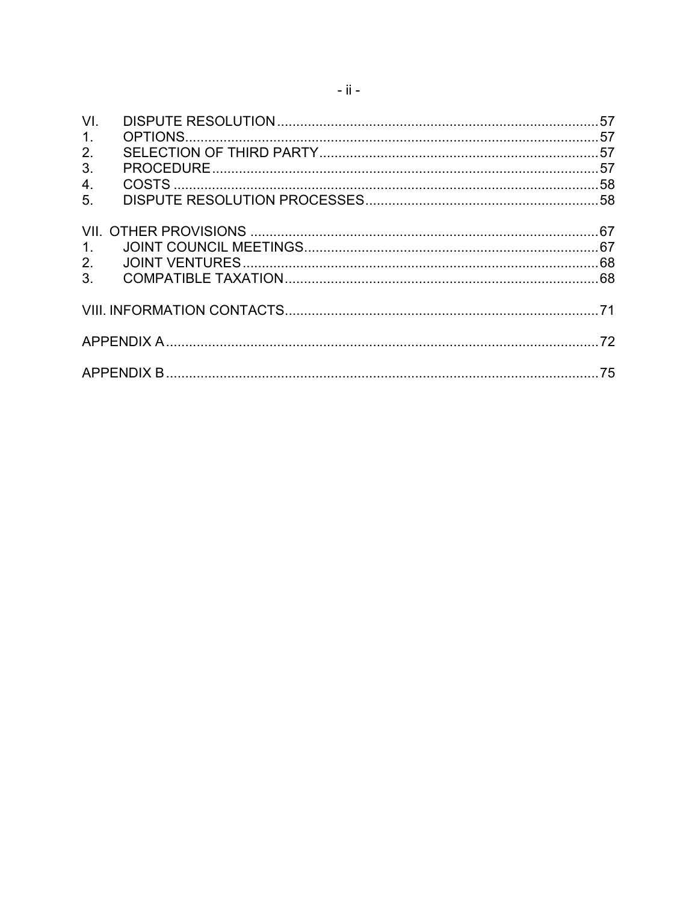| | | |
|---|---|---|
| VI. | DISPUTE RESOLUTION | 57 |
| 1. | OPTIONS | 57 |
| 2. | SELECTION OF THIRD PARTY | 57 |
| 3. | PROCEDURE | 57 |
| 4. | COSTS | 58 |
| 5. | DISPUTE RESOLUTION PROCESSES | 58 |
| VII. | OTHER PROVISIONS | 67 |
| 1. | JOINT COUNCIL MEETINGS | 67 |
| 2. | JOINT VENTURES | 68 |
| 3. | COMPATIBLE TAXATION | 68 |
| VIII. | INFORMATION CONTACTS | 71 |
| | APPENDIX A | 72 |
| | APPENDIX B | 75 |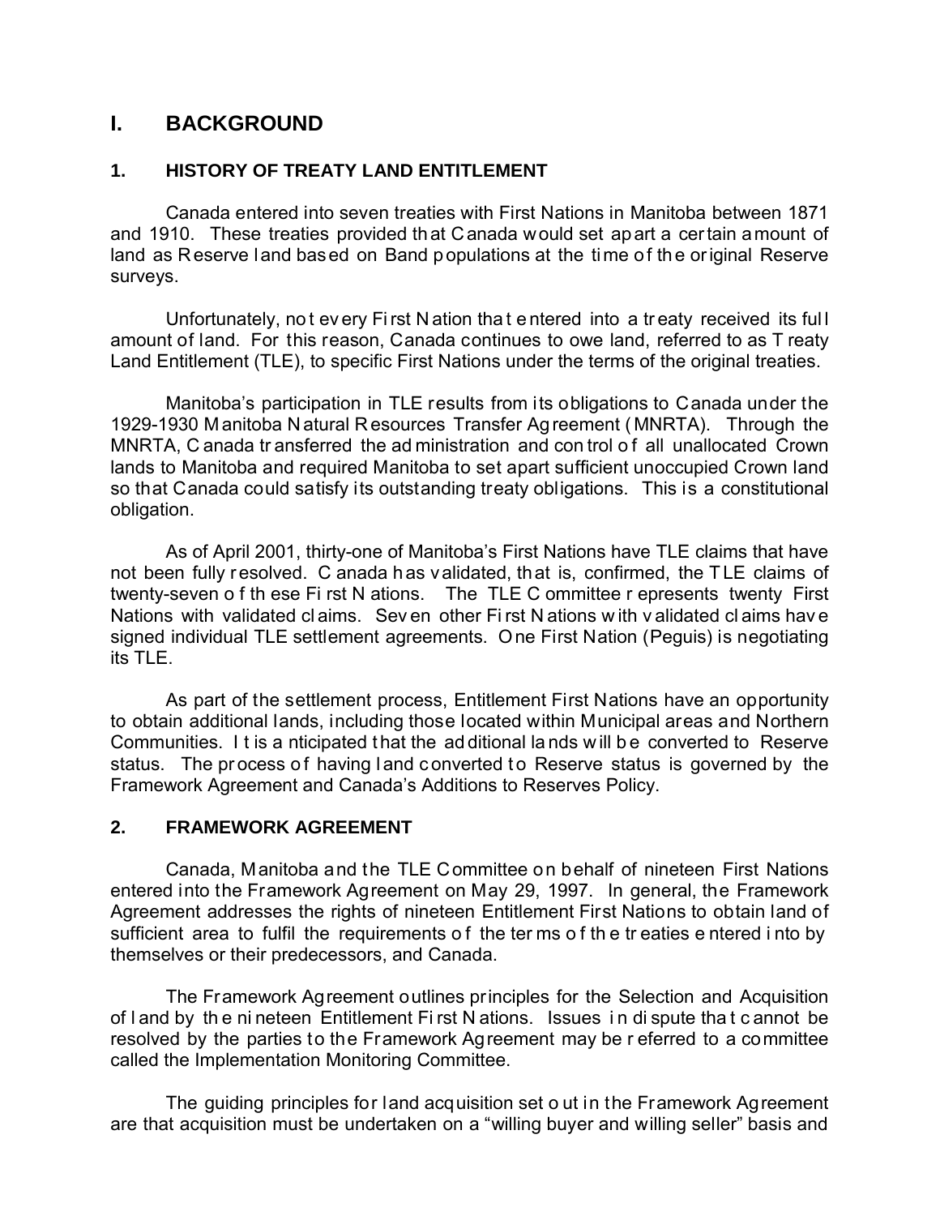# I. BACKGROUND

## 1. HISTORY OF TREATY LAND ENTITLEMENT

Canada entered into seven treaties with First Nations in Manitoba between 1871 and 1910. These treaties provided that Canada would set apart a certain amount of land as Reserve land based on Band populations at the time of the original Reserve surveys.

Unfortunately, not every First Nation that entered into a treaty received its full amount of land. For this reason, Canada continues to owe land, referred to as Treaty Land Entitlement (TLE), to specific First Nations under the terms of the original treaties.

Manitoba's participation in TLE results from its obligations to Canada under the 1929-1930 Manitoba Natural Resources Transfer Agreement (MNRTA). Through the MNRTA, Canada transferred the administration and control of all unallocated Crown lands to Manitoba and required Manitoba to set apart sufficient unoccupied Crown land so that Canada could satisfy its outstanding treaty obligations. This is a constitutional obligation.

As of April 2001, thirty-one of Manitoba's First Nations have TLE claims that have not been fully resolved. Canada has validated, that is, confirmed, the TLE claims of twenty-seven of these First Nations. The TLE Committee represents twenty First Nations with validated claims. Seven other First Nations with validated claims have signed individual TLE settlement agreements. One First Nation (Peguis) is negotiating its TLE.

As part of the settlement process, Entitlement First Nations have an opportunity to obtain additional lands, including those located within Municipal areas and Northern Communities. It is anticipated that the additional lands will be converted to Reserve status. The process of having land converted to Reserve status is governed by the Framework Agreement and Canada's Additions to Reserves Policy.

## 2. FRAMEWORK AGREEMENT

Canada, Manitoba and the TLE Committee on behalf of nineteen First Nations entered into the Framework Agreement on May 29, 1997. In general, the Framework Agreement addresses the rights of nineteen Entitlement First Nations to obtain land of sufficient area to fulfil the requirements of the terms of the treaties entered into by themselves or their predecessors, and Canada.

The Framework Agreement outlines principles for the Selection and Acquisition of land by the nineteen Entitlement First Nations. Issues in dispute that cannot be resolved by the parties to the Framework Agreement may be referred to a committee called the Implementation Monitoring Committee.

The guiding principles for land acquisition set out in the Framework Agreement are that acquisition must be undertaken on a "willing buyer and willing seller" basis and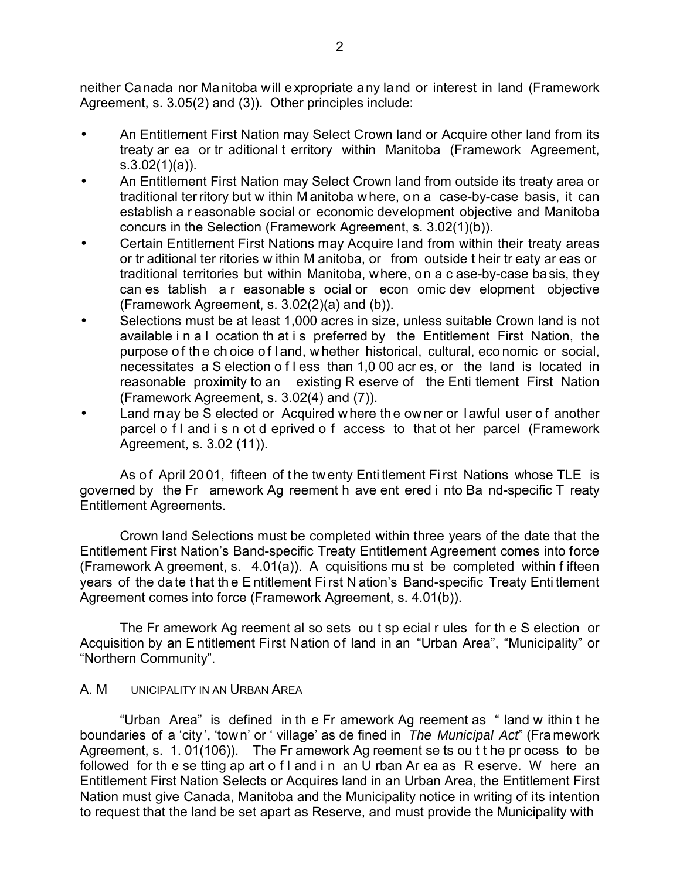neither Canada nor Manitoba will expropriate any land or interest in land (Framework Agreement, s. 3.05(2) and (3)). Other principles include:

- An Entitlement First Nation may Select Crown land or Acquire other land from its treaty area or traditional territory within Manitoba (Framework Agreement, s.3.02(1)(a)).
- An Entitlement First Nation may Select Crown land from outside its treaty area or traditional territory but within Manitoba where, on a case-by-case basis, it can establish a reasonable social or economic development objective and Manitoba concurs in the Selection (Framework Agreement, s. 3.02(1)(b)).
- Certain Entitlement First Nations may Acquire land from within their treaty areas or traditional territories within Manitoba, or from outside their treaty areas or traditional territories but within Manitoba, where, on a case-by-case basis, they can establish a reasonable social or economic development objective (Framework Agreement, s. 3.02(2)(a) and (b)).
- Selections must be at least 1,000 acres in size, unless suitable Crown land is not available in a location that is preferred by the Entitlement First Nation, the purpose of the choice of land, whether historical, cultural, economic or social, necessitates a Selection of less than 1,000 acres, or the land is located in reasonable proximity to an existing Reserve of the Entitlement First Nation (Framework Agreement, s. 3.02(4) and (7)).
- Land may be Selected or Acquired where the owner or lawful user of another parcel of land is not deprived of access to that other parcel (Framework Agreement, s. 3.02 (11)).

As of April 2001, fifteen of the twenty Entitlement First Nations whose TLE is governed by the Framework Agreement have entered into Band-specific Treaty Entitlement Agreements.

Crown land Selections must be completed within three years of the date that the Entitlement First Nation's Band-specific Treaty Entitlement Agreement comes into force (Framework Agreement, s. 4.01(a)). Acquisitions must be completed within fifteen years of the date that the Entitlement First Nation's Band-specific Treaty Entitlement Agreement comes into force (Framework Agreement, s. 4.01(b)).

The Framework Agreement also sets out special rules for the Selection or Acquisition by an Entitlement First Nation of land in an "Urban Area", "Municipality" or "Northern Community".

## A. MUNICIPALITY IN AN URBAN AREA

"Urban Area" is defined in the Framework Agreement as "land within the boundaries of a 'city', 'town' or 'village' as defined in *The Municipal Act*" (Framework Agreement, s. 1.01(106)). The Framework Agreement sets out the process to be followed for the setting apart of land in an Urban Area as Reserve. Where an Entitlement First Nation Selects or Acquires land in an Urban Area, the Entitlement First Nation must give Canada, Manitoba and the Municipality notice in writing of its intention to request that the land be set apart as Reserve, and must provide the Municipality with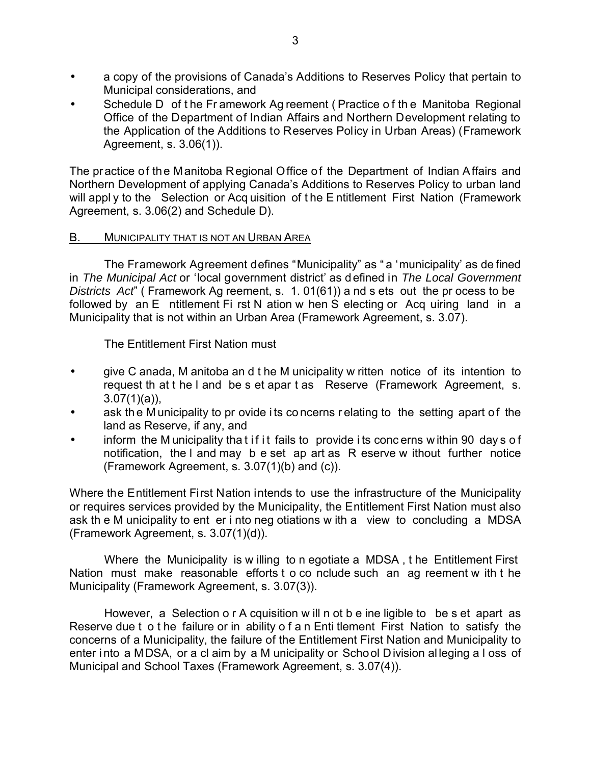- a copy of the provisions of Canada's Additions to Reserves Policy that pertain to Municipal considerations, and
- Schedule D of the Framework Agreement (Practice of the Manitoba Regional Office of the Department of Indian Affairs and Northern Development relating to the Application of the Additions to Reserves Policy in Urban Areas) (Framework Agreement, s. 3.06(1)).

The practice of the Manitoba Regional Office of the Department of Indian Affairs and Northern Development of applying Canada's Additions to Reserves Policy to urban land will apply to the Selection or Acquisition of the Entitlement First Nation (Framework Agreement, s. 3.06(2) and Schedule D).

## B. MUNICIPALITY THAT IS NOT AN URBAN AREA

The Framework Agreement defines "Municipality" as "a 'municipality' as defined in *The Municipal Act* or 'local government district' as defined in *The Local Government Districts Act*" (Framework Agreement, s. 1.01(61)) and sets out the process to be followed by an Entitlement First Nation when Selecting or Acquiring land in a Municipality that is not within an Urban Area (Framework Agreement, s. 3.07).

The Entitlement First Nation must

- give Canada, Manitoba and the Municipality written notice of its intention to request that the land be set apart as Reserve (Framework Agreement, s. 3.07(1)(a)),
- ask the Municipality to provide its concerns relating to the setting apart of the land as Reserve, if any, and
- inform the Municipality that if it fails to provide its concerns within 90 days of notification, the land may be set apart as Reserve without further notice (Framework Agreement, s. 3.07(1)(b) and (c)).

Where the Entitlement First Nation intends to use the infrastructure of the Municipality or requires services provided by the Municipality, the Entitlement First Nation must also ask the Municipality to enter into negotiations with a view to concluding a MDSA (Framework Agreement, s. 3.07(1)(d)).

Where the Municipality is willing to negotiate a MDSA, the Entitlement First Nation must make reasonable efforts to conclude such an agreement with the Municipality (Framework Agreement, s. 3.07(3)).

However, a Selection or Acquisition will not be ineligible to be set apart as Reserve due to the failure or inability of an Entitlement First Nation to satisfy the concerns of a Municipality, the failure of the Entitlement First Nation and Municipality to enter into a MDSA, or a claim by a Municipality or School Division alleging a loss of Municipal and School Taxes (Framework Agreement, s. 3.07(4)).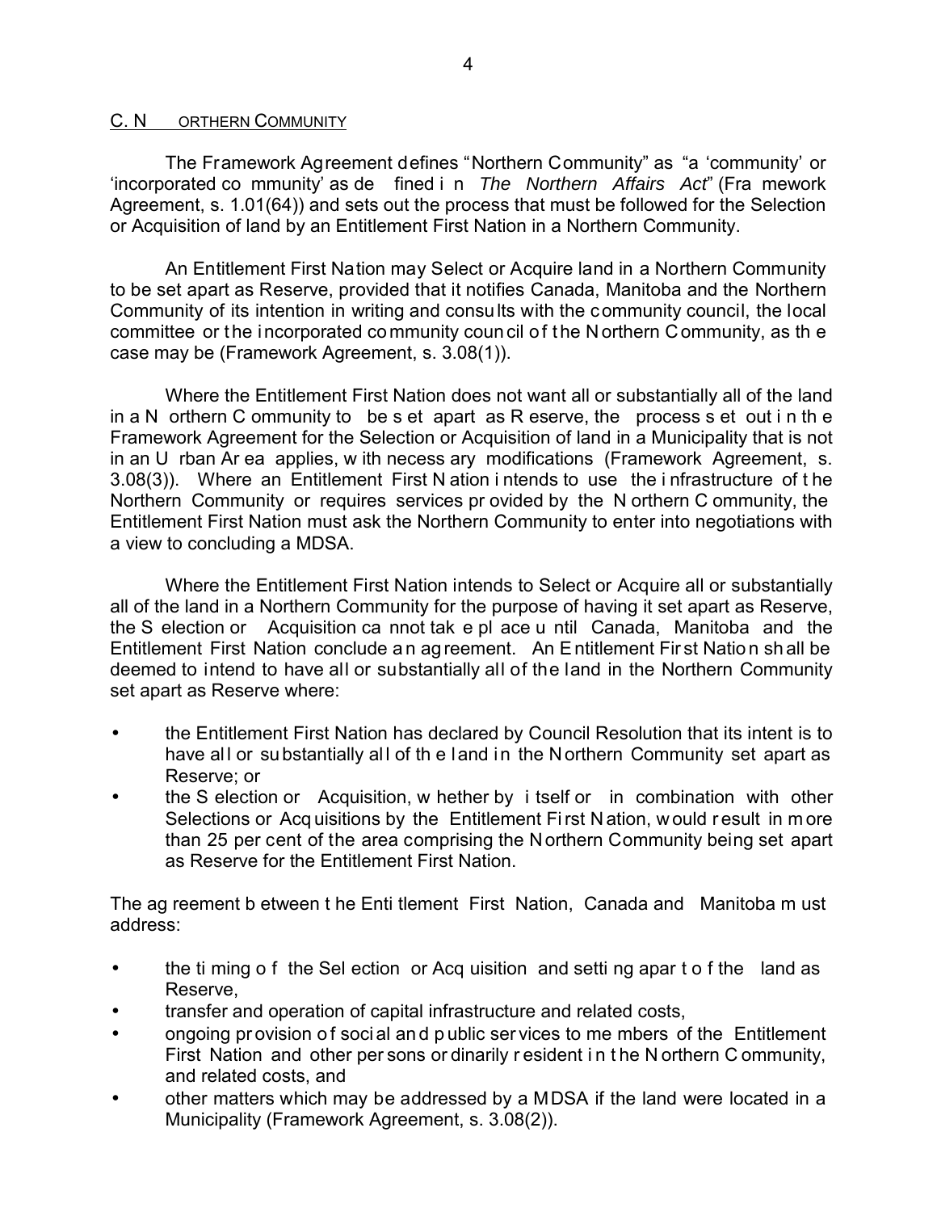## C. NORTHERN COMMUNITY

The Framework Agreement defines "Northern Community" as "a 'community' or 'incorporated community' as defined in *The Northern Affairs Act*" (Framework Agreement, s. 1.01(64)) and sets out the process that must be followed for the Selection or Acquisition of land by an Entitlement First Nation in a Northern Community.

An Entitlement First Nation may Select or Acquire land in a Northern Community to be set apart as Reserve, provided that it notifies Canada, Manitoba and the Northern Community of its intention in writing and consults with the community council, the local committee or the incorporated community council of the Northern Community, as the case may be (Framework Agreement, s. 3.08(1)).

Where the Entitlement First Nation does not want all or substantially all of the land in a Northern Community to be set apart as Reserve, the process set out in the Framework Agreement for the Selection or Acquisition of land in a Municipality that is not in an Urban Area applies, with necessary modifications (Framework Agreement, s. 3.08(3)). Where an Entitlement First Nation intends to use the infrastructure of the Northern Community or requires services provided by the Northern Community, the Entitlement First Nation must ask the Northern Community to enter into negotiations with a view to concluding a MDSA.

Where the Entitlement First Nation intends to Select or Acquire all or substantially all of the land in a Northern Community for the purpose of having it set apart as Reserve, the Selection or Acquisition cannot take place until Canada, Manitoba and the Entitlement First Nation conclude an agreement. An Entitlement First Nation shall be deemed to intend to have all or substantially all of the land in the Northern Community set apart as Reserve where:

- the Entitlement First Nation has declared by Council Resolution that its intent is to have all or substantially all of the land in the Northern Community set apart as Reserve; or
- the Selection or Acquisition, whether by itself or in combination with other Selections or Acquisitions by the Entitlement First Nation, would result in more than 25 per cent of the area comprising the Northern Community being set apart as Reserve for the Entitlement First Nation.

The agreement between the Entitlement First Nation, Canada and Manitoba must address:

- the timing of the Selection or Acquisition and setting apart of the land as Reserve,
- transfer and operation of capital infrastructure and related costs,
- ongoing provision of social and public services to members of the Entitlement First Nation and other persons ordinarily resident in the Northern Community, and related costs, and
- other matters which may be addressed by a MDSA if the land were located in a Municipality (Framework Agreement, s. 3.08(2)).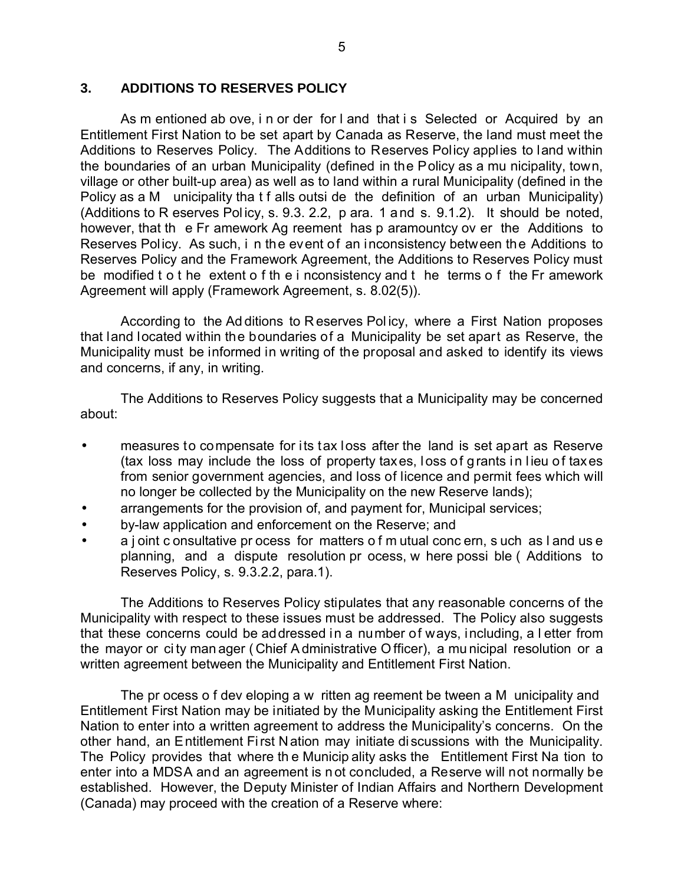## 3. ADDITIONS TO RESERVES POLICY

As mentioned above, in order for land that is Selected or Acquired by an Entitlement First Nation to be set apart by Canada as Reserve, the land must meet the Additions to Reserves Policy. The Additions to Reserves Policy applies to land within the boundaries of an urban Municipality (defined in the Policy as a municipality, town, village or other built-up area) as well as to land within a rural Municipality (defined in the Policy as a Municipality that falls outside the definition of an urban Municipality) (Additions to Reserves Policy, s. 9.3. 2.2, para. 1 and s. 9.1.2). It should be noted, however, that the Framework Agreement has paramountcy over the Additions to Reserves Policy. As such, in the event of an inconsistency between the Additions to Reserves Policy and the Framework Agreement, the Additions to Reserves Policy must be modified to the extent of the inconsistency and the terms of the Framework Agreement will apply (Framework Agreement, s. 8.02(5)).

According to the Additions to Reserves Policy, where a First Nation proposes that land located within the boundaries of a Municipality be set apart as Reserve, the Municipality must be informed in writing of the proposal and asked to identify its views and concerns, if any, in writing.

The Additions to Reserves Policy suggests that a Municipality may be concerned about:

- measures to compensate for its tax loss after the land is set apart as Reserve (tax loss may include the loss of property taxes, loss of grants in lieu of taxes from senior government agencies, and loss of licence and permit fees which will no longer be collected by the Municipality on the new Reserve lands);
- arrangements for the provision of, and payment for, Municipal services;
- by-law application and enforcement on the Reserve; and
- a joint consultative process for matters of mutual concern, such as land use planning, and a dispute resolution process, where possible (Additions to Reserves Policy, s. 9.3.2.2, para.1).

The Additions to Reserves Policy stipulates that any reasonable concerns of the Municipality with respect to these issues must be addressed. The Policy also suggests that these concerns could be addressed in a number of ways, including, a letter from the mayor or city manager (Chief Administrative Officer), a municipal resolution or a written agreement between the Municipality and Entitlement First Nation.

The process of developing a written agreement between a Municipality and Entitlement First Nation may be initiated by the Municipality asking the Entitlement First Nation to enter into a written agreement to address the Municipality's concerns. On the other hand, an Entitlement First Nation may initiate discussions with the Municipality. The Policy provides that where the Municipality asks the Entitlement First Nation to enter into a MDSA and an agreement is not concluded, a Reserve will not normally be established. However, the Deputy Minister of Indian Affairs and Northern Development (Canada) may proceed with the creation of a Reserve where: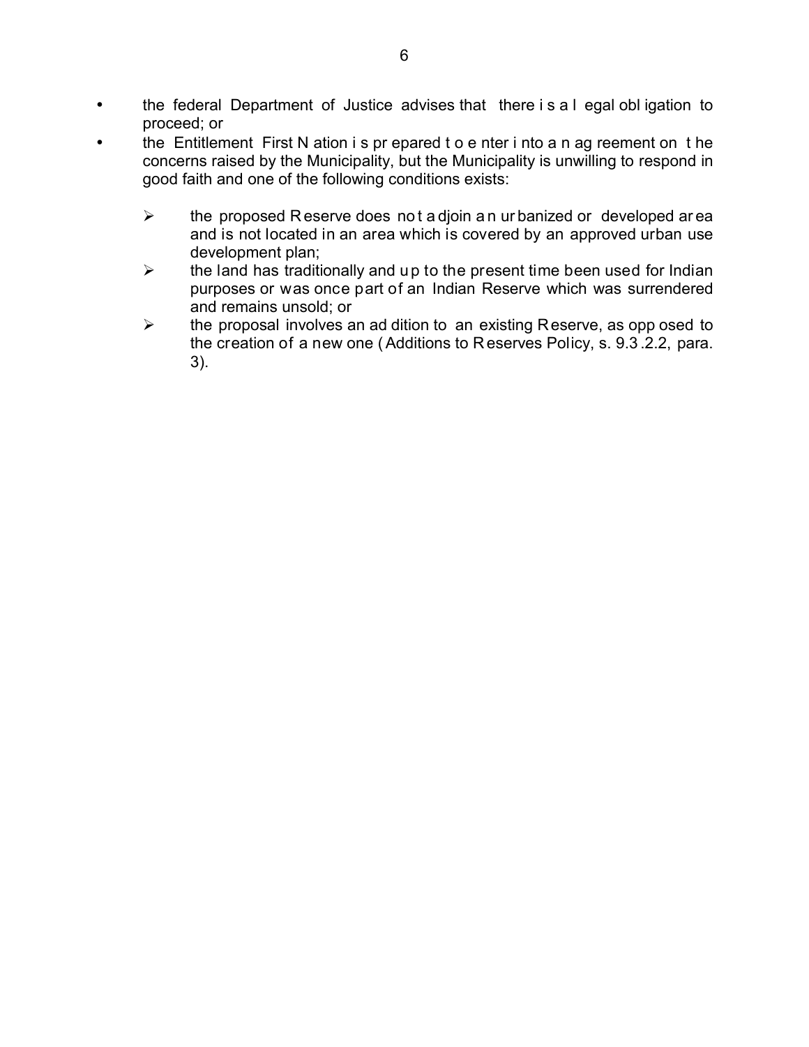- the federal Department of Justice advises that there is a legal obligation to proceed; or
- the Entitlement First Nation is prepared to enter into an agreement on the concerns raised by the Municipality, but the Municipality is unwilling to respond in good faith and one of the following conditions exists:
  - the proposed Reserve does not adjoin an urbanized or developed area and is not located in an area which is covered by an approved urban use development plan;
  - the land has traditionally and up to the present time been used for Indian purposes or was once part of an Indian Reserve which was surrendered and remains unsold; or
  - the proposal involves an addition to an existing Reserve, as opposed to the creation of a new one (Additions to Reserves Policy, s. 9.3.2.2, para. 3).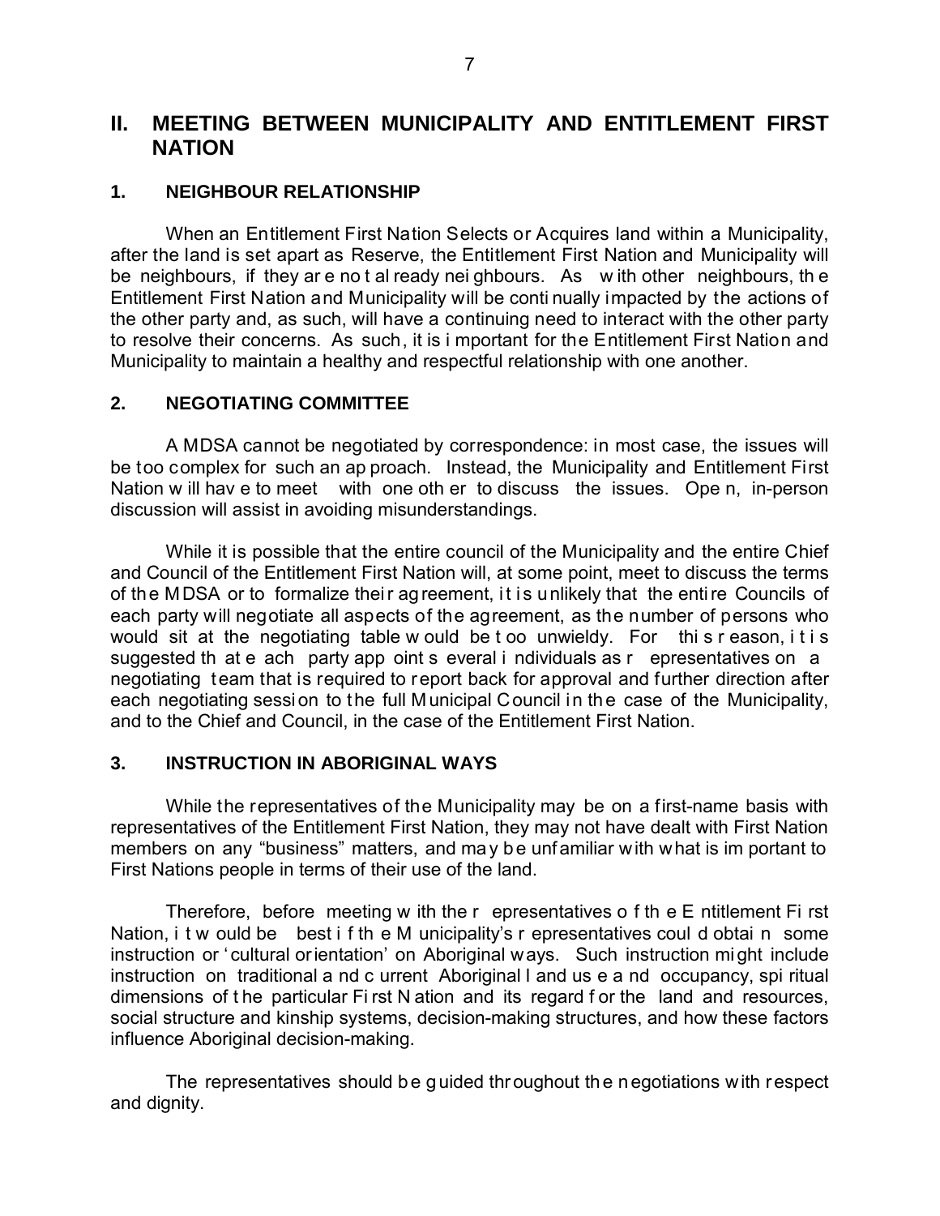## II. MEETING BETWEEN MUNICIPALITY AND ENTITLEMENT FIRST NATION

### 1. NEIGHBOUR RELATIONSHIP

When an Entitlement First Nation Selects or Acquires land within a Municipality, after the land is set apart as Reserve, the Entitlement First Nation and Municipality will be neighbours, if they are not already neighbours. As with other neighbours, the Entitlement First Nation and Municipality will be continually impacted by the actions of the other party and, as such, will have a continuing need to interact with the other party to resolve their concerns. As such, it is important for the Entitlement First Nation and Municipality to maintain a healthy and respectful relationship with one another.

### 2. NEGOTIATING COMMITTEE

A MDSA cannot be negotiated by correspondence: in most case, the issues will be too complex for such an approach. Instead, the Municipality and Entitlement First Nation will have to meet with one other to discuss the issues. Open, in-person discussion will assist in avoiding misunderstandings.

While it is possible that the entire council of the Municipality and the entire Chief and Council of the Entitlement First Nation will, at some point, meet to discuss the terms of the MDSA or to formalize their agreement, it is unlikely that the entire Councils of each party will negotiate all aspects of the agreement, as the number of persons who would sit at the negotiating table would be too unwieldy. For this reason, it is suggested that each party appoint several individuals as representatives on a negotiating team that is required to report back for approval and further direction after each negotiating session to the full Municipal Council in the case of the Municipality, and to the Chief and Council, in the case of the Entitlement First Nation.

### 3. INSTRUCTION IN ABORIGINAL WAYS

While the representatives of the Municipality may be on a first-name basis with representatives of the Entitlement First Nation, they may not have dealt with First Nation members on any "business" matters, and may be unfamiliar with what is important to First Nations people in terms of their use of the land.

Therefore, before meeting with the representatives of the Entitlement First Nation, it would be best if the Municipality's representatives could obtain some instruction or 'cultural orientation' on Aboriginal ways. Such instruction might include instruction on traditional and current Aboriginal land use and occupancy, spiritual dimensions of the particular First Nation and its regard for the land and resources, social structure and kinship systems, decision-making structures, and how these factors influence Aboriginal decision-making.

The representatives should be guided throughout the negotiations with respect and dignity.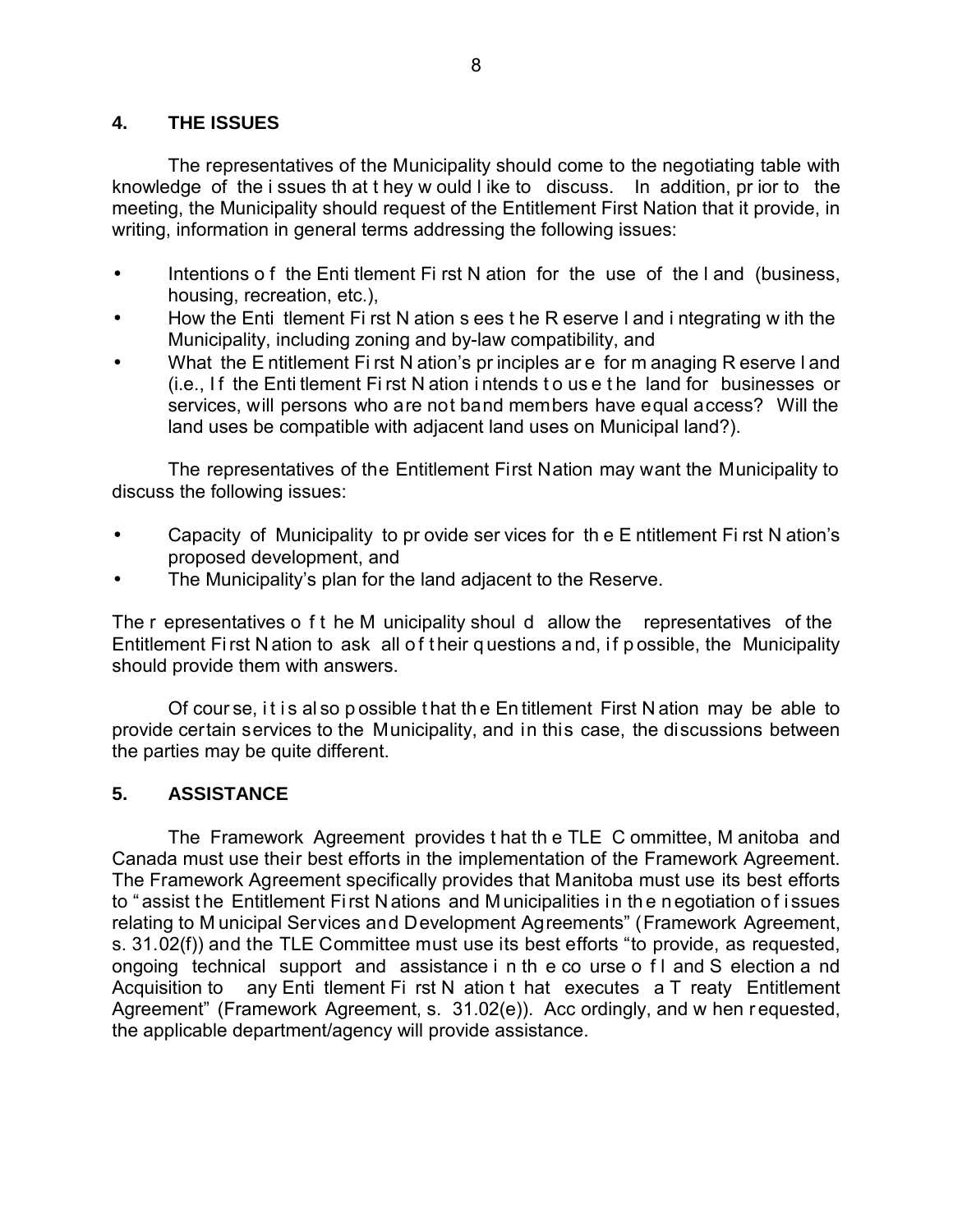## 4. THE ISSUES

The representatives of the Municipality should come to the negotiating table with knowledge of the issues that they would like to discuss. In addition, prior to the meeting, the Municipality should request of the Entitlement First Nation that it provide, in writing, information in general terms addressing the following issues:

- Intentions of the Entitlement First Nation for the use of the land (business, housing, recreation, etc.),
- How the Entitlement First Nation sees the Reserve land integrating with the Municipality, including zoning and by-law compatibility, and
- What the Entitlement First Nation's principles are for managing Reserve land (i.e., If the Entitlement First Nation intends to use the land for businesses or services, will persons who are not band members have equal access? Will the land uses be compatible with adjacent land uses on Municipal land?).

The representatives of the Entitlement First Nation may want the Municipality to discuss the following issues:

- Capacity of Municipality to provide services for the Entitlement First Nation's proposed development, and
- The Municipality's plan for the land adjacent to the Reserve.

The representatives of the Municipality should allow the representatives of the Entitlement First Nation to ask all of their questions and, if possible, the Municipality should provide them with answers.

Of course, it is also possible that the Entitlement First Nation may be able to provide certain services to the Municipality, and in this case, the discussions between the parties may be quite different.

## 5. ASSISTANCE

The Framework Agreement provides that the TLE Committee, Manitoba and Canada must use their best efforts in the implementation of the Framework Agreement. The Framework Agreement specifically provides that Manitoba must use its best efforts to "assist the Entitlement First Nations and Municipalities in the negotiation of issues relating to Municipal Services and Development Agreements" (Framework Agreement, s. 31.02(f)) and the TLE Committee must use its best efforts "to provide, as requested, ongoing technical support and assistance in the course of Land Selection and Acquisition to any Entitlement First Nation that executes a Treaty Entitlement Agreement" (Framework Agreement, s. 31.02(e)). Accordingly, and when requested, the applicable department/agency will provide assistance.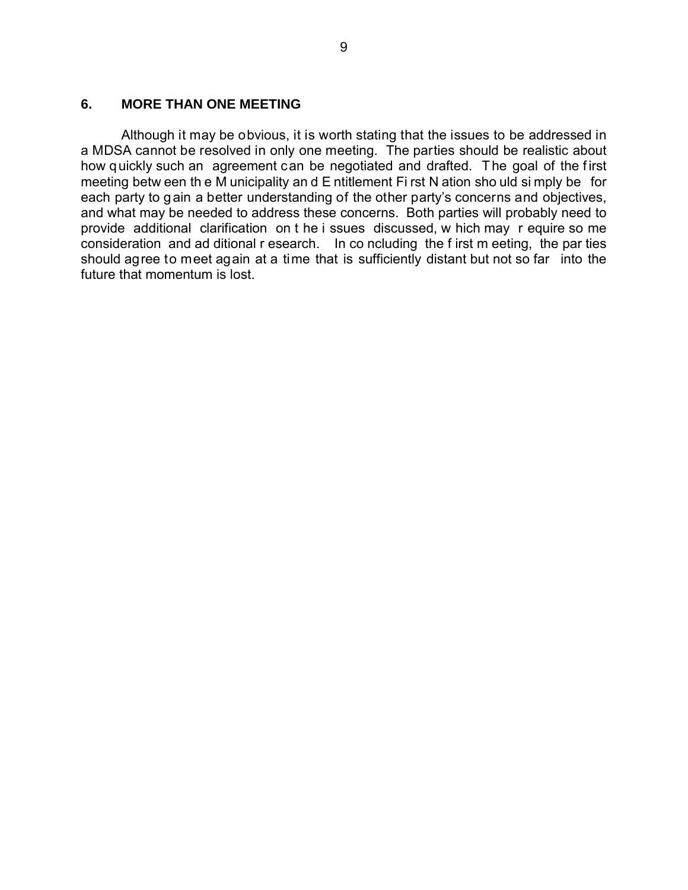## 6. MORE THAN ONE MEETING

Although it may be obvious, it is worth stating that the issues to be addressed in a MDSA cannot be resolved in only one meeting. The parties should be realistic about how quickly such an agreement can be negotiated and drafted. The goal of the first meeting between the Municipality and Entitlement First Nation should simply be for each party to gain a better understanding of the other party's concerns and objectives, and what may be needed to address these concerns. Both parties will probably need to provide additional clarification on the issues discussed, which may require some consideration and additional research. In concluding the first meeting, the parties should agree to meet again at a time that is sufficiently distant but not so far into the future that momentum is lost.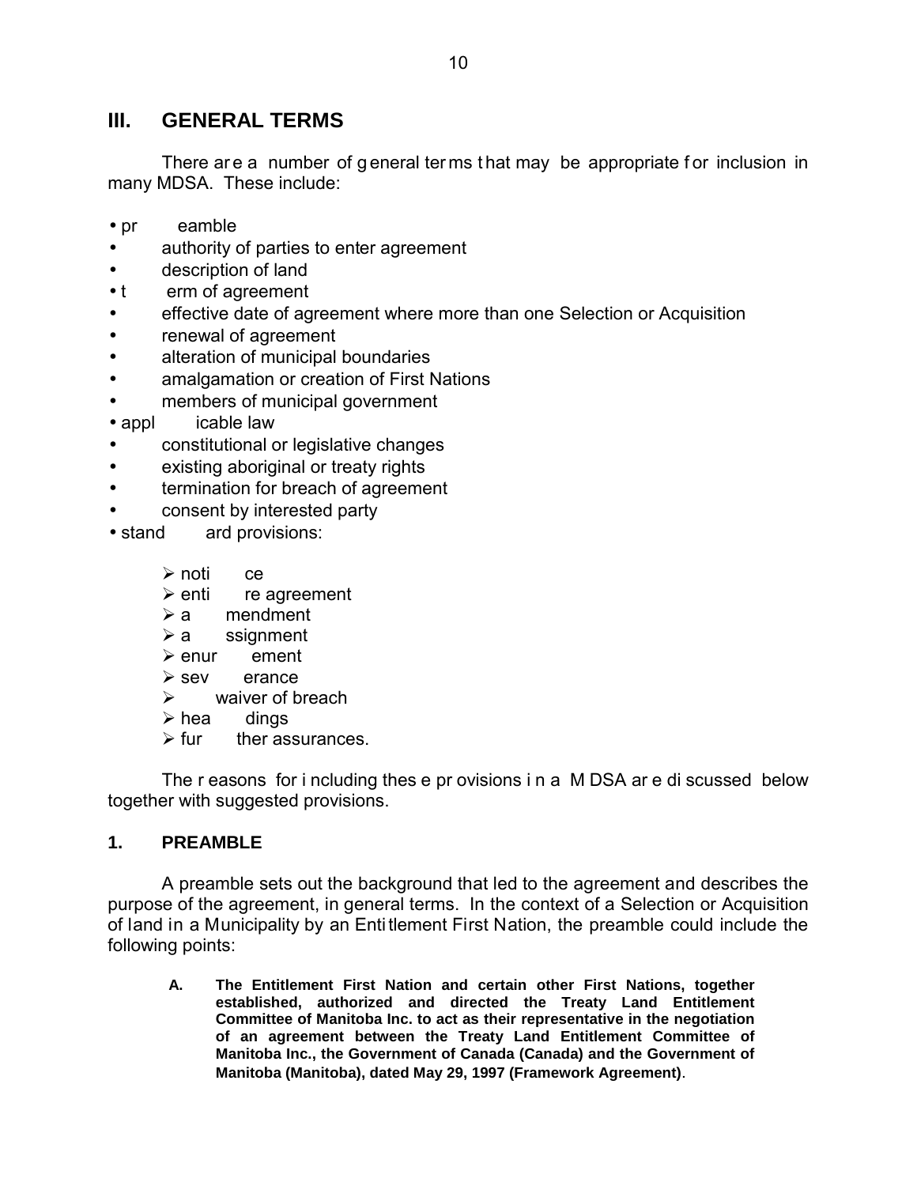## III. GENERAL TERMS

There are a number of general terms that may be appropriate for inclusion in many MDSA. These include:

- preamble
- authority of parties to enter agreement
- description of land
- term of agreement
- effective date of agreement where more than one Selection or Acquisition
- renewal of agreement
- alteration of municipal boundaries
- amalgamation or creation of First Nations
- members of municipal government
- applicable law
- constitutional or legislative changes
- existing aboriginal or treaty rights
- termination for breach of agreement
- consent by interested party
- standard provisions:
  - notice
  - entire agreement
  - amendment
  - assignment
  - enurement
  - severance
  - waiver of breach
  - headings
  - further assurances.

The reasons for including these provisions in a MDSA are discussed below together with suggested provisions.

### 1. PREAMBLE

A preamble sets out the background that led to the agreement and describes the purpose of the agreement, in general terms. In the context of a Selection or Acquisition of land in a Municipality by an Entitlement First Nation, the preamble could include the following points:

> **A. The Entitlement First Nation and certain other First Nations, together established, authorized and directed the Treaty Land Entitlement Committee of Manitoba Inc. to act as their representative in the negotiation of an agreement between the Treaty Land Entitlement Committee of Manitoba Inc., the Government of Canada (Canada) and the Government of Manitoba (Manitoba), dated May 29, 1997 (Framework Agreement)**.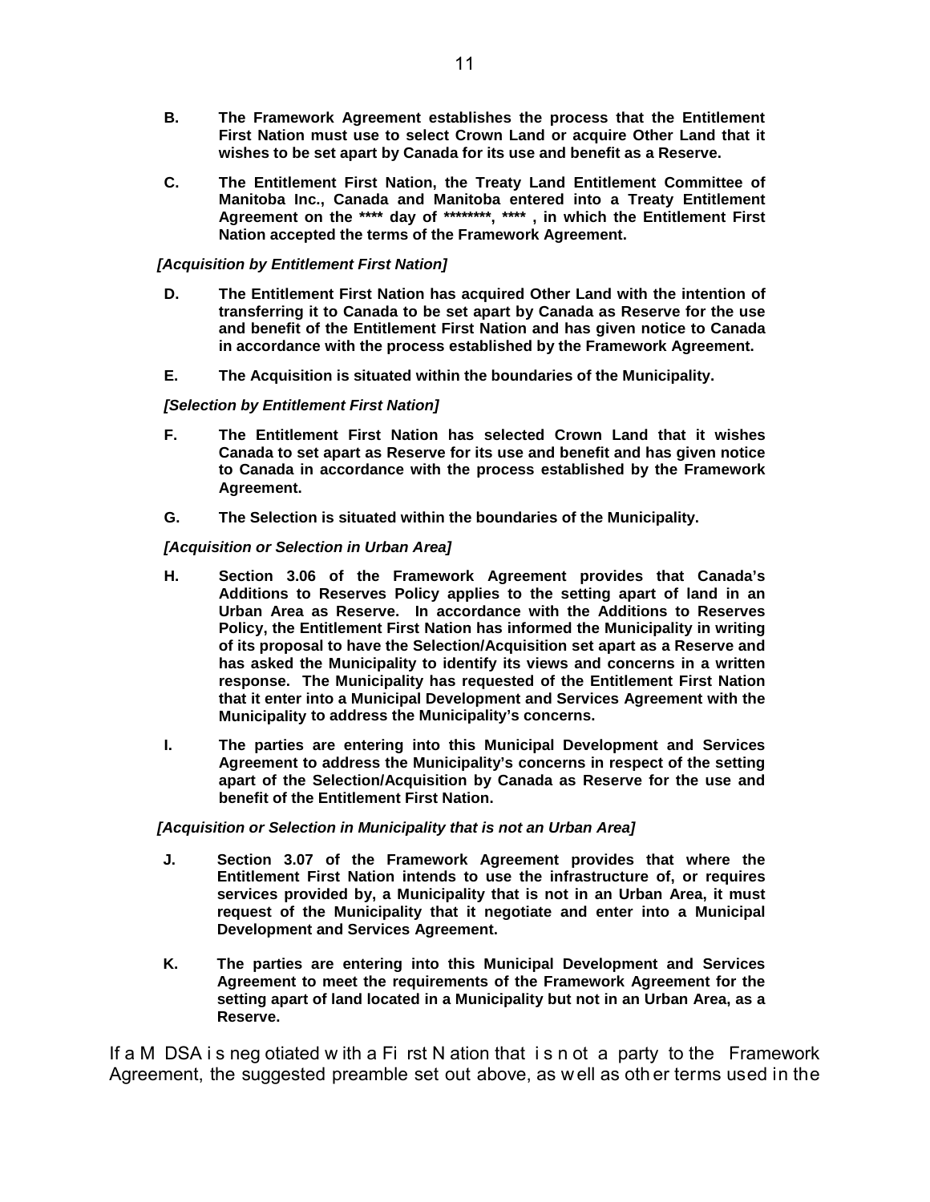**B.** **The Framework Agreement establishes the process that the Entitlement First Nation must use to select Crown Land or acquire Other Land that it wishes to be set apart by Canada for its use and benefit as a Reserve.**

**C.** **The Entitlement First Nation, the Treaty Land Entitlement Committee of Manitoba Inc., Canada and Manitoba entered into a Treaty Entitlement Agreement on the **** day of ********, **** , in which the Entitlement First Nation accepted the terms of the Framework Agreement.**

***[Acquisition by Entitlement First Nation]***

**D.** **The Entitlement First Nation has acquired Other Land with the intention of transferring it to Canada to be set apart by Canada as Reserve for the use and benefit of the Entitlement First Nation and has given notice to Canada in accordance with the process established by the Framework Agreement.**

**E.** **The Acquisition is situated within the boundaries of the Municipality.**

***[Selection by Entitlement First Nation]***

**F.** **The Entitlement First Nation has selected Crown Land that it wishes Canada to set apart as Reserve for its use and benefit and has given notice to Canada in accordance with the process established by the Framework Agreement.**

**G.** **The Selection is situated within the boundaries of the Municipality.**

***[Acquisition or Selection in Urban Area]***

**H.** **Section 3.06 of the Framework Agreement provides that Canada's Additions to Reserves Policy applies to the setting apart of land in an Urban Area as Reserve. In accordance with the Additions to Reserves Policy, the Entitlement First Nation has informed the Municipality in writing of its proposal to have the Selection/Acquisition set apart as a Reserve and has asked the Municipality to identify its views and concerns in a written response. The Municipality has requested of the Entitlement First Nation that it enter into a Municipal Development and Services Agreement with the Municipality to address the Municipality's concerns.**

**I.** **The parties are entering into this Municipal Development and Services Agreement to address the Municipality's concerns in respect of the setting apart of the Selection/Acquisition by Canada as Reserve for the use and benefit of the Entitlement First Nation.**

***[Acquisition or Selection in Municipality that is not an Urban Area]***

**J.** **Section 3.07 of the Framework Agreement provides that where the Entitlement First Nation intends to use the infrastructure of, or requires services provided by, a Municipality that is not in an Urban Area, it must request of the Municipality that it negotiate and enter into a Municipal Development and Services Agreement.**

**K.** **The parties are entering into this Municipal Development and Services Agreement to meet the requirements of the Framework Agreement for the setting apart of land located in a Municipality but not in an Urban Area, as a Reserve.**

If a MDSA is negotiated with a First Nation that is not a party to the Framework Agreement, the suggested preamble set out above, as well as other terms used in the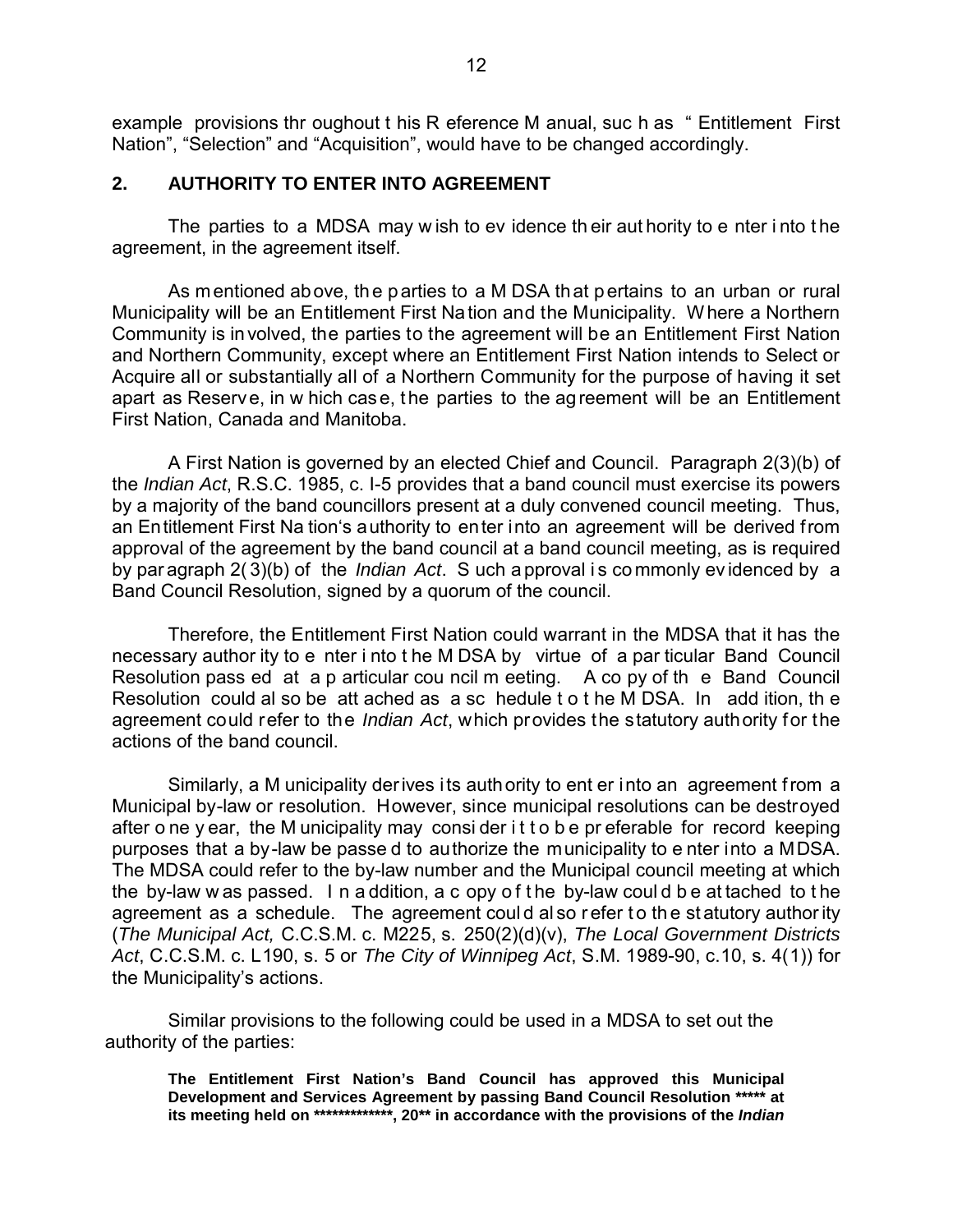example provisions throughout this Reference Manual, such as "Entitlement First Nation", "Selection" and "Acquisition", would have to be changed accordingly.

## 2. AUTHORITY TO ENTER INTO AGREEMENT

The parties to a MDSA may wish to evidence their authority to enter into the agreement, in the agreement itself.

As mentioned above, the parties to a MDSA that pertains to an urban or rural Municipality will be an Entitlement First Nation and the Municipality. Where a Northern Community is involved, the parties to the agreement will be an Entitlement First Nation and Northern Community, except where an Entitlement First Nation intends to Select or Acquire all or substantially all of a Northern Community for the purpose of having it set apart as Reserve, in which case, the parties to the agreement will be an Entitlement First Nation, Canada and Manitoba.

A First Nation is governed by an elected Chief and Council. Paragraph 2(3)(b) of the *Indian Act*, R.S.C. 1985, c. I-5 provides that a band council must exercise its powers by a majority of the band councillors present at a duly convened council meeting. Thus, an Entitlement First Nation's authority to enter into an agreement will be derived from approval of the agreement by the band council at a band council meeting, as is required by paragraph 2(3)(b) of the *Indian Act*. Such approval is commonly evidenced by a Band Council Resolution, signed by a quorum of the council.

Therefore, the Entitlement First Nation could warrant in the MDSA that it has the necessary authority to enter into the MDSA by virtue of a particular Band Council Resolution passed at a particular council meeting. A copy of the Band Council Resolution could also be attached as a schedule to the MDSA. In addition, the agreement could refer to the *Indian Act*, which provides the statutory authority for the actions of the band council.

Similarly, a Municipality derives its authority to enter into an agreement from a Municipal by-law or resolution. However, since municipal resolutions can be destroyed after one year, the Municipality may consider it to be preferable for record keeping purposes that a by-law be passed to authorize the municipality to enter into a MDSA. The MDSA could refer to the by-law number and the Municipal council meeting at which the by-law was passed. In addition, a copy of the by-law could be attached to the agreement as a schedule. The agreement could also refer to the statutory authority (*The Municipal Act,* C.C.S.M. c. M225, s. 250(2)(d)(v), *The Local Government Districts Act*, C.C.S.M. c. L190, s. 5 or *The City of Winnipeg Act*, S.M. 1989-90, c.10, s. 4(1)) for the Municipality's actions.

Similar provisions to the following could be used in a MDSA to set out the authority of the parties:

> **The Entitlement First Nation's Band Council has approved this Municipal Development and Services Agreement by passing Band Council Resolution ***** at its meeting held on *************, 20** in accordance with the provisions of the *Indian***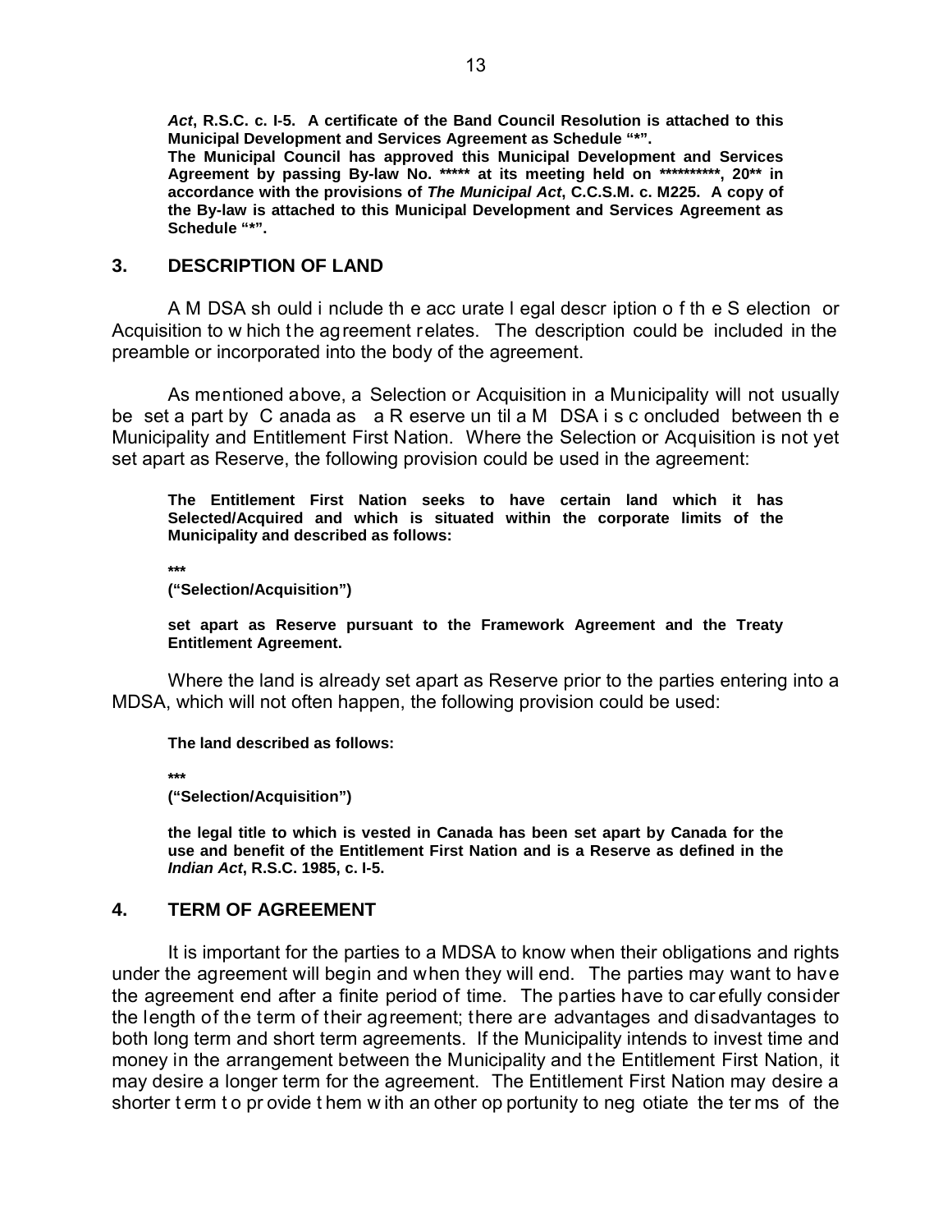**_Act_, R.S.C. c. I-5. A certificate of the Band Council Resolution is attached to this Municipal Development and Services Agreement as Schedule "*".**

**The Municipal Council has approved this Municipal Development and Services Agreement by passing By-law No. ***** at its meeting held on **********, 20** in accordance with the provisions of _The Municipal Act_, C.C.S.M. c. M225. A copy of the By-law is attached to this Municipal Development and Services Agreement as Schedule "*".**

## 3. DESCRIPTION OF LAND

A MDSA should include the accurate legal description of the Selection or Acquisition to which the agreement relates. The description could be included in the preamble or incorporated into the body of the agreement.

As mentioned above, a Selection or Acquisition in a Municipality will not usually be set apart by Canada as a Reserve until a MDSA is concluded between the Municipality and Entitlement First Nation. Where the Selection or Acquisition is not yet set apart as Reserve, the following provision could be used in the agreement:

**The Entitlement First Nation seeks to have certain land which it has Selected/Acquired and which is situated within the corporate limits of the Municipality and described as follows:**

*****

**("Selection/Acquisition")**

**set apart as Reserve pursuant to the Framework Agreement and the Treaty Entitlement Agreement.**

Where the land is already set apart as Reserve prior to the parties entering into a MDSA, which will not often happen, the following provision could be used:

**The land described as follows:**

*****

**("Selection/Acquisition")**

**the legal title to which is vested in Canada has been set apart by Canada for the use and benefit of the Entitlement First Nation and is a Reserve as defined in the _Indian Act_, R.S.C. 1985, c. I-5.**

## 4. TERM OF AGREEMENT

It is important for the parties to a MDSA to know when their obligations and rights under the agreement will begin and when they will end. The parties may want to have the agreement end after a finite period of time. The parties have to carefully consider the length of the term of their agreement; there are advantages and disadvantages to both long term and short term agreements. If the Municipality intends to invest time and money in the arrangement between the Municipality and the Entitlement First Nation, it may desire a longer term for the agreement. The Entitlement First Nation may desire a shorter term to provide them with another opportunity to negotiate the terms of the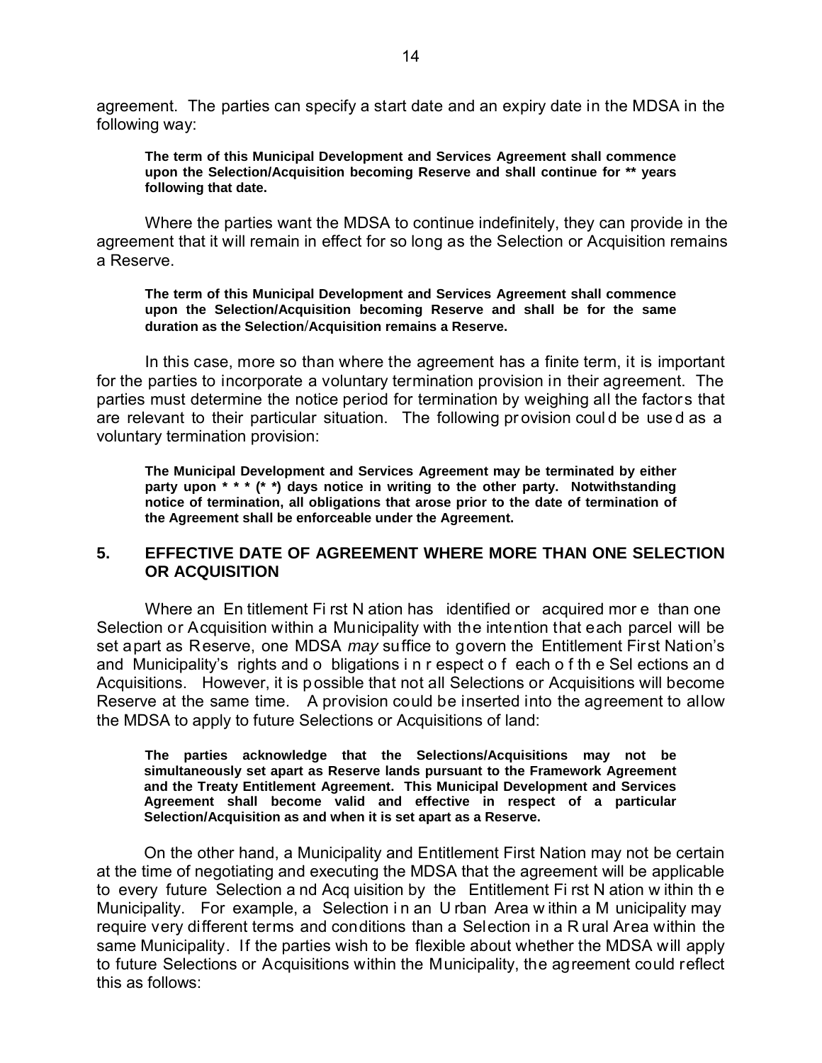agreement. The parties can specify a start date and an expiry date in the MDSA in the following way:

> **The term of this Municipal Development and Services Agreement shall commence upon the Selection/Acquisition becoming Reserve and shall continue for ** years following that date.**

Where the parties want the MDSA to continue indefinitely, they can provide in the agreement that it will remain in effect for so long as the Selection or Acquisition remains a Reserve.

> **The term of this Municipal Development and Services Agreement shall commence upon the Selection/Acquisition becoming Reserve and shall be for the same duration as the Selection/Acquisition remains a Reserve.**

In this case, more so than where the agreement has a finite term, it is important for the parties to incorporate a voluntary termination provision in their agreement. The parties must determine the notice period for termination by weighing all the factors that are relevant to their particular situation. The following provision could be used as a voluntary termination provision:

> **The Municipal Development and Services Agreement may be terminated by either party upon * * * (* *) days notice in writing to the other party. Notwithstanding notice of termination, all obligations that arose prior to the date of termination of the Agreement shall be enforceable under the Agreement.**

## 5. EFFECTIVE DATE OF AGREEMENT WHERE MORE THAN ONE SELECTION OR ACQUISITION

Where an Entitlement First Nation has identified or acquired more than one Selection or Acquisition within a Municipality with the intention that each parcel will be set apart as Reserve, one MDSA *may* suffice to govern the Entitlement First Nation's and Municipality's rights and obligations in respect of each of the Selections and Acquisitions. However, it is possible that not all Selections or Acquisitions will become Reserve at the same time. A provision could be inserted into the agreement to allow the MDSA to apply to future Selections or Acquisitions of land:

> **The parties acknowledge that the Selections/Acquisitions may not be simultaneously set apart as Reserve lands pursuant to the Framework Agreement and the Treaty Entitlement Agreement. This Municipal Development and Services Agreement shall become valid and effective in respect of a particular Selection/Acquisition as and when it is set apart as a Reserve.**

On the other hand, a Municipality and Entitlement First Nation may not be certain at the time of negotiating and executing the MDSA that the agreement will be applicable to every future Selection and Acquisition by the Entitlement First Nation within the Municipality. For example, a Selection in an Urban Area within a Municipality may require very different terms and conditions than a Selection in a Rural Area within the same Municipality. If the parties wish to be flexible about whether the MDSA will apply to future Selections or Acquisitions within the Municipality, the agreement could reflect this as follows: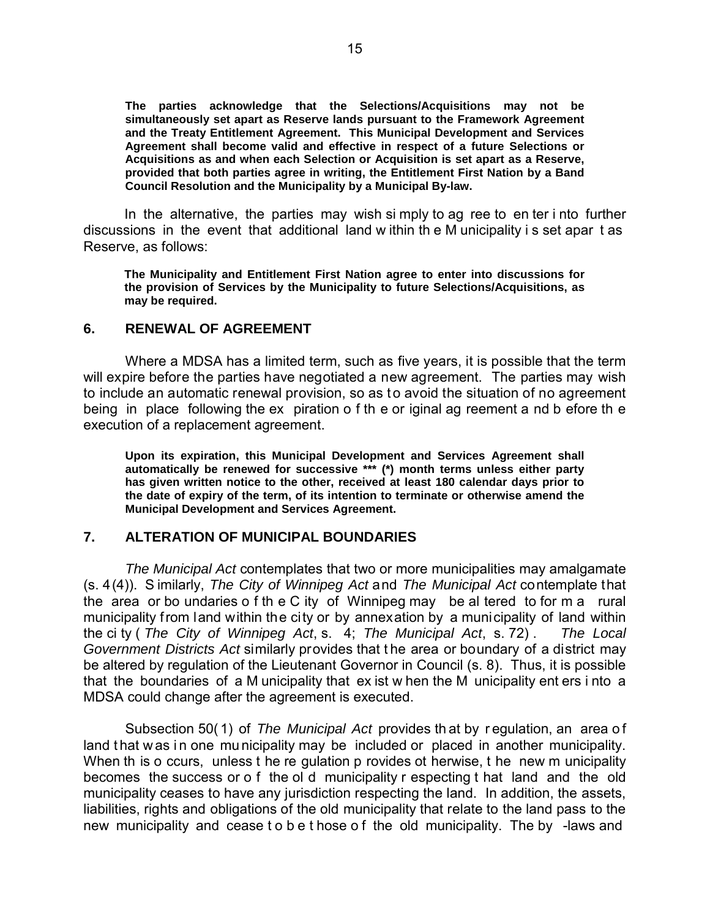**The parties acknowledge that the Selections/Acquisitions may not be simultaneously set apart as Reserve lands pursuant to the Framework Agreement and the Treaty Entitlement Agreement. This Municipal Development and Services Agreement shall become valid and effective in respect of a future Selections or Acquisitions as and when each Selection or Acquisition is set apart as a Reserve, provided that both parties agree in writing, the Entitlement First Nation by a Band Council Resolution and the Municipality by a Municipal By-law.**

In the alternative, the parties may wish simply to agree to enter into further discussions in the event that additional land within the Municipality is set apart as Reserve, as follows:

**The Municipality and Entitlement First Nation agree to enter into discussions for the provision of Services by the Municipality to future Selections/Acquisitions, as may be required.**

## 6. RENEWAL OF AGREEMENT

Where a MDSA has a limited term, such as five years, it is possible that the term will expire before the parties have negotiated a new agreement. The parties may wish to include an automatic renewal provision, so as to avoid the situation of no agreement being in place following the expiration of the original agreement and before the execution of a replacement agreement.

**Upon its expiration, this Municipal Development and Services Agreement shall automatically be renewed for successive *** (*) month terms unless either party has given written notice to the other, received at least 180 calendar days prior to the date of expiry of the term, of its intention to terminate or otherwise amend the Municipal Development and Services Agreement.**

## 7. ALTERATION OF MUNICIPAL BOUNDARIES

*The Municipal Act* contemplates that two or more municipalities may amalgamate (s. 4(4)). Similarly, *The City of Winnipeg Act* and *The Municipal Act* contemplate that the area or boundaries of the City of Winnipeg may be altered to form a rural municipality from land within the city or by annexation by a municipality of land within the city (*The City of Winnipeg Act*, s. 4; *The Municipal Act*, s. 72). *The Local Government Districts Act* similarly provides that the area or boundary of a district may be altered by regulation of the Lieutenant Governor in Council (s. 8). Thus, it is possible that the boundaries of a Municipality that exist when the Municipality enters into a MDSA could change after the agreement is executed.

Subsection 50(1) of *The Municipal Act* provides that by regulation, an area of land that was in one municipality may be included or placed in another municipality. When this occurs, unless the regulation provides otherwise, the new municipality becomes the successor of the old municipality respecting that land and the old municipality ceases to have any jurisdiction respecting the land. In addition, the assets, liabilities, rights and obligations of the old municipality that relate to the land pass to the new municipality and cease to be those of the old municipality. The by-laws and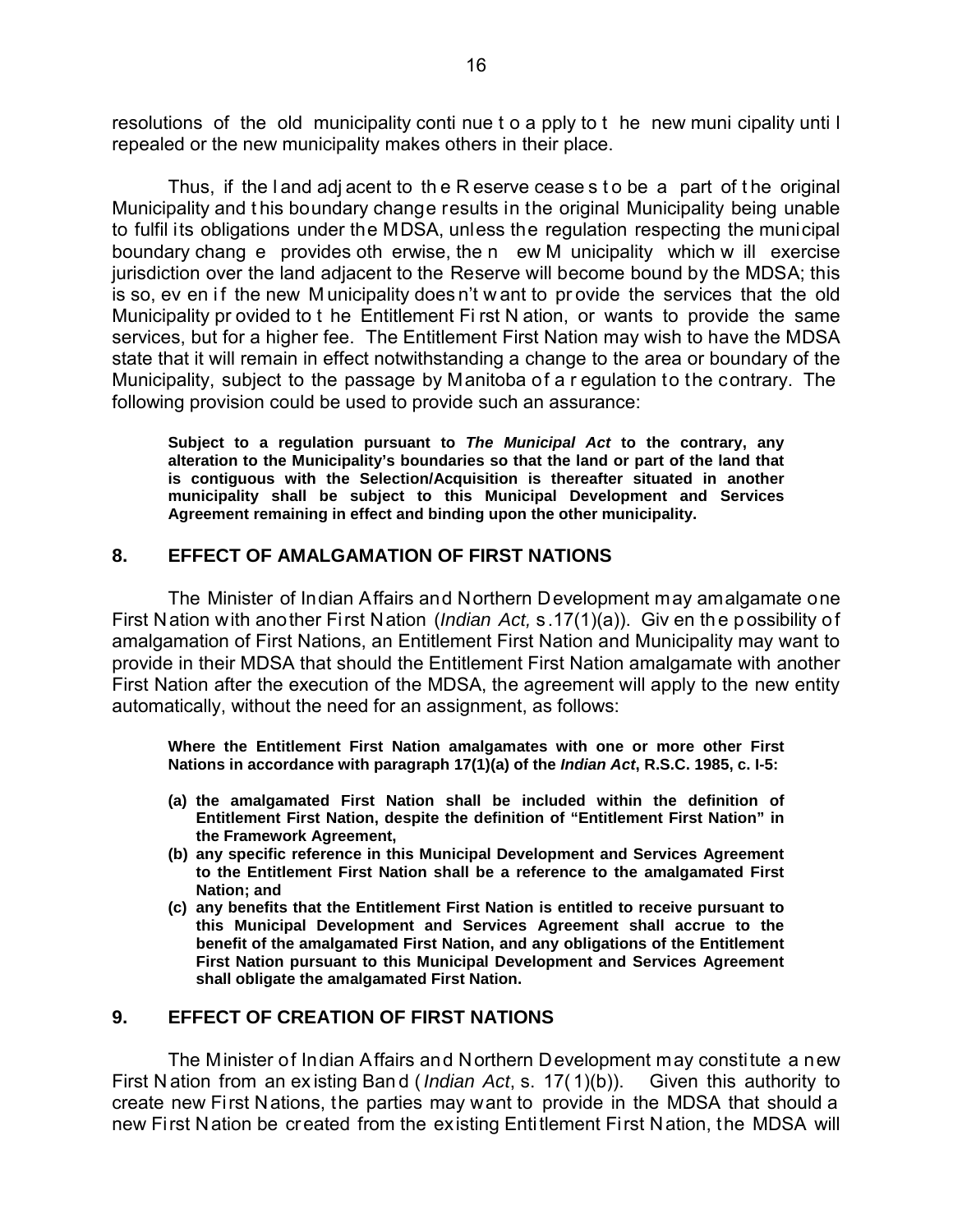resolutions of the old municipality continue to apply to the new municipality until repealed or the new municipality makes others in their place.

Thus, if the land adjacent to the Reserve ceases to be a part of the original Municipality and this boundary change results in the original Municipality being unable to fulfil its obligations under the MDSA, unless the regulation respecting the municipal boundary change provides otherwise, the new Municipality which will exercise jurisdiction over the land adjacent to the Reserve will become bound by the MDSA; this is so, even if the new Municipality doesn't want to provide the services that the old Municipality provided to the Entitlement First Nation, or wants to provide the same services, but for a higher fee. The Entitlement First Nation may wish to have the MDSA state that it will remain in effect notwithstanding a change to the area or boundary of the Municipality, subject to the passage by Manitoba of a regulation to the contrary. The following provision could be used to provide such an assurance:

> **Subject to a regulation pursuant to *The Municipal Act* to the contrary, any alteration to the Municipality's boundaries so that the land or part of the land that is contiguous with the Selection/Acquisition is thereafter situated in another municipality shall be subject to this Municipal Development and Services Agreement remaining in effect and binding upon the other municipality.**

## 8. EFFECT OF AMALGAMATION OF FIRST NATIONS

The Minister of Indian Affairs and Northern Development may amalgamate one First Nation with another First Nation (*Indian Act,* s.17(1)(a)). Given the possibility of amalgamation of First Nations, an Entitlement First Nation and Municipality may want to provide in their MDSA that should the Entitlement First Nation amalgamate with another First Nation after the execution of the MDSA, the agreement will apply to the new entity automatically, without the need for an assignment, as follows:

> **Where the Entitlement First Nation amalgamates with one or more other First Nations in accordance with paragraph 17(1)(a) of the *Indian Act*, R.S.C. 1985, c. I-5:**
>
> **(a) the amalgamated First Nation shall be included within the definition of Entitlement First Nation, despite the definition of "Entitlement First Nation" in the Framework Agreement,**
>
> **(b) any specific reference in this Municipal Development and Services Agreement to the Entitlement First Nation shall be a reference to the amalgamated First Nation; and**
>
> **(c) any benefits that the Entitlement First Nation is entitled to receive pursuant to this Municipal Development and Services Agreement shall accrue to the benefit of the amalgamated First Nation, and any obligations of the Entitlement First Nation pursuant to this Municipal Development and Services Agreement shall obligate the amalgamated First Nation.**

## 9. EFFECT OF CREATION OF FIRST NATIONS

The Minister of Indian Affairs and Northern Development may constitute a new First Nation from an existing Band (*Indian Act*, s. 17(1)(b)). Given this authority to create new First Nations, the parties may want to provide in the MDSA that should a new First Nation be created from the existing Entitlement First Nation, the MDSA will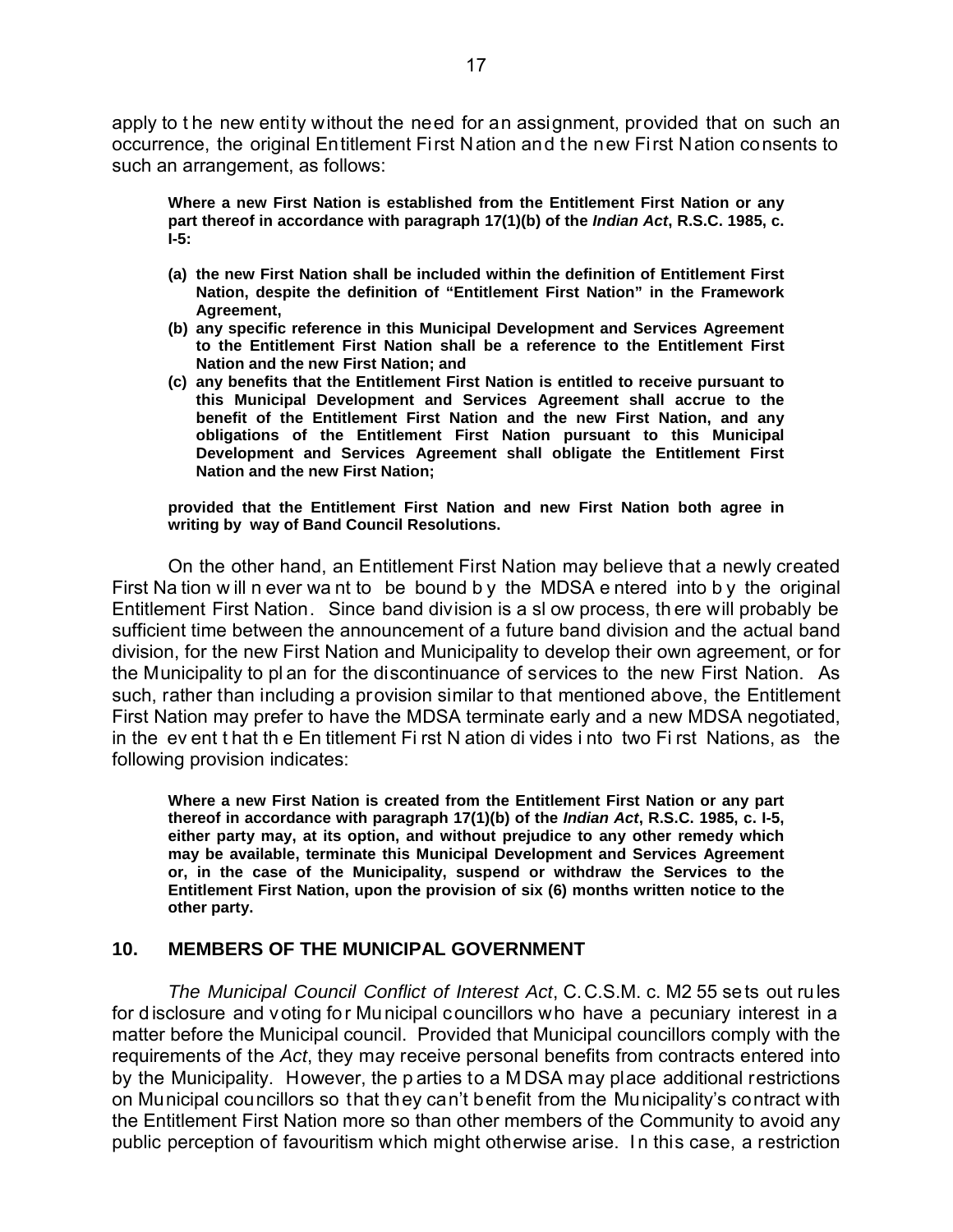apply to the new entity without the need for an assignment, provided that on such an occurrence, the original Entitlement First Nation and the new First Nation consents to such an arrangement, as follows:

> **Where a new First Nation is established from the Entitlement First Nation or any part thereof in accordance with paragraph 17(1)(b) of the *Indian Act*, R.S.C. 1985, c. I-5:**
>
> **(a) the new First Nation shall be included within the definition of Entitlement First Nation, despite the definition of "Entitlement First Nation" in the Framework Agreement,**
>
> **(b) any specific reference in this Municipal Development and Services Agreement to the Entitlement First Nation shall be a reference to the Entitlement First Nation and the new First Nation; and**
>
> **(c) any benefits that the Entitlement First Nation is entitled to receive pursuant to this Municipal Development and Services Agreement shall accrue to the benefit of the Entitlement First Nation and the new First Nation, and any obligations of the Entitlement First Nation pursuant to this Municipal Development and Services Agreement shall obligate the Entitlement First Nation and the new First Nation;**
>
> **provided that the Entitlement First Nation and new First Nation both agree in writing by way of Band Council Resolutions.**

On the other hand, an Entitlement First Nation may believe that a newly created First Nation will never want to be bound by the MDSA entered into by the original Entitlement First Nation. Since band division is a slow process, there will probably be sufficient time between the announcement of a future band division and the actual band division, for the new First Nation and Municipality to develop their own agreement, or for the Municipality to plan for the discontinuance of services to the new First Nation. As such, rather than including a provision similar to that mentioned above, the Entitlement First Nation may prefer to have the MDSA terminate early and a new MDSA negotiated, in the event that the Entitlement First Nation divides into two First Nations, as the following provision indicates:

> **Where a new First Nation is created from the Entitlement First Nation or any part thereof in accordance with paragraph 17(1)(b) of the *Indian Act*, R.S.C. 1985, c. I-5, either party may, at its option, and without prejudice to any other remedy which may be available, terminate this Municipal Development and Services Agreement or, in the case of the Municipality, suspend or withdraw the Services to the Entitlement First Nation, upon the provision of six (6) months written notice to the other party.**

## 10. MEMBERS OF THE MUNICIPAL GOVERNMENT

*The Municipal Council Conflict of Interest Act*, C.C.S.M. c. M255 sets out rules for disclosure and voting for Municipal councillors who have a pecuniary interest in a matter before the Municipal council. Provided that Municipal councillors comply with the requirements of the *Act*, they may receive personal benefits from contracts entered into by the Municipality. However, the parties to a MDSA may place additional restrictions on Municipal councillors so that they can't benefit from the Municipality's contract with the Entitlement First Nation more so than other members of the Community to avoid any public perception of favouritism which might otherwise arise. In this case, a restriction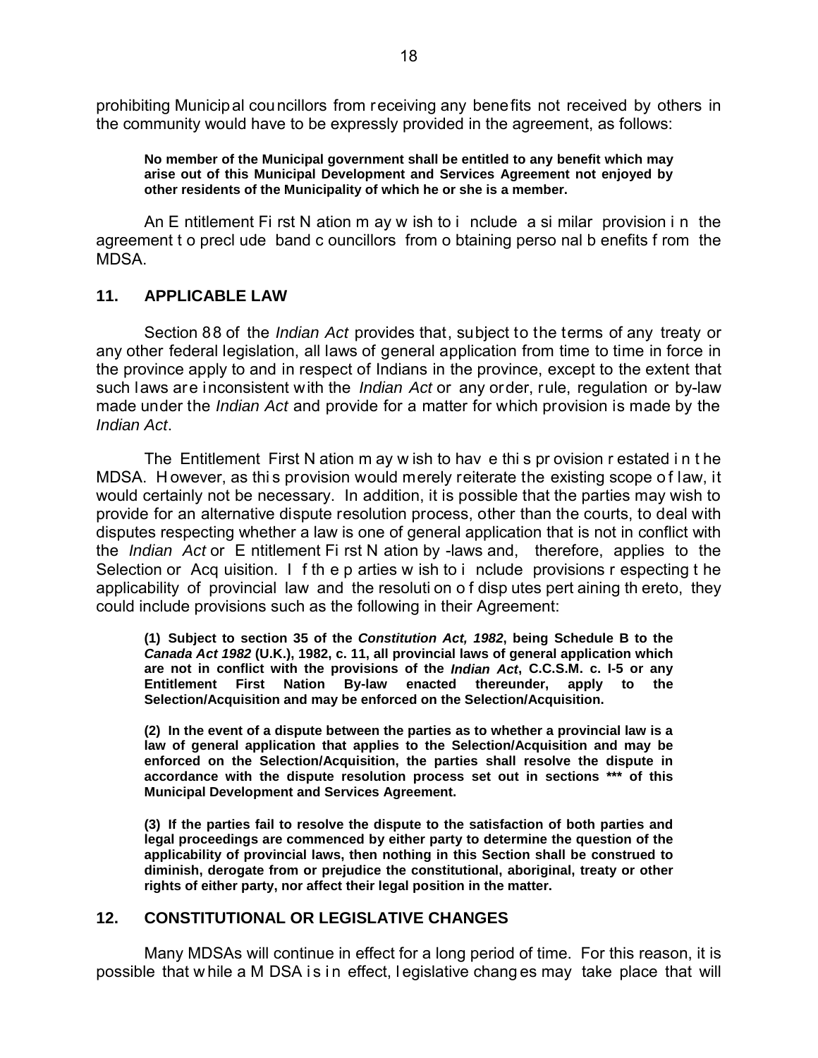prohibiting Municipal councillors from receiving any benefits not received by others in the community would have to be expressly provided in the agreement, as follows:

> **No member of the Municipal government shall be entitled to any benefit which may arise out of this Municipal Development and Services Agreement not enjoyed by other residents of the Municipality of which he or she is a member.**

An Entitlement First Nation may wish to include a similar provision in the agreement to preclude band councillors from obtaining personal benefits from the MDSA.

## 11. APPLICABLE LAW

Section 88 of the *Indian Act* provides that, subject to the terms of any treaty or any other federal legislation, all laws of general application from time to time in force in the province apply to and in respect of Indians in the province, except to the extent that such laws are inconsistent with the *Indian Act* or any order, rule, regulation or by-law made under the *Indian Act* and provide for a matter for which provision is made by the *Indian Act*.

The Entitlement First Nation may wish to have this provision restated in the MDSA. However, as this provision would merely reiterate the existing scope of law, it would certainly not be necessary. In addition, it is possible that the parties may wish to provide for an alternative dispute resolution process, other than the courts, to deal with disputes respecting whether a law is one of general application that is not in conflict with the *Indian Act* or Entitlement First Nation by-laws and, therefore, applies to the Selection or Acquisition. If the parties wish to include provisions respecting the applicability of provincial law and the resolution of disputes pertaining thereto, they could include provisions such as the following in their Agreement:

> **(1) Subject to section 35 of the *Constitution Act, 1982*, being Schedule B to the *Canada Act 1982* (U.K.), 1982, c. 11, all provincial laws of general application which are not in conflict with the provisions of the *Indian Act*, C.C.S.M. c. I-5 or any Entitlement First Nation By-law enacted thereunder, apply to the Selection/Acquisition and may be enforced on the Selection/Acquisition.**
>
> **(2) In the event of a dispute between the parties as to whether a provincial law is a law of general application that applies to the Selection/Acquisition and may be enforced on the Selection/Acquisition, the parties shall resolve the dispute in accordance with the dispute resolution process set out in sections *** of this Municipal Development and Services Agreement.**
>
> **(3) If the parties fail to resolve the dispute to the satisfaction of both parties and legal proceedings are commenced by either party to determine the question of the applicability of provincial laws, then nothing in this Section shall be construed to diminish, derogate from or prejudice the constitutional, aboriginal, treaty or other rights of either party, nor affect their legal position in the matter.**

## 12. CONSTITUTIONAL OR LEGISLATIVE CHANGES

Many MDSAs will continue in effect for a long period of time. For this reason, it is possible that while a MDSA is in effect, legislative changes may take place that will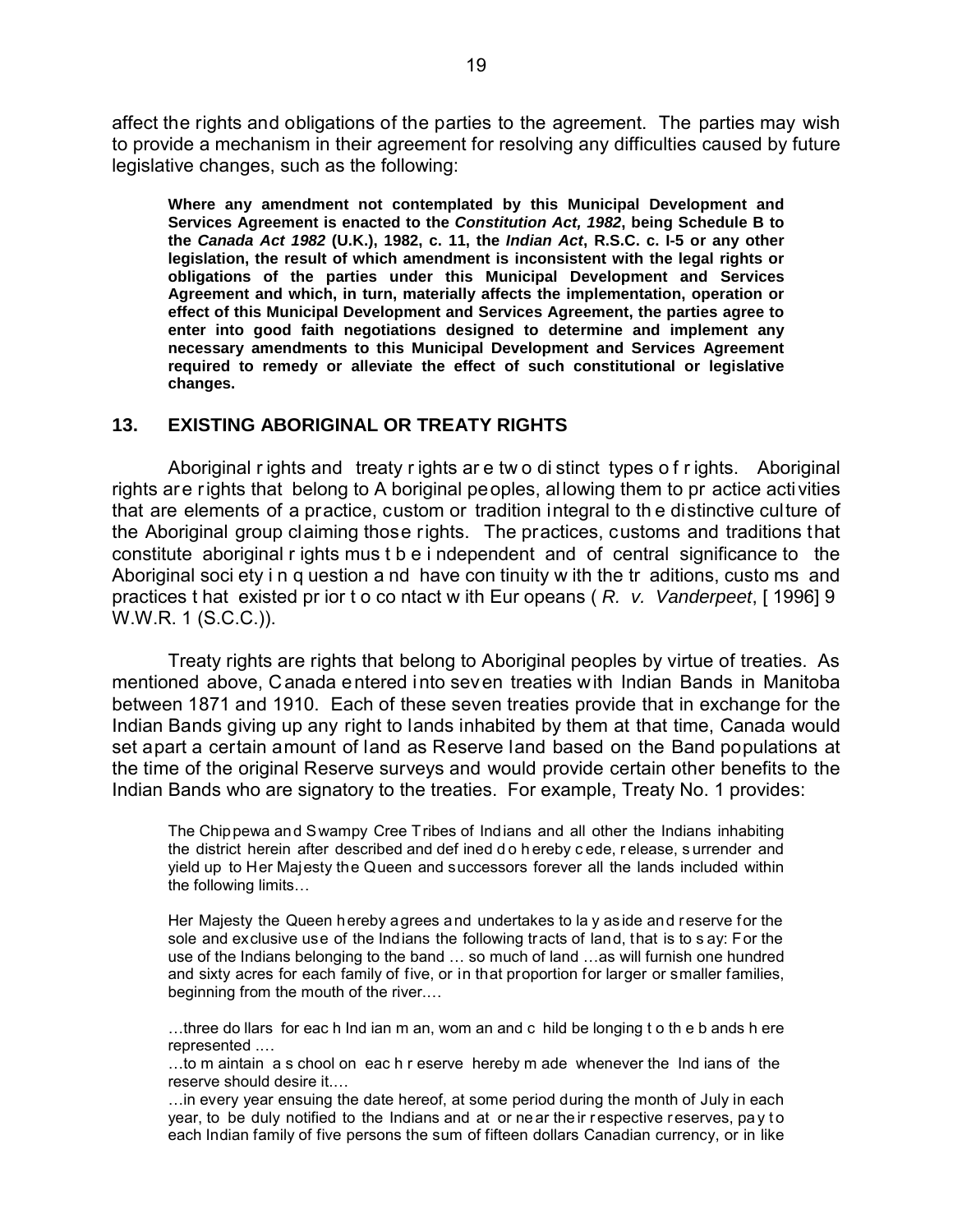affect the rights and obligations of the parties to the agreement. The parties may wish to provide a mechanism in their agreement for resolving any difficulties caused by future legislative changes, such as the following:

> **Where any amendment not contemplated by this Municipal Development and Services Agreement is enacted to the *Constitution Act, 1982*, being Schedule B to the *Canada Act 1982* (U.K.), 1982, c. 11, the *Indian Act*, R.S.C. c. I-5 or any other legislation, the result of which amendment is inconsistent with the legal rights or obligations of the parties under this Municipal Development and Services Agreement and which, in turn, materially affects the implementation, operation or effect of this Municipal Development and Services Agreement, the parties agree to enter into good faith negotiations designed to determine and implement any necessary amendments to this Municipal Development and Services Agreement required to remedy or alleviate the effect of such constitutional or legislative changes.**

## 13. EXISTING ABORIGINAL OR TREATY RIGHTS

Aboriginal rights and treaty rights are two distinct types of rights. Aboriginal rights are rights that belong to Aboriginal peoples, allowing them to practice activities that are elements of a practice, custom or tradition integral to the distinctive culture of the Aboriginal group claiming those rights. The practices, customs and traditions that constitute aboriginal rights must be independent and of central significance to the Aboriginal society in question and have continuity with the traditions, customs and practices that existed prior to contact with Europeans (*R. v. Vanderpeet*, [1996] 9 W.W.R. 1 (S.C.C.)).

Treaty rights are rights that belong to Aboriginal peoples by virtue of treaties. As mentioned above, Canada entered into seven treaties with Indian Bands in Manitoba between 1871 and 1910. Each of these seven treaties provide that in exchange for the Indian Bands giving up any right to lands inhabited by them at that time, Canada would set apart a certain amount of land as Reserve land based on the Band populations at the time of the original Reserve surveys and would provide certain other benefits to the Indian Bands who are signatory to the treaties. For example, Treaty No. 1 provides:

> The Chippewa and Swampy Cree Tribes of Indians and all other the Indians inhabiting the district herein after described and defined do hereby cede, release, surrender and yield up to Her Majesty the Queen and successors forever all the lands included within the following limits…
>
> Her Majesty the Queen hereby agrees and undertakes to lay aside and reserve for the sole and exclusive use of the Indians the following tracts of land, that is to say: For the use of the Indians belonging to the band … so much of land …as will furnish one hundred and sixty acres for each family of five, or in that proportion for larger or smaller families, beginning from the mouth of the river.…
>
> …three dollars for each Indian man, woman and child belonging to the bands here represented .…
>
> …to maintain a school on each reserve hereby made whenever the Indians of the reserve should desire it.…
>
> …in every year ensuing the date hereof, at some period during the month of July in each year, to be duly notified to the Indians and at or near their respective reserves, pay to each Indian family of five persons the sum of fifteen dollars Canadian currency, or in like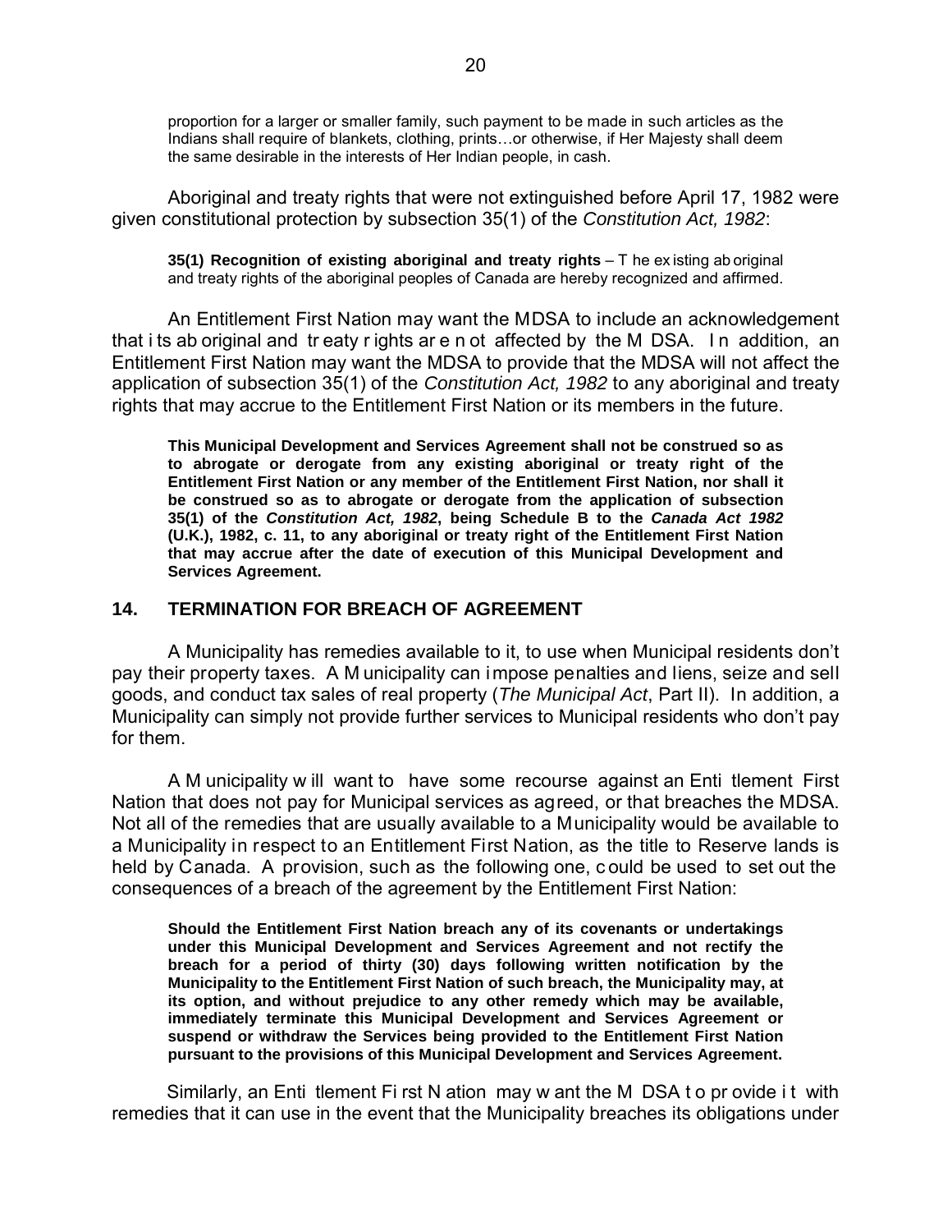> proportion for a larger or smaller family, such payment to be made in such articles as the Indians shall require of blankets, clothing, prints…or otherwise, if Her Majesty shall deem the same desirable in the interests of Her Indian people, in cash.

Aboriginal and treaty rights that were not extinguished before April 17, 1982 were given constitutional protection by subsection 35(1) of the *Constitution Act, 1982*:

> **35(1) Recognition of existing aboriginal and treaty rights** – The existing aboriginal and treaty rights of the aboriginal peoples of Canada are hereby recognized and affirmed.

An Entitlement First Nation may want the MDSA to include an acknowledgement that its aboriginal and treaty rights are not affected by the MDSA. In addition, an Entitlement First Nation may want the MDSA to provide that the MDSA will not affect the application of subsection 35(1) of the *Constitution Act, 1982* to any aboriginal and treaty rights that may accrue to the Entitlement First Nation or its members in the future.

> **This Municipal Development and Services Agreement shall not be construed so as to abrogate or derogate from any existing aboriginal or treaty right of the Entitlement First Nation or any member of the Entitlement First Nation, nor shall it be construed so as to abrogate or derogate from the application of subsection 35(1) of the *Constitution Act, 1982*, being Schedule B to the *Canada Act 1982* (U.K.), 1982, c. 11, to any aboriginal or treaty right of the Entitlement First Nation that may accrue after the date of execution of this Municipal Development and Services Agreement.**

## 14. TERMINATION FOR BREACH OF AGREEMENT

A Municipality has remedies available to it, to use when Municipal residents don't pay their property taxes. A Municipality can impose penalties and liens, seize and sell goods, and conduct tax sales of real property (*The Municipal Act*, Part II). In addition, a Municipality can simply not provide further services to Municipal residents who don't pay for them.

A Municipality will want to have some recourse against an Entitlement First Nation that does not pay for Municipal services as agreed, or that breaches the MDSA. Not all of the remedies that are usually available to a Municipality would be available to a Municipality in respect to an Entitlement First Nation, as the title to Reserve lands is held by Canada. A provision, such as the following one, could be used to set out the consequences of a breach of the agreement by the Entitlement First Nation:

> **Should the Entitlement First Nation breach any of its covenants or undertakings under this Municipal Development and Services Agreement and not rectify the breach for a period of thirty (30) days following written notification by the Municipality to the Entitlement First Nation of such breach, the Municipality may, at its option, and without prejudice to any other remedy which may be available, immediately terminate this Municipal Development and Services Agreement or suspend or withdraw the Services being provided to the Entitlement First Nation pursuant to the provisions of this Municipal Development and Services Agreement.**

Similarly, an Entitlement First Nation may want the MDSA to provide it with remedies that it can use in the event that the Municipality breaches its obligations under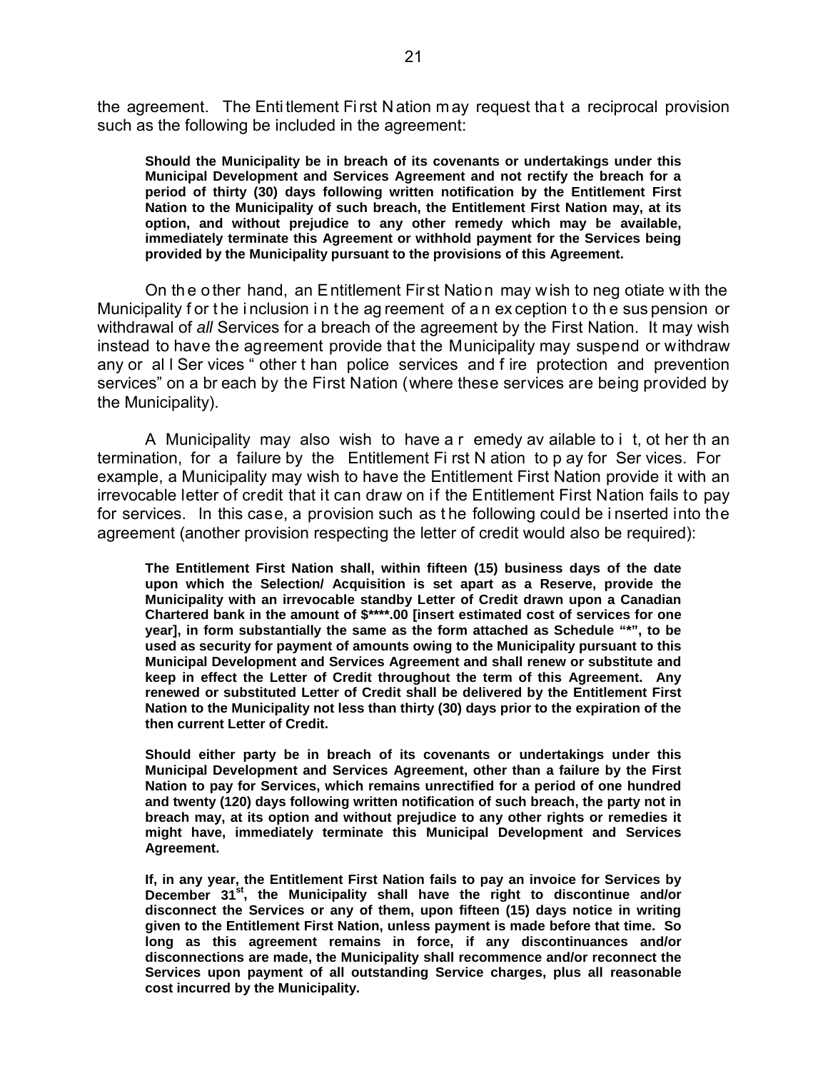the agreement. The Entitlement First Nation may request that a reciprocal provision such as the following be included in the agreement:

> **Should the Municipality be in breach of its covenants or undertakings under this Municipal Development and Services Agreement and not rectify the breach for a period of thirty (30) days following written notification by the Entitlement First Nation to the Municipality of such breach, the Entitlement First Nation may, at its option, and without prejudice to any other remedy which may be available, immediately terminate this Agreement or withhold payment for the Services being provided by the Municipality pursuant to the provisions of this Agreement.**

On the other hand, an Entitlement First Nation may wish to negotiate with the Municipality for the inclusion in the agreement of an exception to the suspension or withdrawal of *all* Services for a breach of the agreement by the First Nation. It may wish instead to have the agreement provide that the Municipality may suspend or withdraw any or all Services "other than police services and fire protection and prevention services" on a breach by the First Nation (where these services are being provided by the Municipality).

A Municipality may also wish to have a remedy available to it, other than termination, for a failure by the Entitlement First Nation to pay for Services. For example, a Municipality may wish to have the Entitlement First Nation provide it with an irrevocable letter of credit that it can draw on if the Entitlement First Nation fails to pay for services. In this case, a provision such as the following could be inserted into the agreement (another provision respecting the letter of credit would also be required):

> **The Entitlement First Nation shall, within fifteen (15) business days of the date upon which the Selection/ Acquisition is set apart as a Reserve, provide the Municipality with an irrevocable standby Letter of Credit drawn upon a Canadian Chartered bank in the amount of $****.00 [insert estimated cost of services for one year], in form substantially the same as the form attached as Schedule "*", to be used as security for payment of amounts owing to the Municipality pursuant to this Municipal Development and Services Agreement and shall renew or substitute and keep in effect the Letter of Credit throughout the term of this Agreement. Any renewed or substituted Letter of Credit shall be delivered by the Entitlement First Nation to the Municipality not less than thirty (30) days prior to the expiration of the then current Letter of Credit.**
>
> **Should either party be in breach of its covenants or undertakings under this Municipal Development and Services Agreement, other than a failure by the First Nation to pay for Services, which remains unrectified for a period of one hundred and twenty (120) days following written notification of such breach, the party not in breach may, at its option and without prejudice to any other rights or remedies it might have, immediately terminate this Municipal Development and Services Agreement.**
>
> **If, in any year, the Entitlement First Nation fails to pay an invoice for Services by December 31st, the Municipality shall have the right to discontinue and/or disconnect the Services or any of them, upon fifteen (15) days notice in writing given to the Entitlement First Nation, unless payment is made before that time. So long as this agreement remains in force, if any discontinuances and/or disconnections are made, the Municipality shall recommence and/or reconnect the Services upon payment of all outstanding Service charges, plus all reasonable cost incurred by the Municipality.**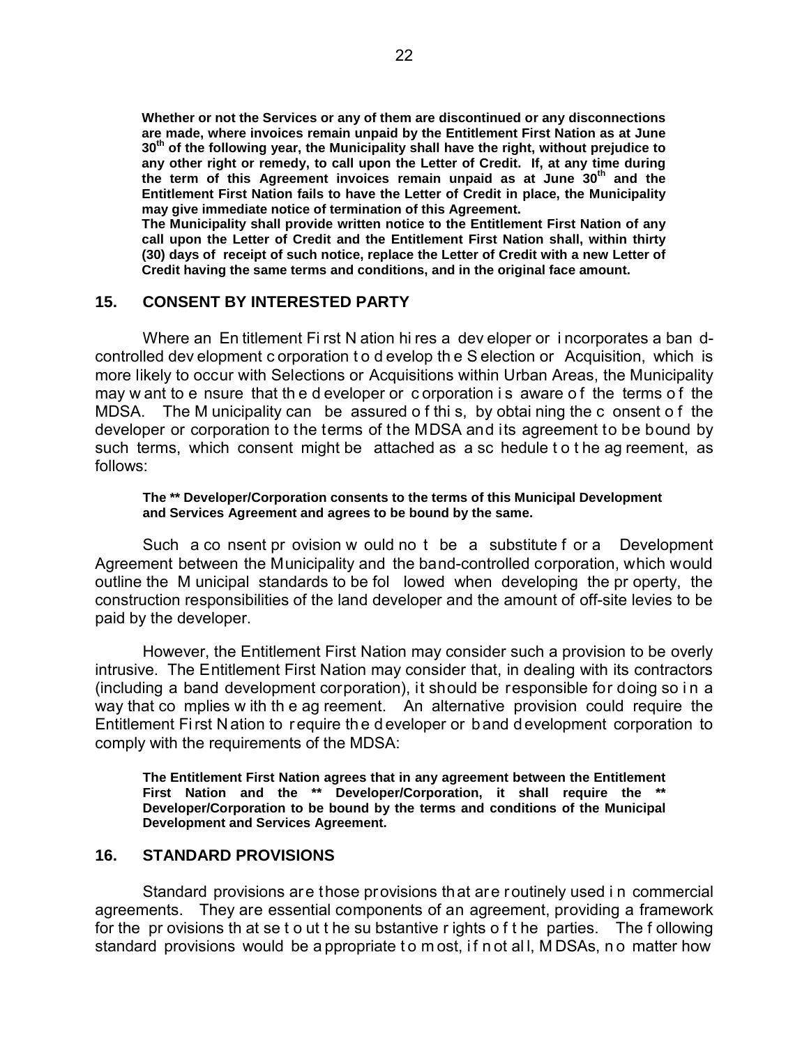**Whether or not the Services or any of them are discontinued or any disconnections are made, where invoices remain unpaid by the Entitlement First Nation as at June 30th of the following year, the Municipality shall have the right, without prejudice to any other right or remedy, to call upon the Letter of Credit. If, at any time during the term of this Agreement invoices remain unpaid as at June 30th and the Entitlement First Nation fails to have the Letter of Credit in place, the Municipality may give immediate notice of termination of this Agreement.**

**The Municipality shall provide written notice to the Entitlement First Nation of any call upon the Letter of Credit and the Entitlement First Nation shall, within thirty (30) days of receipt of such notice, replace the Letter of Credit with a new Letter of Credit having the same terms and conditions, and in the original face amount.**

## 15. CONSENT BY INTERESTED PARTY

Where an Entitlement First Nation hires a developer or incorporates a band-controlled development corporation to develop the Selection or Acquisition, which is more likely to occur with Selections or Acquisitions within Urban Areas, the Municipality may want to ensure that the developer or corporation is aware of the terms of the MDSA. The Municipality can be assured of this, by obtaining the consent of the developer or corporation to the terms of the MDSA and its agreement to be bound by such terms, which consent might be attached as a schedule to the agreement, as follows:

> **The ** Developer/Corporation consents to the terms of this Municipal Development and Services Agreement and agrees to be bound by the same.**

Such a consent provision would not be a substitute for a Development Agreement between the Municipality and the band-controlled corporation, which would outline the Municipal standards to be followed when developing the property, the construction responsibilities of the land developer and the amount of off-site levies to be paid by the developer.

However, the Entitlement First Nation may consider such a provision to be overly intrusive. The Entitlement First Nation may consider that, in dealing with its contractors (including a band development corporation), it should be responsible for doing so in a way that complies with the agreement. An alternative provision could require the Entitlement First Nation to require the developer or band development corporation to comply with the requirements of the MDSA:

> **The Entitlement First Nation agrees that in any agreement between the Entitlement First Nation and the ** Developer/Corporation, it shall require the ** Developer/Corporation to be bound by the terms and conditions of the Municipal Development and Services Agreement.**

## 16. STANDARD PROVISIONS

Standard provisions are those provisions that are routinely used in commercial agreements. They are essential components of an agreement, providing a framework for the provisions that set out the substantive rights of the parties. The following standard provisions would be appropriate to most, if not all, MDSAs, no matter how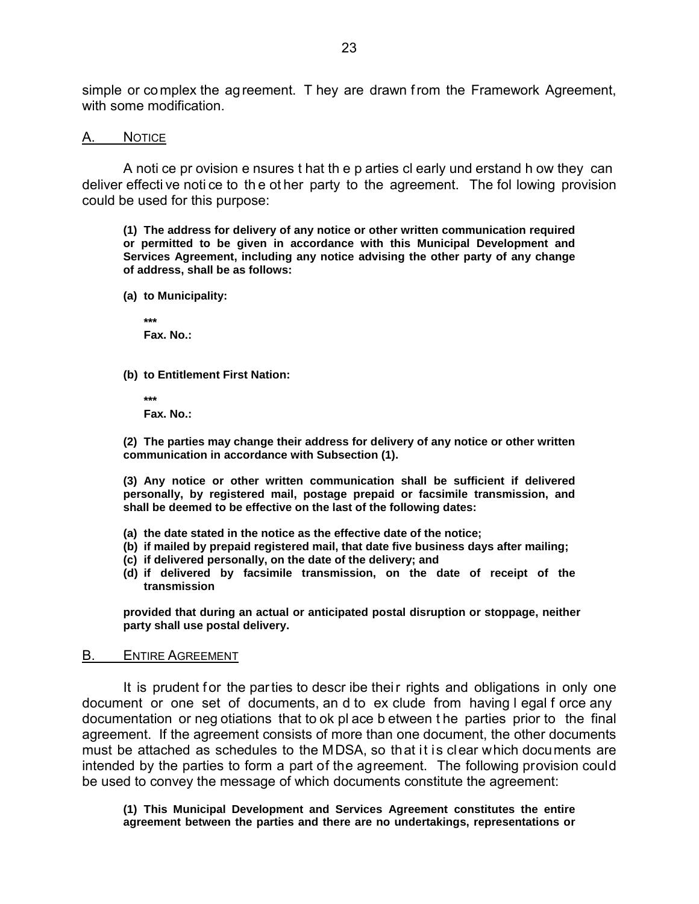simple or complex the agreement. They are drawn from the Framework Agreement, with some modification.

## A. NOTICE

A notice provision ensures that the parties clearly understand how they can deliver effective notice to the other party to the agreement. The following provision could be used for this purpose:

> **(1) The address for delivery of any notice or other written communication required or permitted to be given in accordance with this Municipal Development and Services Agreement, including any notice advising the other party of any change of address, shall be as follows:**
>
> **(a) to Municipality:**
>
> **\*\*\***
> **Fax. No.:**
>
> **(b) to Entitlement First Nation:**
>
> **\*\*\***
> **Fax. No.:**
>
> **(2) The parties may change their address for delivery of any notice or other written communication in accordance with Subsection (1).**
>
> **(3) Any notice or other written communication shall be sufficient if delivered personally, by registered mail, postage prepaid or facsimile transmission, and shall be deemed to be effective on the last of the following dates:**
>
> **(a) the date stated in the notice as the effective date of the notice;**
> **(b) if mailed by prepaid registered mail, that date five business days after mailing;**
> **(c) if delivered personally, on the date of the delivery; and**
> **(d) if delivered by facsimile transmission, on the date of receipt of the transmission**
>
> **provided that during an actual or anticipated postal disruption or stoppage, neither party shall use postal delivery.**

## B. ENTIRE AGREEMENT

It is prudent for the parties to describe their rights and obligations in only one document or one set of documents, and to exclude from having legal force any documentation or negotiations that took place between the parties prior to the final agreement. If the agreement consists of more than one document, the other documents must be attached as schedules to the MDSA, so that it is clear which documents are intended by the parties to form a part of the agreement. The following provision could be used to convey the message of which documents constitute the agreement:

> **(1) This Municipal Development and Services Agreement constitutes the entire agreement between the parties and there are no undertakings, representations or**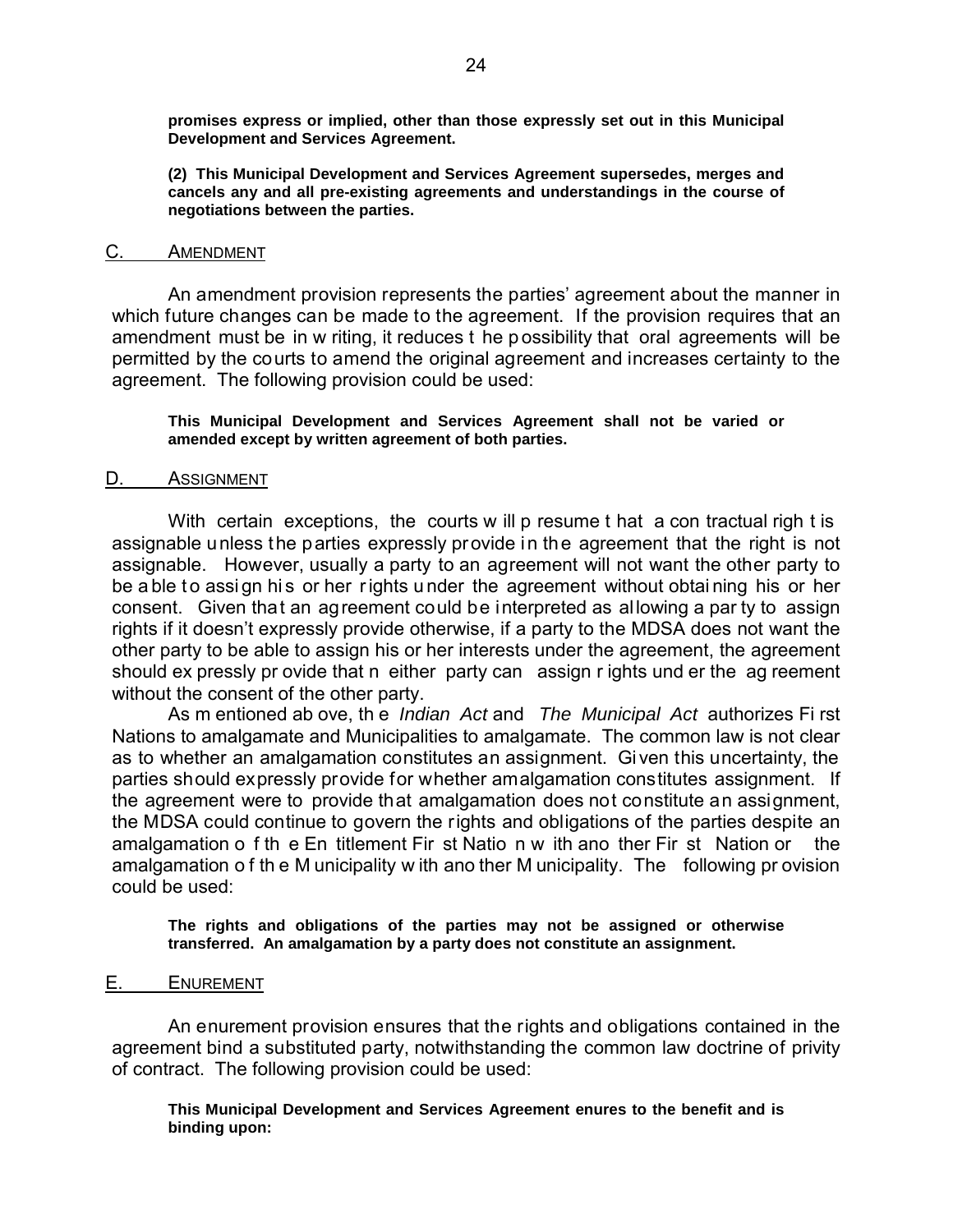**promises express or implied, other than those expressly set out in this Municipal Development and Services Agreement.**

**(2) This Municipal Development and Services Agreement supersedes, merges and cancels any and all pre-existing agreements and understandings in the course of negotiations between the parties.**

## C. AMENDMENT

An amendment provision represents the parties' agreement about the manner in which future changes can be made to the agreement. If the provision requires that an amendment must be in writing, it reduces the possibility that oral agreements will be permitted by the courts to amend the original agreement and increases certainty to the agreement. The following provision could be used:

**This Municipal Development and Services Agreement shall not be varied or amended except by written agreement of both parties.**

## D. ASSIGNMENT

With certain exceptions, the courts will presume that a contractual right is assignable unless the parties expressly provide in the agreement that the right is not assignable. However, usually a party to an agreement will not want the other party to be able to assign his or her rights under the agreement without obtaining his or her consent. Given that an agreement could be interpreted as allowing a party to assign rights if it doesn't expressly provide otherwise, if a party to the MDSA does not want the other party to be able to assign his or her interests under the agreement, the agreement should expressly provide that neither party can assign rights under the agreement without the consent of the other party.

As mentioned above, the *Indian Act* and *The Municipal Act* authorizes First Nations to amalgamate and Municipalities to amalgamate. The common law is not clear as to whether an amalgamation constitutes an assignment. Given this uncertainty, the parties should expressly provide for whether amalgamation constitutes assignment. If the agreement were to provide that amalgamation does not constitute an assignment, the MDSA could continue to govern the rights and obligations of the parties despite an amalgamation of the Entitlement First Nation with another First Nation or the amalgamation of the Municipality with another Municipality. The following provision could be used:

**The rights and obligations of the parties may not be assigned or otherwise transferred. An amalgamation by a party does not constitute an assignment.**

## E. ENUREMENT

An enurement provision ensures that the rights and obligations contained in the agreement bind a substituted party, notwithstanding the common law doctrine of privity of contract. The following provision could be used:

**This Municipal Development and Services Agreement enures to the benefit and is binding upon:**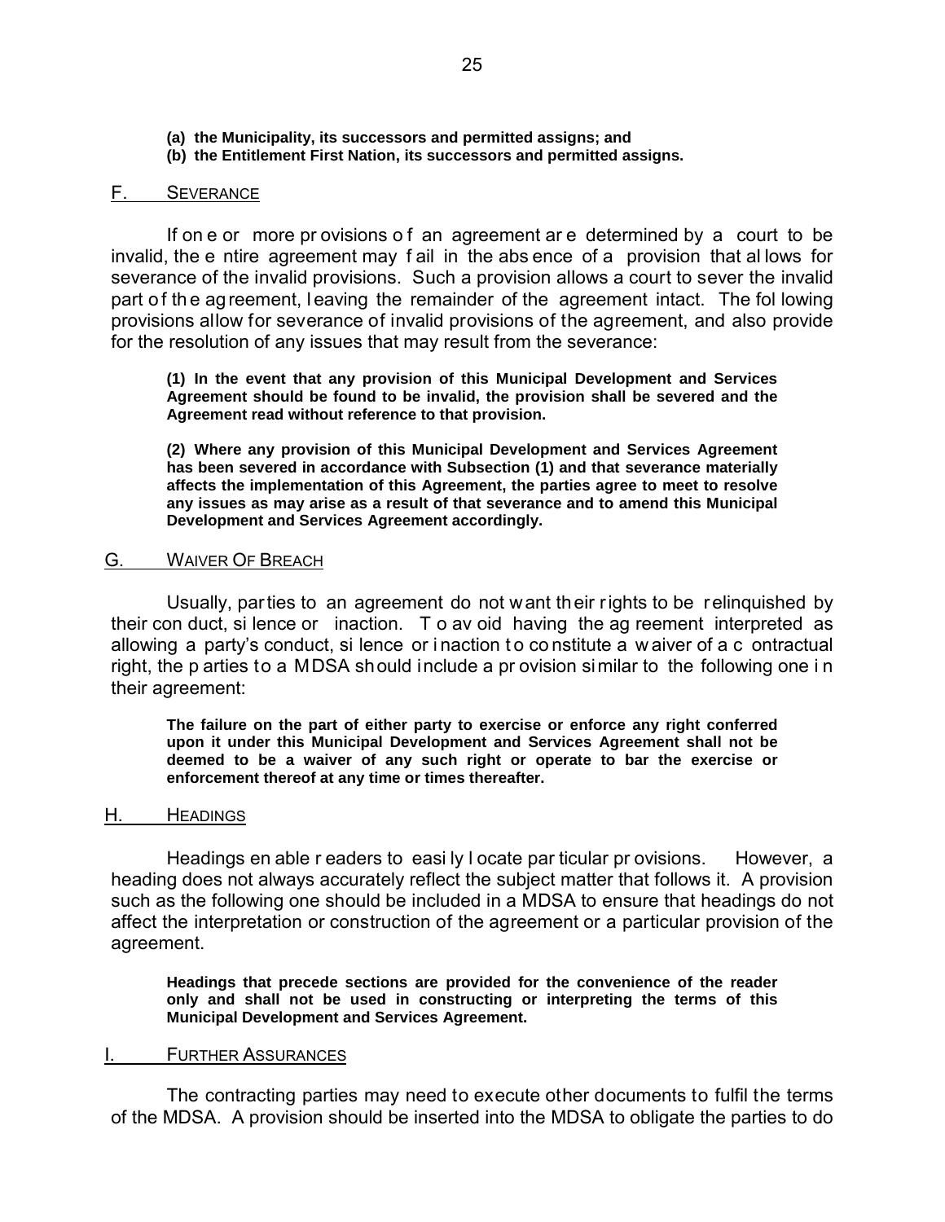**(a) the Municipality, its successors and permitted assigns; and**
**(b) the Entitlement First Nation, its successors and permitted assigns.**

## F. SEVERANCE

If one or more provisions of an agreement are determined by a court to be invalid, the entire agreement may fail in the absence of a provision that allows for severance of the invalid provisions. Such a provision allows a court to sever the invalid part of the agreement, leaving the remainder of the agreement intact. The following provisions allow for severance of invalid provisions of the agreement, and also provide for the resolution of any issues that may result from the severance:

> **(1) In the event that any provision of this Municipal Development and Services Agreement should be found to be invalid, the provision shall be severed and the Agreement read without reference to that provision.**
>
> **(2) Where any provision of this Municipal Development and Services Agreement has been severed in accordance with Subsection (1) and that severance materially affects the implementation of this Agreement, the parties agree to meet to resolve any issues as may arise as a result of that severance and to amend this Municipal Development and Services Agreement accordingly.**

## G. WAIVER OF BREACH

Usually, parties to an agreement do not want their rights to be relinquished by their conduct, silence or inaction. To avoid having the agreement interpreted as allowing a party's conduct, silence or inaction to constitute a waiver of a contractual right, the parties to a MDSA should include a provision similar to the following one in their agreement:

> **The failure on the part of either party to exercise or enforce any right conferred upon it under this Municipal Development and Services Agreement shall not be deemed to be a waiver of any such right or operate to bar the exercise or enforcement thereof at any time or times thereafter.**

## H. HEADINGS

Headings enable readers to easily locate particular provisions. However, a heading does not always accurately reflect the subject matter that follows it. A provision such as the following one should be included in a MDSA to ensure that headings do not affect the interpretation or construction of the agreement or a particular provision of the agreement.

> **Headings that precede sections are provided for the convenience of the reader only and shall not be used in constructing or interpreting the terms of this Municipal Development and Services Agreement.**

## I. FURTHER ASSURANCES

The contracting parties may need to execute other documents to fulfil the terms of the MDSA. A provision should be inserted into the MDSA to obligate the parties to do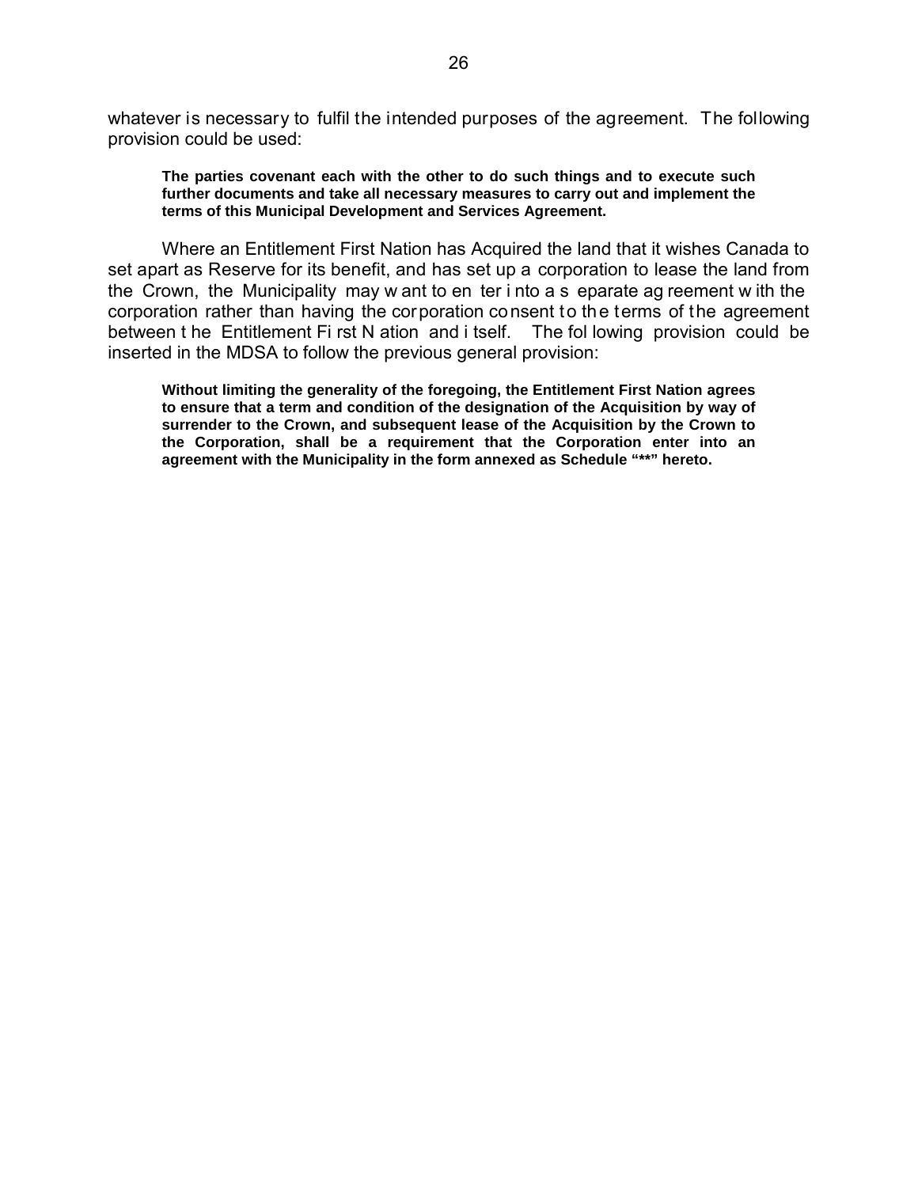whatever is necessary to fulfil the intended purposes of the agreement. The following provision could be used:

> **The parties covenant each with the other to do such things and to execute such further documents and take all necessary measures to carry out and implement the terms of this Municipal Development and Services Agreement.**

Where an Entitlement First Nation has Acquired the land that it wishes Canada to set apart as Reserve for its benefit, and has set up a corporation to lease the land from the Crown, the Municipality may want to enter into a separate agreement with the corporation rather than having the corporation consent to the terms of the agreement between the Entitlement First Nation and itself. The following provision could be inserted in the MDSA to follow the previous general provision:

> **Without limiting the generality of the foregoing, the Entitlement First Nation agrees to ensure that a term and condition of the designation of the Acquisition by way of surrender to the Crown, and subsequent lease of the Acquisition by the Crown to the Corporation, shall be a requirement that the Corporation enter into an agreement with the Municipality in the form annexed as Schedule "**" hereto.**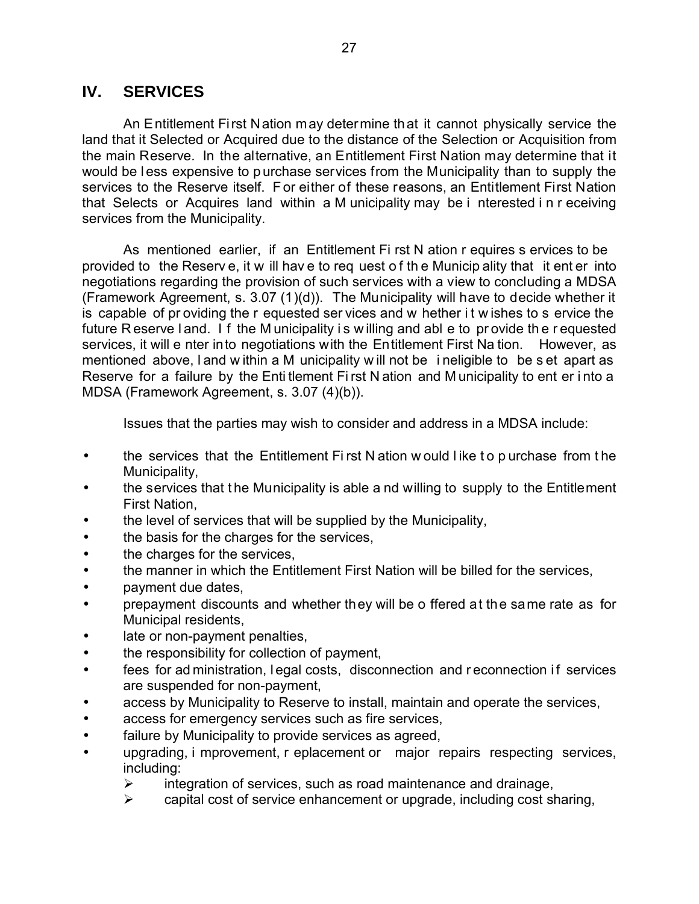## IV. SERVICES

An Entitlement First Nation may determine that it cannot physically service the land that it Selected or Acquired due to the distance of the Selection or Acquisition from the main Reserve. In the alternative, an Entitlement First Nation may determine that it would be less expensive to purchase services from the Municipality than to supply the services to the Reserve itself. For either of these reasons, an Entitlement First Nation that Selects or Acquires land within a Municipality may be interested in receiving services from the Municipality.

As mentioned earlier, if an Entitlement First Nation requires services to be provided to the Reserve, it will have to request of the Municipality that it enter into negotiations regarding the provision of such services with a view to concluding a MDSA (Framework Agreement, s. 3.07 (1)(d)). The Municipality will have to decide whether it is capable of providing the requested services and whether it wishes to service the future Reserve land. If the Municipality is willing and able to provide the requested services, it will enter into negotiations with the Entitlement First Nation. However, as mentioned above, land within a Municipality will not be ineligible to be set apart as Reserve for a failure by the Entitlement First Nation and Municipality to enter into a MDSA (Framework Agreement, s. 3.07 (4)(b)).

Issues that the parties may wish to consider and address in a MDSA include:

- the services that the Entitlement First Nation would like to purchase from the Municipality,
- the services that the Municipality is able and willing to supply to the Entitlement First Nation,
- the level of services that will be supplied by the Municipality,
- the basis for the charges for the services,
- the charges for the services,
- the manner in which the Entitlement First Nation will be billed for the services,
- payment due dates,
- prepayment discounts and whether they will be offered at the same rate as for Municipal residents,
- late or non-payment penalties,
- the responsibility for collection of payment,
- fees for administration, legal costs, disconnection and reconnection if services are suspended for non-payment,
- access by Municipality to Reserve to install, maintain and operate the services,
- access for emergency services such as fire services,
- failure by Municipality to provide services as agreed,
- upgrading, improvement, replacement or major repairs respecting services, including:
  - integration of services, such as road maintenance and drainage,
  - capital cost of service enhancement or upgrade, including cost sharing,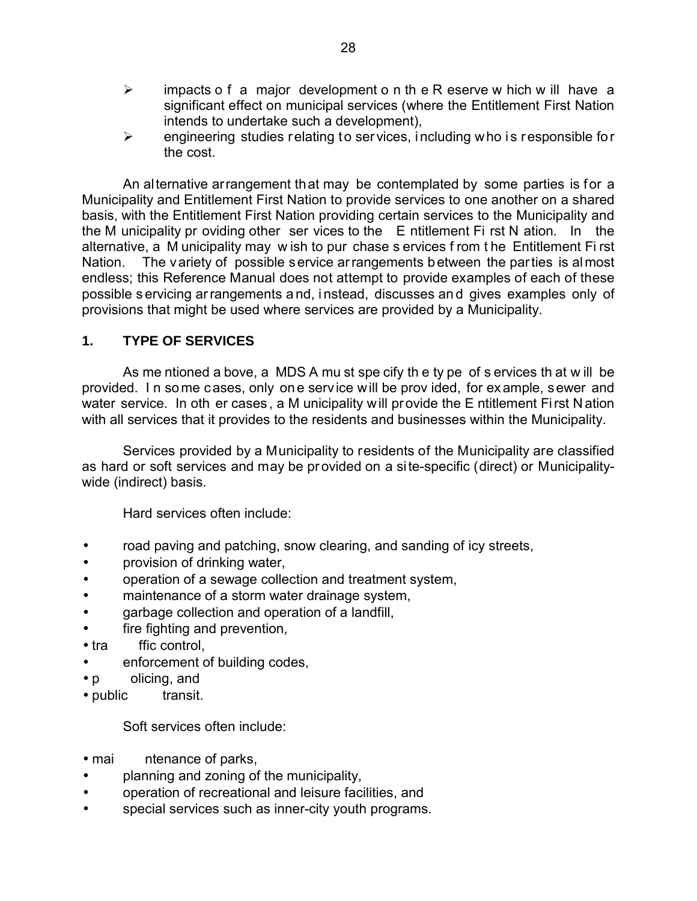- impacts of a major development on the Reserve which will have a significant effect on municipal services (where the Entitlement First Nation intends to undertake such a development),
- engineering studies relating to services, including who is responsible for the cost.

An alternative arrangement that may be contemplated by some parties is for a Municipality and Entitlement First Nation to provide services to one another on a shared basis, with the Entitlement First Nation providing certain services to the Municipality and the Municipality providing other services to the Entitlement First Nation. In the alternative, a Municipality may wish to purchase services from the Entitlement First Nation. The variety of possible service arrangements between the parties is almost endless; this Reference Manual does not attempt to provide examples of each of these possible servicing arrangements and, instead, discusses and gives examples only of provisions that might be used where services are provided by a Municipality.

## 1. TYPE OF SERVICES

As mentioned above, a MDSA must specify the type of services that will be provided. In some cases, only one service will be provided, for example, sewer and water service. In other cases, a Municipality will provide the Entitlement First Nation with all services that it provides to the residents and businesses within the Municipality.

Services provided by a Municipality to residents of the Municipality are classified as hard or soft services and may be provided on a site-specific (direct) or Municipality-wide (indirect) basis.

Hard services often include:

- road paving and patching, snow clearing, and sanding of icy streets,
- provision of drinking water,
- operation of a sewage collection and treatment system,
- maintenance of a storm water drainage system,
- garbage collection and operation of a landfill,
- fire fighting and prevention,
- traffic control,
- enforcement of building codes,
- policing, and
- public transit.

Soft services often include:

- maintenance of parks,
- planning and zoning of the municipality,
- operation of recreational and leisure facilities, and
- special services such as inner-city youth programs.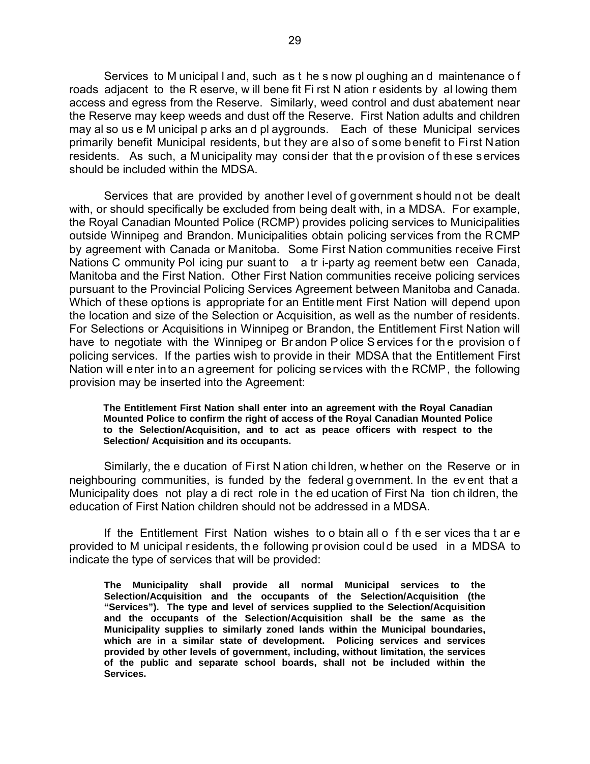Services to Municipal land, such as the snow ploughing and maintenance of roads adjacent to the Reserve, will benefit First Nation residents by allowing them access and egress from the Reserve. Similarly, weed control and dust abatement near the Reserve may keep weeds and dust off the Reserve. First Nation adults and children may also use Municipal parks and playgrounds. Each of these Municipal services primarily benefit Municipal residents, but they are also of some benefit to First Nation residents. As such, a Municipality may consider that the provision of these services should be included within the MDSA.

Services that are provided by another level of government should not be dealt with, or should specifically be excluded from being dealt with, in a MDSA. For example, the Royal Canadian Mounted Police (RCMP) provides policing services to Municipalities outside Winnipeg and Brandon. Municipalities obtain policing services from the RCMP by agreement with Canada or Manitoba. Some First Nation communities receive First Nations Community Policing pursuant to a tri-party agreement between Canada, Manitoba and the First Nation. Other First Nation communities receive policing services pursuant to the Provincial Policing Services Agreement between Manitoba and Canada. Which of these options is appropriate for an Entitlement First Nation will depend upon the location and size of the Selection or Acquisition, as well as the number of residents. For Selections or Acquisitions in Winnipeg or Brandon, the Entitlement First Nation will have to negotiate with the Winnipeg or Brandon Police Services for the provision of policing services. If the parties wish to provide in their MDSA that the Entitlement First Nation will enter into an agreement for policing services with the RCMP, the following provision may be inserted into the Agreement:

> **The Entitlement First Nation shall enter into an agreement with the Royal Canadian Mounted Police to confirm the right of access of the Royal Canadian Mounted Police to the Selection/Acquisition, and to act as peace officers with respect to the Selection/ Acquisition and its occupants.**

Similarly, the education of First Nation children, whether on the Reserve or in neighbouring communities, is funded by the federal government. In the event that a Municipality does not play a direct role in the education of First Nation children, the education of First Nation children should not be addressed in a MDSA.

If the Entitlement First Nation wishes to obtain all of the services that are provided to Municipal residents, the following provision could be used in a MDSA to indicate the type of services that will be provided:

> **The Municipality shall provide all normal Municipal services to the Selection/Acquisition and the occupants of the Selection/Acquisition (the "Services"). The type and level of services supplied to the Selection/Acquisition and the occupants of the Selection/Acquisition shall be the same as the Municipality supplies to similarly zoned lands within the Municipal boundaries, which are in a similar state of development. Policing services and services provided by other levels of government, including, without limitation, the services of the public and separate school boards, shall not be included within the Services.**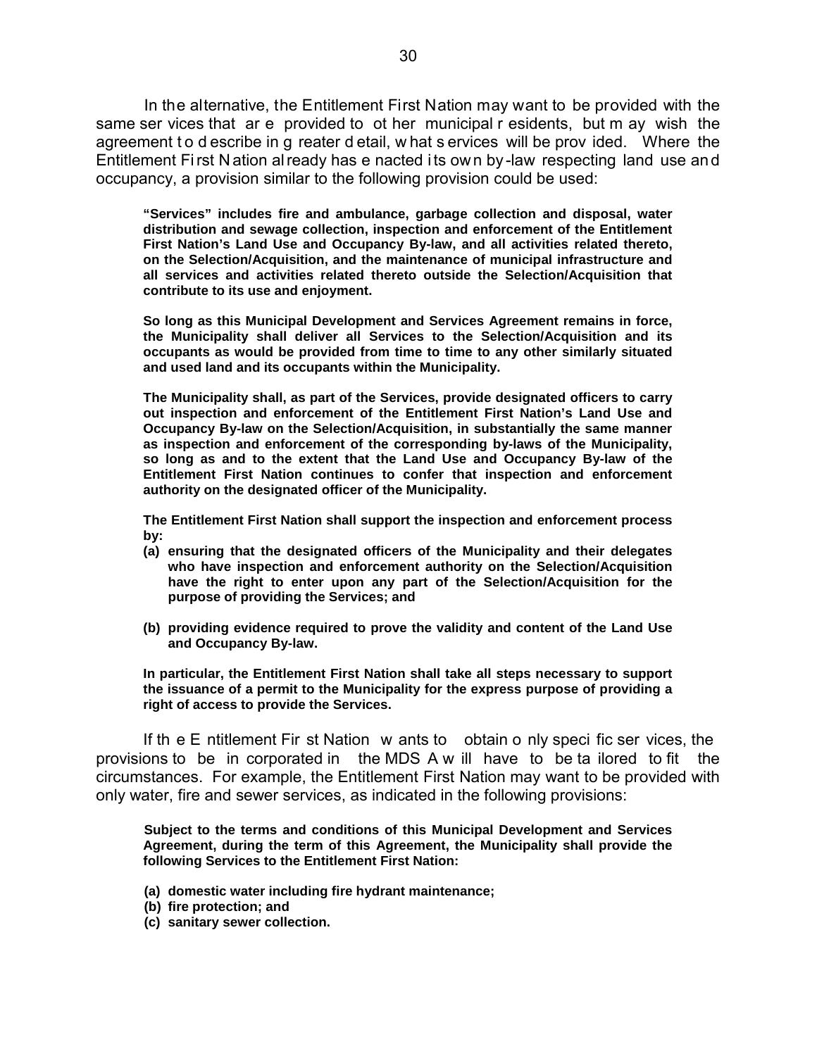In the alternative, the Entitlement First Nation may want to be provided with the same services that are provided to other municipal residents, but may wish the agreement to describe in greater detail, what services will be provided. Where the Entitlement First Nation already has enacted its own by-law respecting land use and occupancy, a provision similar to the following provision could be used:

> **"Services" includes fire and ambulance, garbage collection and disposal, water distribution and sewage collection, inspection and enforcement of the Entitlement First Nation's Land Use and Occupancy By-law, and all activities related thereto, on the Selection/Acquisition, and the maintenance of municipal infrastructure and all services and activities related thereto outside the Selection/Acquisition that contribute to its use and enjoyment.**
>
> **So long as this Municipal Development and Services Agreement remains in force, the Municipality shall deliver all Services to the Selection/Acquisition and its occupants as would be provided from time to time to any other similarly situated and used land and its occupants within the Municipality.**
>
> **The Municipality shall, as part of the Services, provide designated officers to carry out inspection and enforcement of the Entitlement First Nation's Land Use and Occupancy By-law on the Selection/Acquisition, in substantially the same manner as inspection and enforcement of the corresponding by-laws of the Municipality, so long as and to the extent that the Land Use and Occupancy By-law of the Entitlement First Nation continues to confer that inspection and enforcement authority on the designated officer of the Municipality.**
>
> **The Entitlement First Nation shall support the inspection and enforcement process by:**
>
> **(a) ensuring that the designated officers of the Municipality and their delegates who have inspection and enforcement authority on the Selection/Acquisition have the right to enter upon any part of the Selection/Acquisition for the purpose of providing the Services; and**
>
> **(b) providing evidence required to prove the validity and content of the Land Use and Occupancy By-law.**
>
> **In particular, the Entitlement First Nation shall take all steps necessary to support the issuance of a permit to the Municipality for the express purpose of providing a right of access to provide the Services.**

If the Entitlement First Nation wants to obtain only specific services, the provisions to be incorporated in the MDSA will have to be tailored to fit the circumstances. For example, the Entitlement First Nation may want to be provided with only water, fire and sewer services, as indicated in the following provisions:

> **Subject to the terms and conditions of this Municipal Development and Services Agreement, during the term of this Agreement, the Municipality shall provide the following Services to the Entitlement First Nation:**
>
> **(a) domestic water including fire hydrant maintenance;**
> **(b) fire protection; and**
> **(c) sanitary sewer collection.**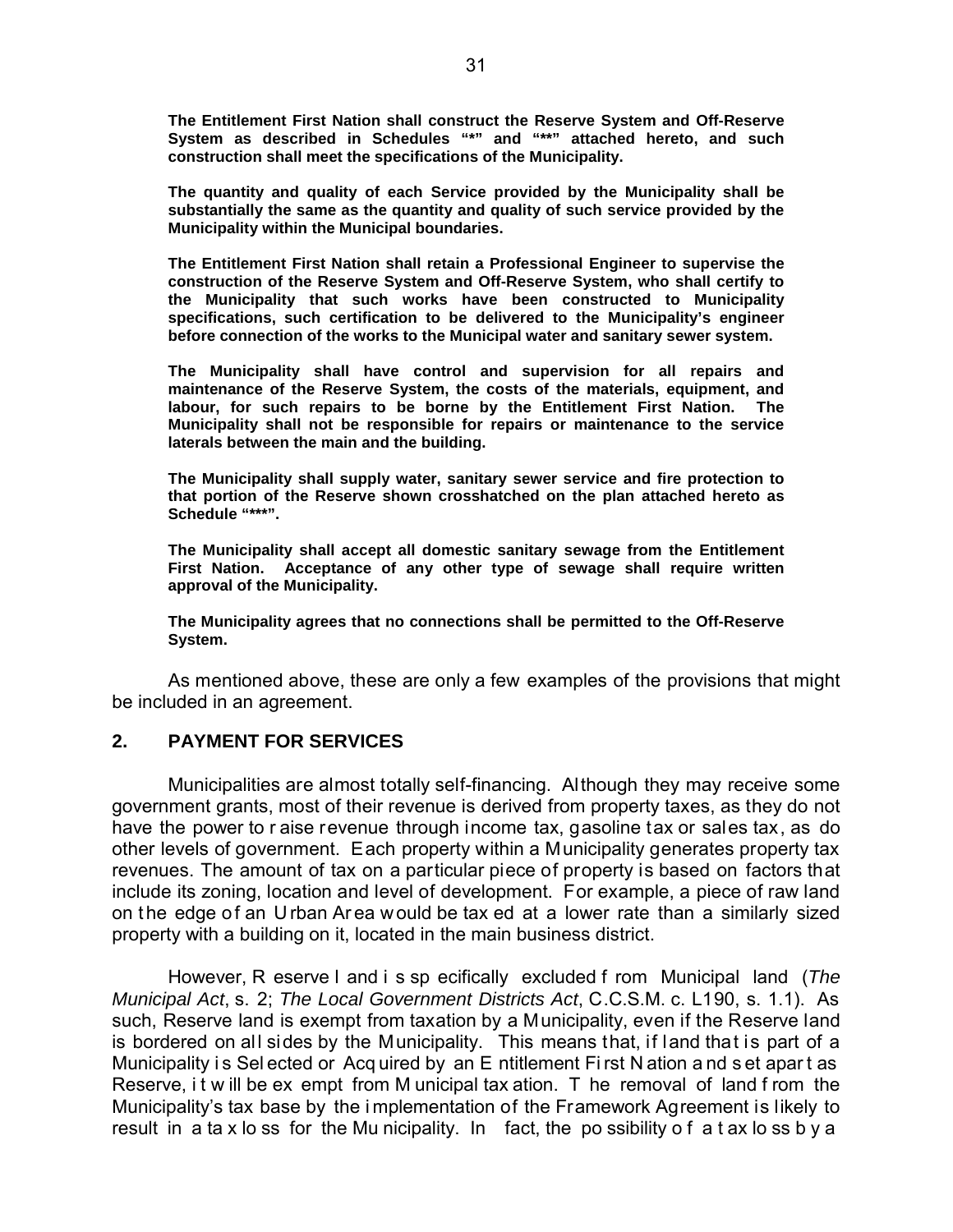**The Entitlement First Nation shall construct the Reserve System and Off-Reserve System as described in Schedules "*" and "**" attached hereto, and such construction shall meet the specifications of the Municipality.**

**The quantity and quality of each Service provided by the Municipality shall be substantially the same as the quantity and quality of such service provided by the Municipality within the Municipal boundaries.**

**The Entitlement First Nation shall retain a Professional Engineer to supervise the construction of the Reserve System and Off-Reserve System, who shall certify to the Municipality that such works have been constructed to Municipality specifications, such certification to be delivered to the Municipality's engineer before connection of the works to the Municipal water and sanitary sewer system.**

**The Municipality shall have control and supervision for all repairs and maintenance of the Reserve System, the costs of the materials, equipment, and labour, for such repairs to be borne by the Entitlement First Nation. The Municipality shall not be responsible for repairs or maintenance to the service laterals between the main and the building.**

**The Municipality shall supply water, sanitary sewer service and fire protection to that portion of the Reserve shown crosshatched on the plan attached hereto as Schedule "***".**

**The Municipality shall accept all domestic sanitary sewage from the Entitlement First Nation. Acceptance of any other type of sewage shall require written approval of the Municipality.**

**The Municipality agrees that no connections shall be permitted to the Off-Reserve System.**

As mentioned above, these are only a few examples of the provisions that might be included in an agreement.

## 2. PAYMENT FOR SERVICES

Municipalities are almost totally self-financing. Although they may receive some government grants, most of their revenue is derived from property taxes, as they do not have the power to raise revenue through income tax, gasoline tax or sales tax, as do other levels of government. Each property within a Municipality generates property tax revenues. The amount of tax on a particular piece of property is based on factors that include its zoning, location and level of development. For example, a piece of raw land on the edge of an Urban Area would be taxed at a lower rate than a similarly sized property with a building on it, located in the main business district.

However, Reserve land is specifically excluded from Municipal land (*The Municipal Act*, s. 2; *The Local Government Districts Act*, C.C.S.M. c. L190, s. 1.1). As such, Reserve land is exempt from taxation by a Municipality, even if the Reserve land is bordered on all sides by the Municipality. This means that, if land that is part of a Municipality is Selected or Acquired by an Entitlement First Nation and set apart as Reserve, it will be exempt from Municipal taxation. The removal of land from the Municipality's tax base by the implementation of the Framework Agreement is likely to result in a tax loss for the Municipality. In fact, the possibility of a tax loss by a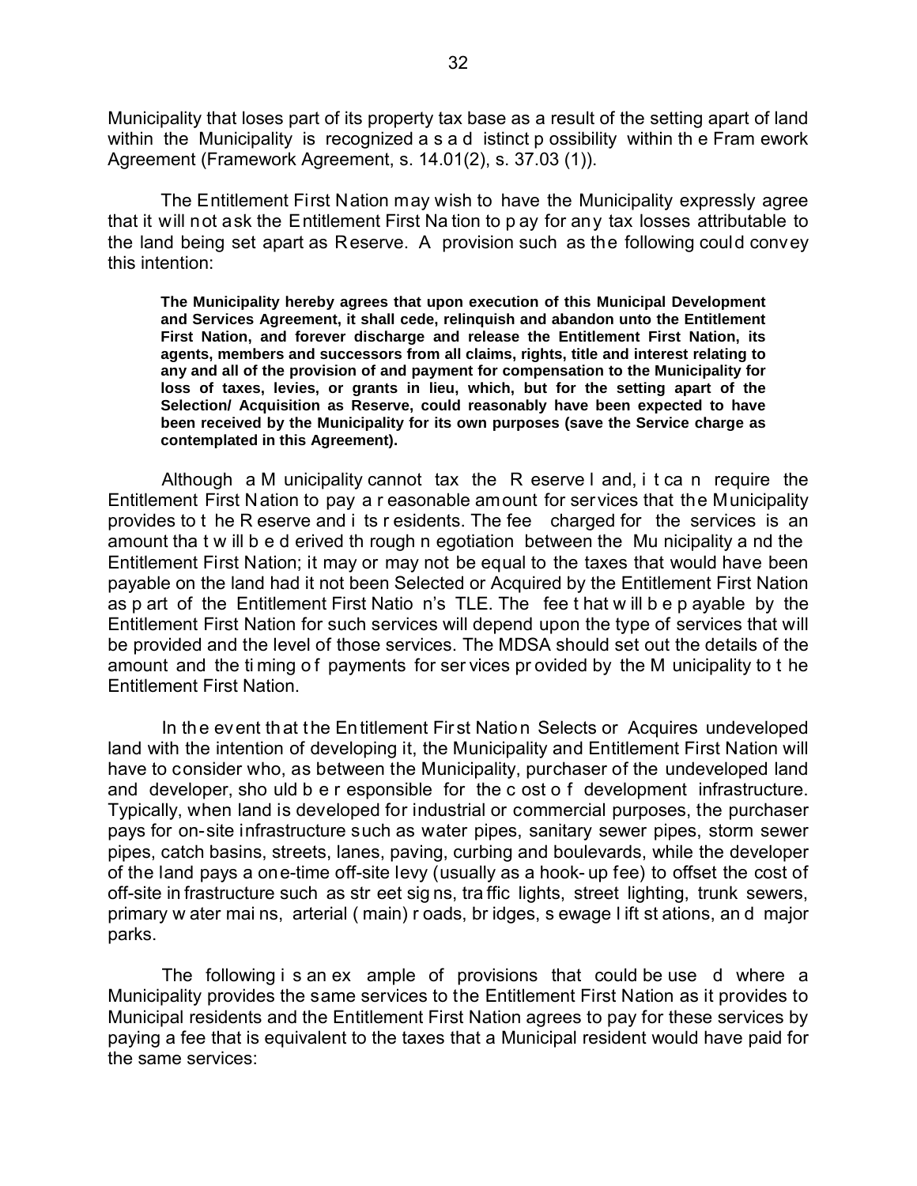Municipality that loses part of its property tax base as a result of the setting apart of land within the Municipality is recognized as a distinct possibility within the Framework Agreement (Framework Agreement, s. 14.01(2), s. 37.03 (1)).

The Entitlement First Nation may wish to have the Municipality expressly agree that it will not ask the Entitlement First Nation to pay for any tax losses attributable to the land being set apart as Reserve. A provision such as the following could convey this intention:

> **The Municipality hereby agrees that upon execution of this Municipal Development and Services Agreement, it shall cede, relinquish and abandon unto the Entitlement First Nation, and forever discharge and release the Entitlement First Nation, its agents, members and successors from all claims, rights, title and interest relating to any and all of the provision of and payment for compensation to the Municipality for loss of taxes, levies, or grants in lieu, which, but for the setting apart of the Selection/ Acquisition as Reserve, could reasonably have been expected to have been received by the Municipality for its own purposes (save the Service charge as contemplated in this Agreement).**

Although a Municipality cannot tax the Reserve land, it can require the Entitlement First Nation to pay a reasonable amount for services that the Municipality provides to the Reserve and its residents. The fee charged for the services is an amount that will be derived through negotiation between the Municipality and the Entitlement First Nation; it may or may not be equal to the taxes that would have been payable on the land had it not been Selected or Acquired by the Entitlement First Nation as part of the Entitlement First Nation's TLE. The fee that will be payable by the Entitlement First Nation for such services will depend upon the type of services that will be provided and the level of those services. The MDSA should set out the details of the amount and the timing of payments for services provided by the Municipality to the Entitlement First Nation.

In the event that the Entitlement First Nation Selects or Acquires undeveloped land with the intention of developing it, the Municipality and Entitlement First Nation will have to consider who, as between the Municipality, purchaser of the undeveloped land and developer, should be responsible for the cost of development infrastructure. Typically, when land is developed for industrial or commercial purposes, the purchaser pays for on-site infrastructure such as water pipes, sanitary sewer pipes, storm sewer pipes, catch basins, streets, lanes, paving, curbing and boulevards, while the developer of the land pays a one-time off-site levy (usually as a hook-up fee) to offset the cost of off-site infrastructure such as street signs, traffic lights, street lighting, trunk sewers, primary water mains, arterial (main) roads, bridges, sewage lift stations, and major parks.

The following is an example of provisions that could be used where a Municipality provides the same services to the Entitlement First Nation as it provides to Municipal residents and the Entitlement First Nation agrees to pay for these services by paying a fee that is equivalent to the taxes that a Municipal resident would have paid for the same services: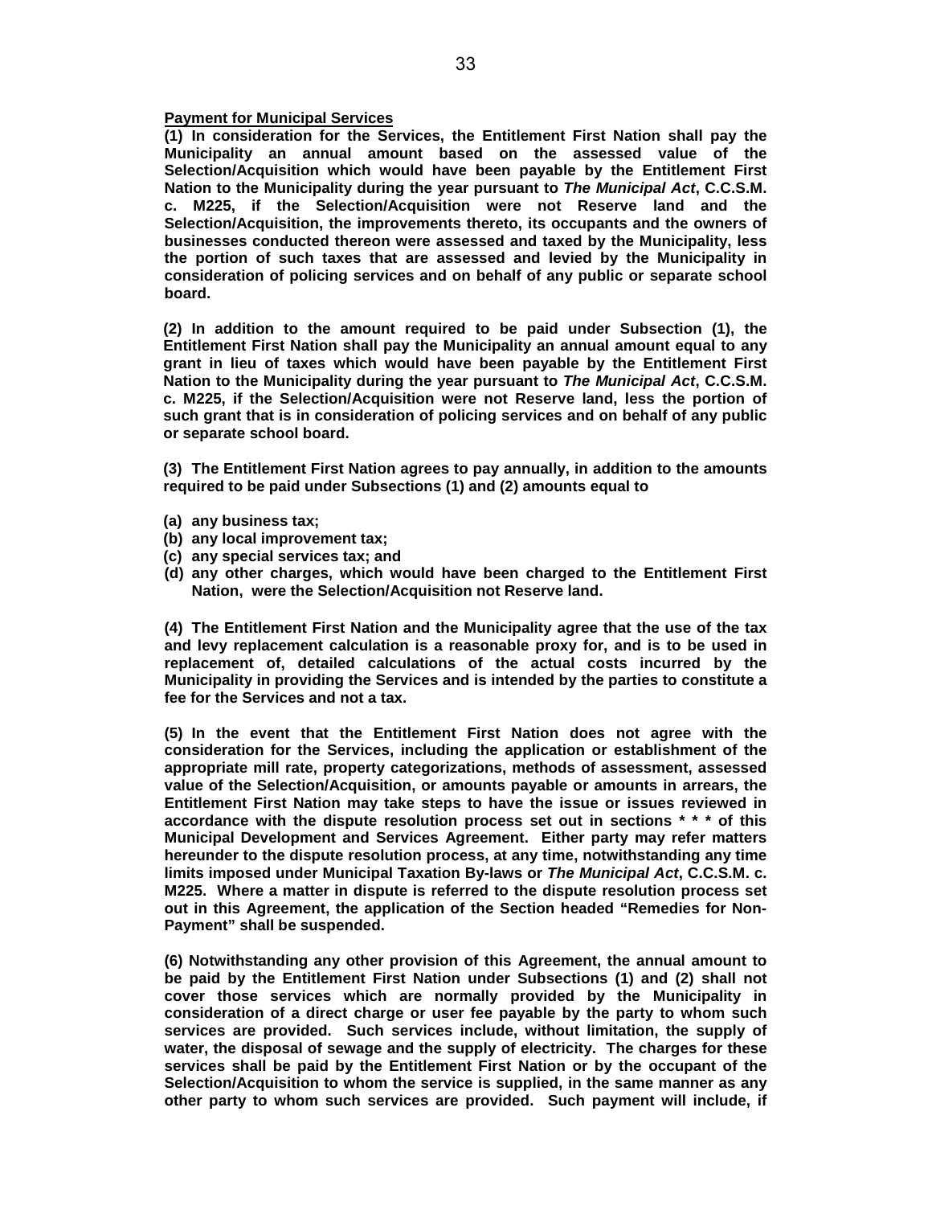**Payment for Municipal Services**

**(1) In consideration for the Services, the Entitlement First Nation shall pay the Municipality an annual amount based on the assessed value of the Selection/Acquisition which would have been payable by the Entitlement First Nation to the Municipality during the year pursuant to *The Municipal Act*, C.C.S.M. c. M225, if the Selection/Acquisition were not Reserve land and the Selection/Acquisition, the improvements thereto, its occupants and the owners of businesses conducted thereon were assessed and taxed by the Municipality, less the portion of such taxes that are assessed and levied by the Municipality in consideration of policing services and on behalf of any public or separate school board.**

**(2) In addition to the amount required to be paid under Subsection (1), the Entitlement First Nation shall pay the Municipality an annual amount equal to any grant in lieu of taxes which would have been payable by the Entitlement First Nation to the Municipality during the year pursuant to *The Municipal Act*, C.C.S.M. c. M225, if the Selection/Acquisition were not Reserve land, less the portion of such grant that is in consideration of policing services and on behalf of any public or separate school board.**

**(3) The Entitlement First Nation agrees to pay annually, in addition to the amounts required to be paid under Subsections (1) and (2) amounts equal to**

**(a) any business tax;**
**(b) any local improvement tax;**
**(c) any special services tax; and**
**(d) any other charges, which would have been charged to the Entitlement First Nation, were the Selection/Acquisition not Reserve land.**

**(4) The Entitlement First Nation and the Municipality agree that the use of the tax and levy replacement calculation is a reasonable proxy for, and is to be used in replacement of, detailed calculations of the actual costs incurred by the Municipality in providing the Services and is intended by the parties to constitute a fee for the Services and not a tax.**

**(5) In the event that the Entitlement First Nation does not agree with the consideration for the Services, including the application or establishment of the appropriate mill rate, property categorizations, methods of assessment, assessed value of the Selection/Acquisition, or amounts payable or amounts in arrears, the Entitlement First Nation may take steps to have the issue or issues reviewed in accordance with the dispute resolution process set out in sections * * * of this Municipal Development and Services Agreement. Either party may refer matters hereunder to the dispute resolution process, at any time, notwithstanding any time limits imposed under Municipal Taxation By-laws or *The Municipal Act*, C.C.S.M. c. M225. Where a matter in dispute is referred to the dispute resolution process set out in this Agreement, the application of the Section headed "Remedies for Non-Payment" shall be suspended.**

**(6) Notwithstanding any other provision of this Agreement, the annual amount to be paid by the Entitlement First Nation under Subsections (1) and (2) shall not cover those services which are normally provided by the Municipality in consideration of a direct charge or user fee payable by the party to whom such services are provided. Such services include, without limitation, the supply of water, the disposal of sewage and the supply of electricity. The charges for these services shall be paid by the Entitlement First Nation or by the occupant of the Selection/Acquisition to whom the service is supplied, in the same manner as any other party to whom such services are provided. Such payment will include, if**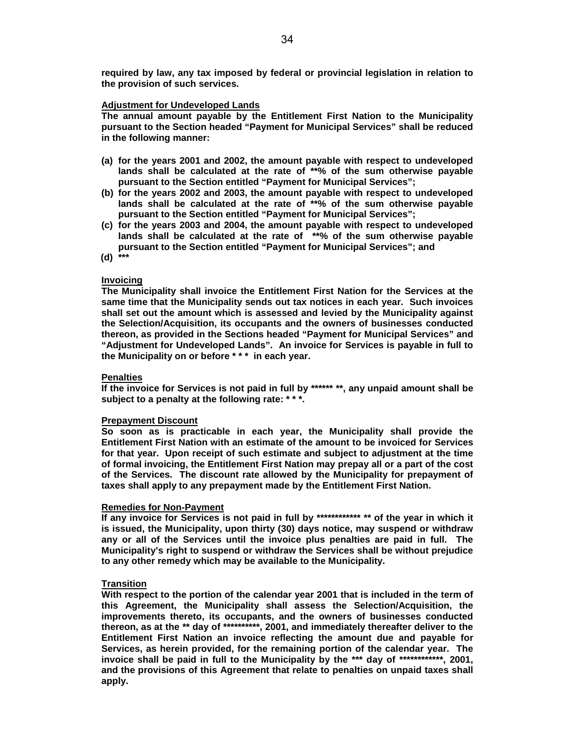**required by law, any tax imposed by federal or provincial legislation in relation to the provision of such services.**

**Adjustment for Undeveloped Lands**

**The annual amount payable by the Entitlement First Nation to the Municipality pursuant to the Section headed "Payment for Municipal Services" shall be reduced in the following manner:**

**(a) for the years 2001 and 2002, the amount payable with respect to undeveloped lands shall be calculated at the rate of **% of the sum otherwise payable pursuant to the Section entitled "Payment for Municipal Services";**

**(b) for the years 2002 and 2003, the amount payable with respect to undeveloped lands shall be calculated at the rate of **% of the sum otherwise payable pursuant to the Section entitled "Payment for Municipal Services";**

**(c) for the years 2003 and 2004, the amount payable with respect to undeveloped lands shall be calculated at the rate of **% of the sum otherwise payable pursuant to the Section entitled "Payment for Municipal Services"; and**

**(d) *****

**Invoicing**

**The Municipality shall invoice the Entitlement First Nation for the Services at the same time that the Municipality sends out tax notices in each year. Such invoices shall set out the amount which is assessed and levied by the Municipality against the Selection/Acquisition, its occupants and the owners of businesses conducted thereon, as provided in the Sections headed "Payment for Municipal Services" and "Adjustment for Undeveloped Lands". An invoice for Services is payable in full to the Municipality on or before * * * in each year.**

**Penalties**

**If the invoice for Services is not paid in full by ****** **, any unpaid amount shall be subject to a penalty at the following rate: * * *.**

**Prepayment Discount**

**So soon as is practicable in each year, the Municipality shall provide the Entitlement First Nation with an estimate of the amount to be invoiced for Services for that year. Upon receipt of such estimate and subject to adjustment at the time of formal invoicing, the Entitlement First Nation may prepay all or a part of the cost of the Services. The discount rate allowed by the Municipality for prepayment of taxes shall apply to any prepayment made by the Entitlement First Nation.**

**Remedies for Non-Payment**

**If any invoice for Services is not paid in full by ************ ** of the year in which it is issued, the Municipality, upon thirty (30) days notice, may suspend or withdraw any or all of the Services until the invoice plus penalties are paid in full. The Municipality's right to suspend or withdraw the Services shall be without prejudice to any other remedy which may be available to the Municipality.**

**Transition**

**With respect to the portion of the calendar year 2001 that is included in the term of this Agreement, the Municipality shall assess the Selection/Acquisition, the improvements thereto, its occupants, and the owners of businesses conducted thereon, as at the ** day of **********, 2001, and immediately thereafter deliver to the Entitlement First Nation an invoice reflecting the amount due and payable for Services, as herein provided, for the remaining portion of the calendar year. The invoice shall be paid in full to the Municipality by the *** day of ************, 2001, and the provisions of this Agreement that relate to penalties on unpaid taxes shall apply.**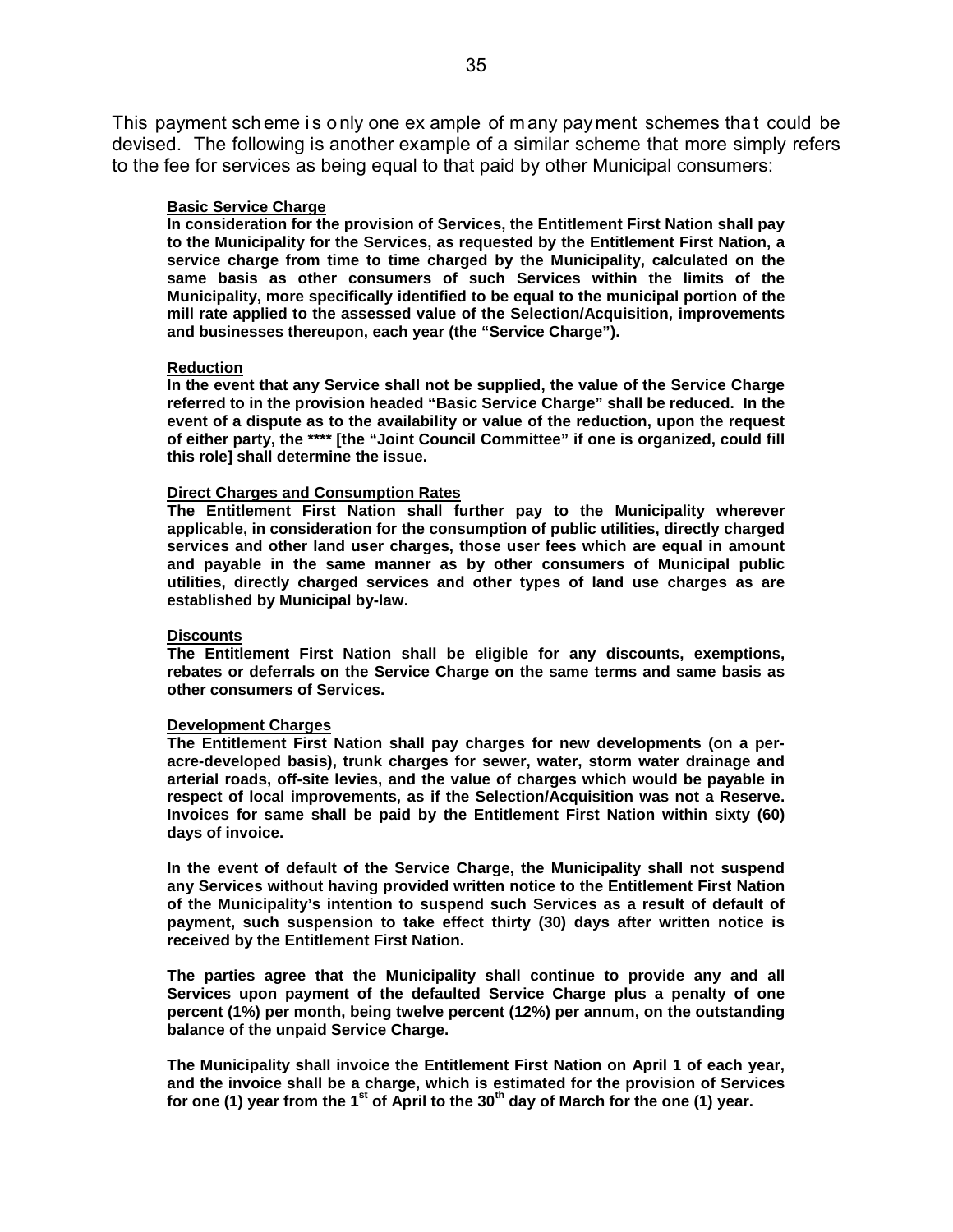This payment scheme is only one example of many payment schemes that could be devised. The following is another example of a similar scheme that more simply refers to the fee for services as being equal to that paid by other Municipal consumers:

**<u>Basic Service Charge</u>**

**In consideration for the provision of Services, the Entitlement First Nation shall pay to the Municipality for the Services, as requested by the Entitlement First Nation, a service charge from time to time charged by the Municipality, calculated on the same basis as other consumers of such Services within the limits of the Municipality, more specifically identified to be equal to the municipal portion of the mill rate applied to the assessed value of the Selection/Acquisition, improvements and businesses thereupon, each year (the "Service Charge").**

**<u>Reduction</u>**

**In the event that any Service shall not be supplied, the value of the Service Charge referred to in the provision headed "Basic Service Charge" shall be reduced. In the event of a dispute as to the availability or value of the reduction, upon the request of either party, the **** [the "Joint Council Committee" if one is organized, could fill this role] shall determine the issue.**

**<u>Direct Charges and Consumption Rates</u>**

**The Entitlement First Nation shall further pay to the Municipality wherever applicable, in consideration for the consumption of public utilities, directly charged services and other land user charges, those user fees which are equal in amount and payable in the same manner as by other consumers of Municipal public utilities, directly charged services and other types of land use charges as are established by Municipal by-law.**

**<u>Discounts</u>**

**The Entitlement First Nation shall be eligible for any discounts, exemptions, rebates or deferrals on the Service Charge on the same terms and same basis as other consumers of Services.**

**<u>Development Charges</u>**

**The Entitlement First Nation shall pay charges for new developments (on a per-acre-developed basis), trunk charges for sewer, water, storm water drainage and arterial roads, off-site levies, and the value of charges which would be payable in respect of local improvements, as if the Selection/Acquisition was not a Reserve. Invoices for same shall be paid by the Entitlement First Nation within sixty (60) days of invoice.**

**In the event of default of the Service Charge, the Municipality shall not suspend any Services without having provided written notice to the Entitlement First Nation of the Municipality's intention to suspend such Services as a result of default of payment, such suspension to take effect thirty (30) days after written notice is received by the Entitlement First Nation.**

**The parties agree that the Municipality shall continue to provide any and all Services upon payment of the defaulted Service Charge plus a penalty of one percent (1%) per month, being twelve percent (12%) per annum, on the outstanding balance of the unpaid Service Charge.**

**The Municipality shall invoice the Entitlement First Nation on April 1 of each year, and the invoice shall be a charge, which is estimated for the provision of Services for one (1) year from the 1st of April to the 30th day of March for the one (1) year.**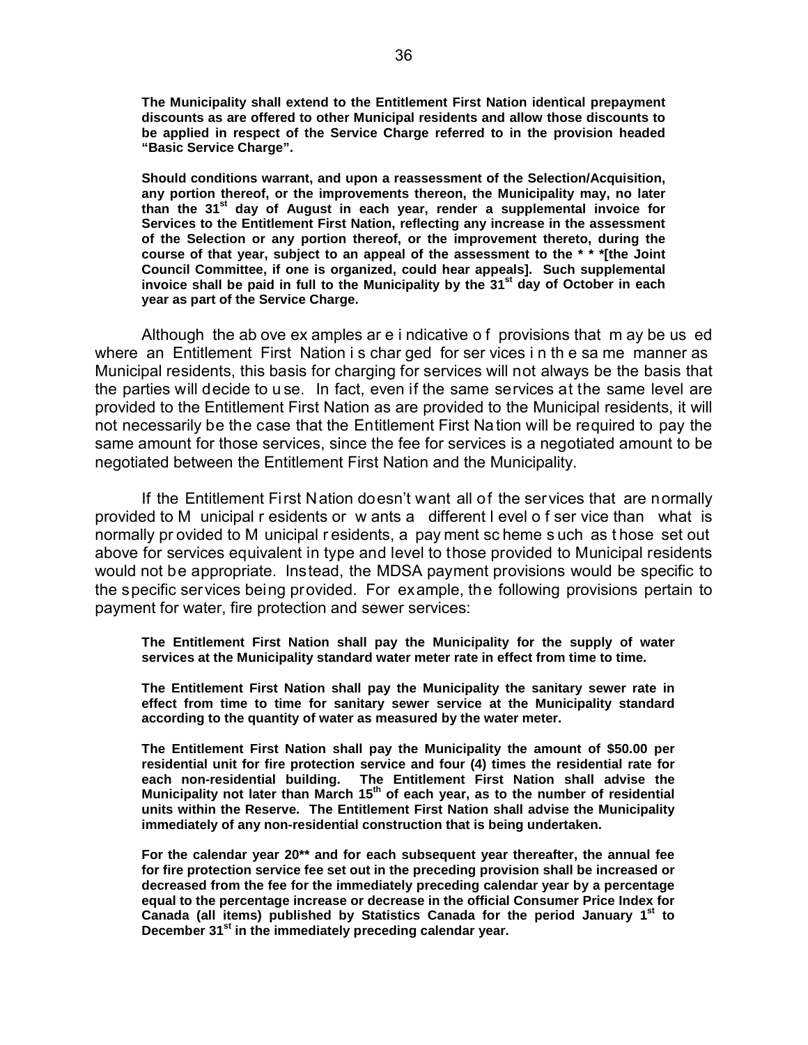**The Municipality shall extend to the Entitlement First Nation identical prepayment discounts as are offered to other Municipal residents and allow those discounts to be applied in respect of the Service Charge referred to in the provision headed "Basic Service Charge".**

**Should conditions warrant, and upon a reassessment of the Selection/Acquisition, any portion thereof, or the improvements thereon, the Municipality may, no later than the 31st day of August in each year, render a supplemental invoice for Services to the Entitlement First Nation, reflecting any increase in the assessment of the Selection or any portion thereof, or the improvement thereto, during the course of that year, subject to an appeal of the assessment to the * * *[the Joint Council Committee, if one is organized, could hear appeals]. Such supplemental invoice shall be paid in full to the Municipality by the 31st day of October in each year as part of the Service Charge.**

Although the above examples are indicative of provisions that may be used where an Entitlement First Nation is charged for services in the same manner as Municipal residents, this basis for charging for services will not always be the basis that the parties will decide to use. In fact, even if the same services at the same level are provided to the Entitlement First Nation as are provided to the Municipal residents, it will not necessarily be the case that the Entitlement First Nation will be required to pay the same amount for those services, since the fee for services is a negotiated amount to be negotiated between the Entitlement First Nation and the Municipality.

If the Entitlement First Nation doesn't want all of the services that are normally provided to Municipal residents or wants a different level of service than what is normally provided to Municipal residents, a payment scheme such as those set out above for services equivalent in type and level to those provided to Municipal residents would not be appropriate. Instead, the MDSA payment provisions would be specific to the specific services being provided. For example, the following provisions pertain to payment for water, fire protection and sewer services:

**The Entitlement First Nation shall pay the Municipality for the supply of water services at the Municipality standard water meter rate in effect from time to time.**

**The Entitlement First Nation shall pay the Municipality the sanitary sewer rate in effect from time to time for sanitary sewer service at the Municipality standard according to the quantity of water as measured by the water meter.**

**The Entitlement First Nation shall pay the Municipality the amount of $50.00 per residential unit for fire protection service and four (4) times the residential rate for each non-residential building. The Entitlement First Nation shall advise the Municipality not later than March 15th of each year, as to the number of residential units within the Reserve. The Entitlement First Nation shall advise the Municipality immediately of any non-residential construction that is being undertaken.**

**For the calendar year 20** and for each subsequent year thereafter, the annual fee for fire protection service fee set out in the preceding provision shall be increased or decreased from the fee for the immediately preceding calendar year by a percentage equal to the percentage increase or decrease in the official Consumer Price Index for Canada (all items) published by Statistics Canada for the period January 1st to December 31st in the immediately preceding calendar year.**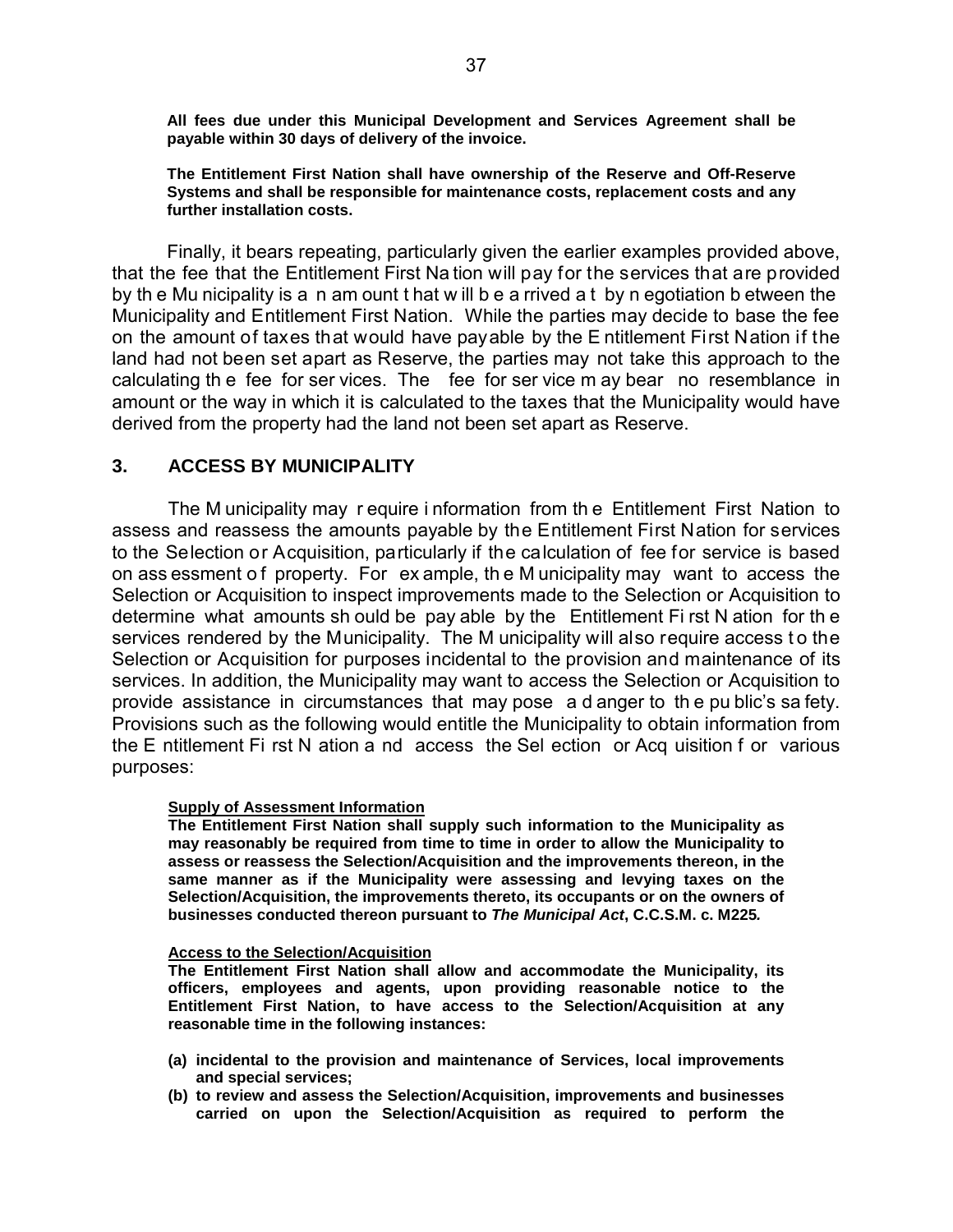**All fees due under this Municipal Development and Services Agreement shall be payable within 30 days of delivery of the invoice.**

**The Entitlement First Nation shall have ownership of the Reserve and Off-Reserve Systems and shall be responsible for maintenance costs, replacement costs and any further installation costs.**

Finally, it bears repeating, particularly given the earlier examples provided above, that the fee that the Entitlement First Nation will pay for the services that are provided by the Municipality is an amount that will be arrived at by negotiation between the Municipality and Entitlement First Nation. While the parties may decide to base the fee on the amount of taxes that would have payable by the Entitlement First Nation if the land had not been set apart as Reserve, the parties may not take this approach to the calculating the fee for services. The fee for service may bear no resemblance in amount or the way in which it is calculated to the taxes that the Municipality would have derived from the property had the land not been set apart as Reserve.

## 3. ACCESS BY MUNICIPALITY

The Municipality may require information from the Entitlement First Nation to assess and reassess the amounts payable by the Entitlement First Nation for services to the Selection or Acquisition, particularly if the calculation of fee for service is based on assessment of property. For example, the Municipality may want to access the Selection or Acquisition to inspect improvements made to the Selection or Acquisition to determine what amounts should be payable by the Entitlement First Nation for the services rendered by the Municipality. The Municipality will also require access to the Selection or Acquisition for purposes incidental to the provision and maintenance of its services. In addition, the Municipality may want to access the Selection or Acquisition to provide assistance in circumstances that may pose a danger to the public's safety. Provisions such as the following would entitle the Municipality to obtain information from the Entitlement First Nation and access the Selection or Acquisition for various purposes:

**Supply of Assessment Information**

**The Entitlement First Nation shall supply such information to the Municipality as may reasonably be required from time to time in order to allow the Municipality to assess or reassess the Selection/Acquisition and the improvements thereon, in the same manner as if the Municipality were assessing and levying taxes on the Selection/Acquisition, the improvements thereto, its occupants or on the owners of businesses conducted thereon pursuant to *The Municipal Act*, C.C.S.M. c. M225*.***

**Access to the Selection/Acquisition**

**The Entitlement First Nation shall allow and accommodate the Municipality, its officers, employees and agents, upon providing reasonable notice to the Entitlement First Nation, to have access to the Selection/Acquisition at any reasonable time in the following instances:**

**(a) incidental to the provision and maintenance of Services, local improvements and special services;**

**(b) to review and assess the Selection/Acquisition, improvements and businesses carried on upon the Selection/Acquisition as required to perform the**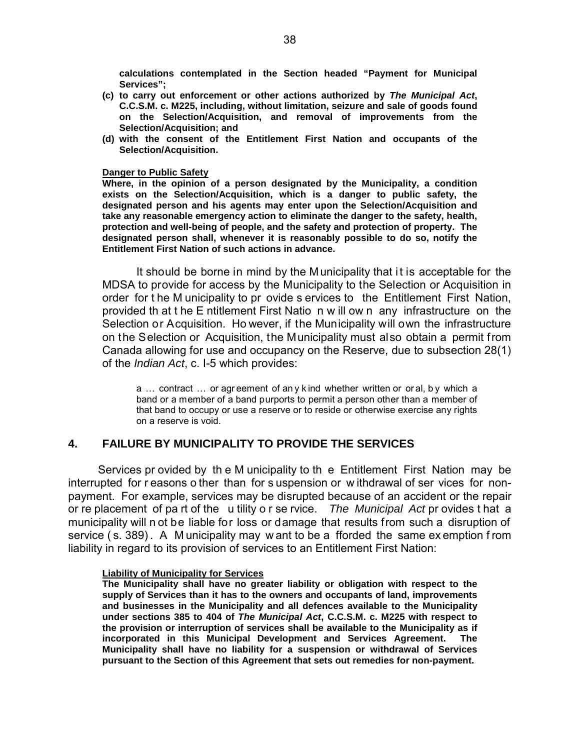**calculations contemplated in the Section headed "Payment for Municipal Services";**

**(c) to carry out enforcement or other actions authorized by *The Municipal Act*, C.C.S.M. c. M225, including, without limitation, seizure and sale of goods found on the Selection/Acquisition, and removal of improvements from the Selection/Acquisition; and**

**(d) with the consent of the Entitlement First Nation and occupants of the Selection/Acquisition.**

**Danger to Public Safety**

**Where, in the opinion of a person designated by the Municipality, a condition exists on the Selection/Acquisition, which is a danger to public safety, the designated person and his agents may enter upon the Selection/Acquisition and take any reasonable emergency action to eliminate the danger to the safety, health, protection and well-being of people, and the safety and protection of property. The designated person shall, whenever it is reasonably possible to do so, notify the Entitlement First Nation of such actions in advance.**

It should be borne in mind by the Municipality that it is acceptable for the MDSA to provide for access by the Municipality to the Selection or Acquisition in order for the Municipality to provide services to the Entitlement First Nation, provided that the Entitlement First Nation will own any infrastructure on the Selection or Acquisition. However, if the Municipality will own the infrastructure on the Selection or Acquisition, the Municipality must also obtain a permit from Canada allowing for use and occupancy on the Reserve, due to subsection 28(1) of the *Indian Act*, c. I-5 which provides:

> a … contract … or agreement of any kind whether written or oral, by which a band or a member of a band purports to permit a person other than a member of that band to occupy or use a reserve or to reside or otherwise exercise any rights on a reserve is void.

## 4. FAILURE BY MUNICIPALITY TO PROVIDE THE SERVICES

Services provided by the Municipality to the Entitlement First Nation may be interrupted for reasons other than for suspension or withdrawal of services for non-payment. For example, services may be disrupted because of an accident or the repair or replacement of part of the utility or service. *The Municipal Act* provides that a municipality will not be liable for loss or damage that results from such a disruption of service (s. 389). A Municipality may want to be afforded the same exemption from liability in regard to its provision of services to an Entitlement First Nation:

**Liability of Municipality for Services**

**The Municipality shall have no greater liability or obligation with respect to the supply of Services than it has to the owners and occupants of land, improvements and businesses in the Municipality and all defences available to the Municipality under sections 385 to 404 of *The Municipal Act*, C.C.S.M. c. M225 with respect to the provision or interruption of services shall be available to the Municipality as if incorporated in this Municipal Development and Services Agreement. The Municipality shall have no liability for a suspension or withdrawal of Services pursuant to the Section of this Agreement that sets out remedies for non-payment.**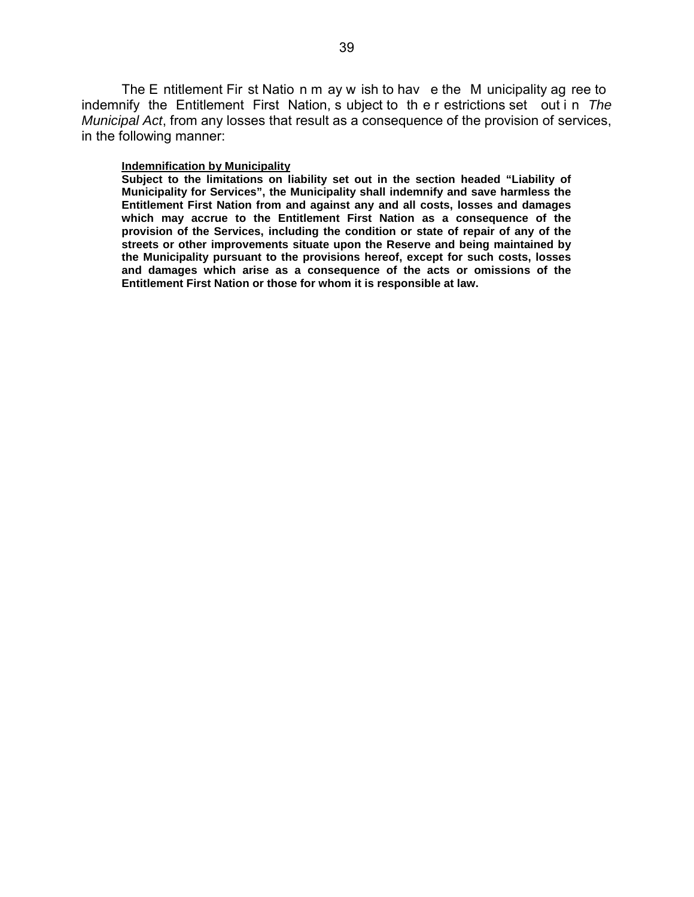The Entitlement First Nation may wish to have the Municipality agree to indemnify the Entitlement First Nation, subject to the restrictions set out in *The Municipal Act*, from any losses that result as a consequence of the provision of services, in the following manner:

> **<u>Indemnification by Municipality</u>**
>
> **Subject to the limitations on liability set out in the section headed "Liability of Municipality for Services", the Municipality shall indemnify and save harmless the Entitlement First Nation from and against any and all costs, losses and damages which may accrue to the Entitlement First Nation as a consequence of the provision of the Services, including the condition or state of repair of any of the streets or other improvements situate upon the Reserve and being maintained by the Municipality pursuant to the provisions hereof, except for such costs, losses and damages which arise as a consequence of the acts or omissions of the Entitlement First Nation or those for whom it is responsible at law.**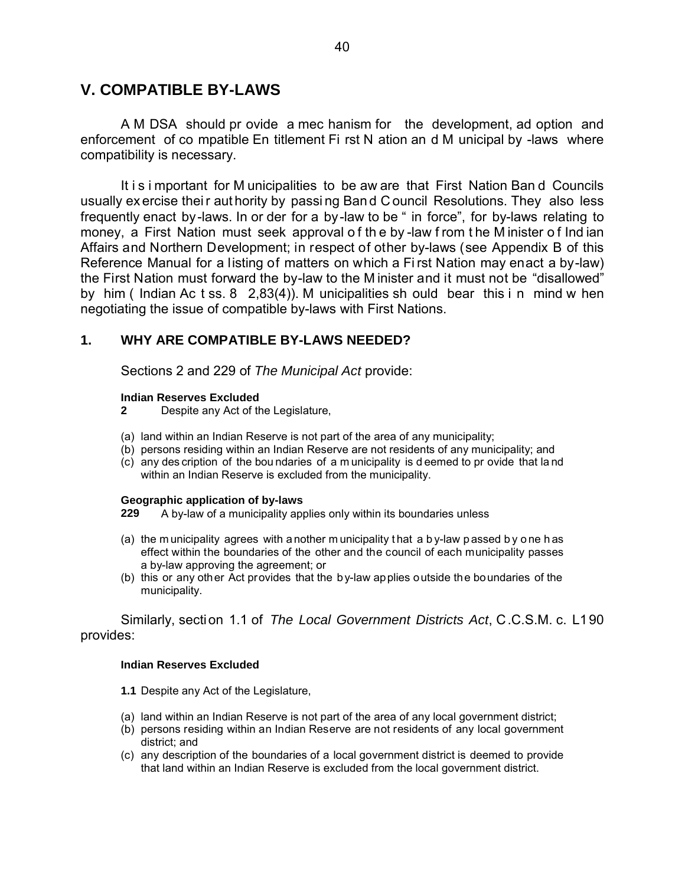## V. COMPATIBLE BY-LAWS

A MDSA should provide a mechanism for the development, adoption and enforcement of compatible Entitlement First Nation and Municipal by-laws where compatibility is necessary.

It is important for Municipalities to be aware that First Nation Band Councils usually exercise their authority by passing Band Council Resolutions. They also less frequently enact by-laws. In order for a by-law to be "in force", for by-laws relating to money, a First Nation must seek approval of the by-law from the Minister of Indian Affairs and Northern Development; in respect of other by-laws (see Appendix B of this Reference Manual for a listing of matters on which a First Nation may enact a by-law) the First Nation must forward the by-law to the Minister and it must not be "disallowed" by him (Indian Act ss. 82,83(4)). Municipalities should bear this in mind when negotiating the issue of compatible by-laws with First Nations.

### 1. WHY ARE COMPATIBLE BY-LAWS NEEDED?

Sections 2 and 229 of *The Municipal Act* provide:

**Indian Reserves Excluded**

**2** Despite any Act of the Legislature,

(a) land within an Indian Reserve is not part of the area of any municipality;
(b) persons residing within an Indian Reserve are not residents of any municipality; and
(c) any description of the boundaries of a municipality is deemed to provide that land within an Indian Reserve is excluded from the municipality.

**Geographic application of by-laws**

**229** A by-law of a municipality applies only within its boundaries unless

(a) the municipality agrees with another municipality that a by-law passed by one has effect within the boundaries of the other and the council of each municipality passes a by-law approving the agreement; or
(b) this or any other Act provides that the by-law applies outside the boundaries of the municipality.

Similarly, section 1.1 of *The Local Government Districts Act*, C.C.S.M. c. L190 provides:

**Indian Reserves Excluded**

**1.1** Despite any Act of the Legislature,

(a) land within an Indian Reserve is not part of the area of any local government district;
(b) persons residing within an Indian Reserve are not residents of any local government district; and
(c) any description of the boundaries of a local government district is deemed to provide that land within an Indian Reserve is excluded from the local government district.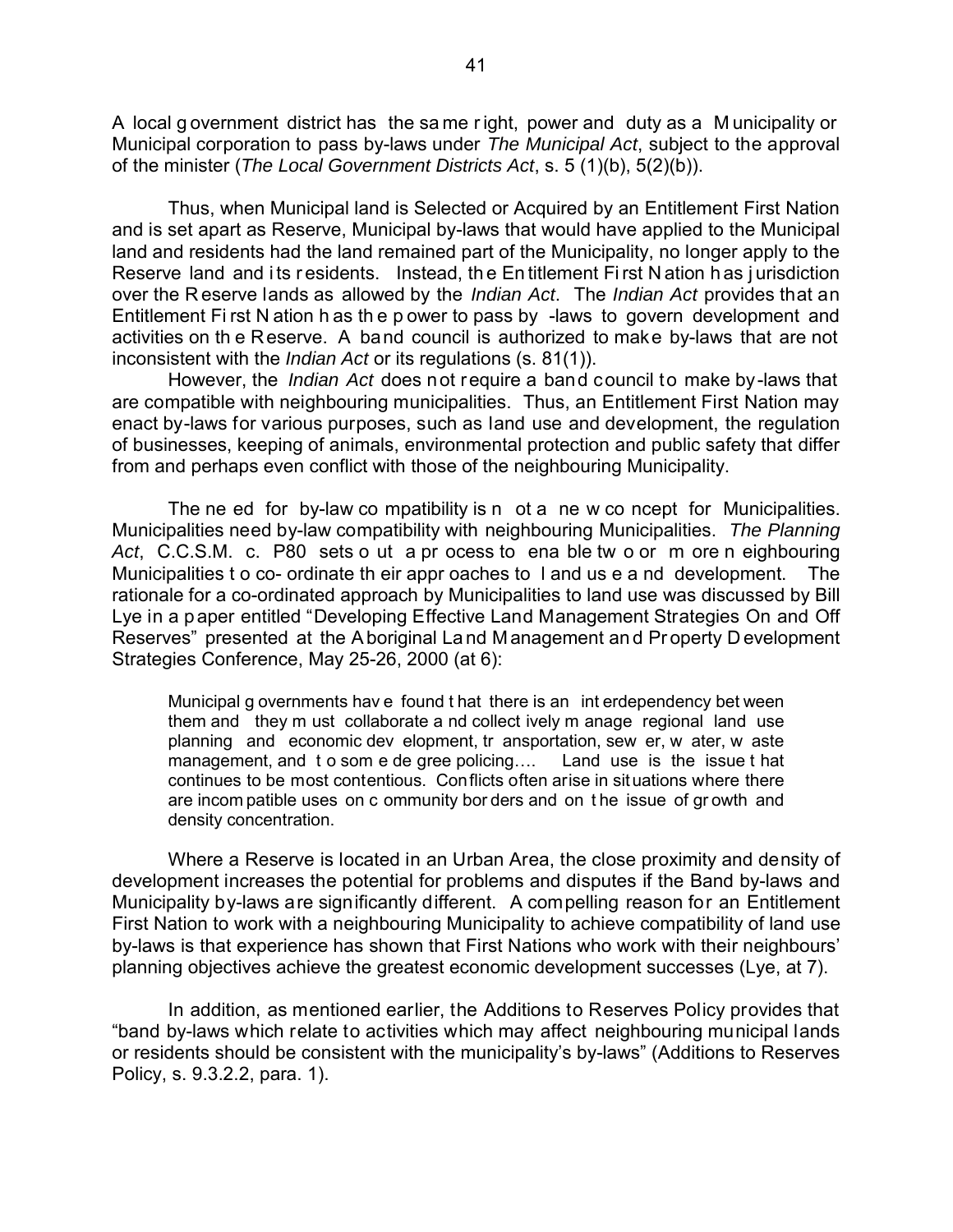A local government district has the same right, power and duty as a Municipality or Municipal corporation to pass by-laws under *The Municipal Act*, subject to the approval of the minister (*The Local Government Districts Act*, s. 5 (1)(b), 5(2)(b)).

Thus, when Municipal land is Selected or Acquired by an Entitlement First Nation and is set apart as Reserve, Municipal by-laws that would have applied to the Municipal land and residents had the land remained part of the Municipality, no longer apply to the Reserve land and its residents. Instead, the Entitlement First Nation has jurisdiction over the Reserve lands as allowed by the *Indian Act*. The *Indian Act* provides that an Entitlement First Nation has the power to pass by-laws to govern development and activities on the Reserve. A band council is authorized to make by-laws that are not inconsistent with the *Indian Act* or its regulations (s. 81(1)).

However, the *Indian Act* does not require a band council to make by-laws that are compatible with neighbouring municipalities. Thus, an Entitlement First Nation may enact by-laws for various purposes, such as land use and development, the regulation of businesses, keeping of animals, environmental protection and public safety that differ from and perhaps even conflict with those of the neighbouring Municipality.

The need for by-law compatibility is not a new concept for Municipalities. Municipalities need by-law compatibility with neighbouring Municipalities. *The Planning Act*, C.C.S.M. c. P80 sets out a process to enable two or more neighbouring Municipalities to co-ordinate their approaches to land use and development. The rationale for a co-ordinated approach by Municipalities to land use was discussed by Bill Lye in a paper entitled "Developing Effective Land Management Strategies On and Off Reserves" presented at the Aboriginal Land Management and Property Development Strategies Conference, May 25-26, 2000 (at 6):

> Municipal governments have found that there is an interdependency between them and they must collaborate and collectively manage regional land use planning and economic development, transportation, sewer, water, waste management, and to some degree policing…. Land use is the issue that continues to be most contentious. Conflicts often arise in situations where there are incompatible uses on community borders and on the issue of growth and density concentration.

Where a Reserve is located in an Urban Area, the close proximity and density of development increases the potential for problems and disputes if the Band by-laws and Municipality by-laws are significantly different. A compelling reason for an Entitlement First Nation to work with a neighbouring Municipality to achieve compatibility of land use by-laws is that experience has shown that First Nations who work with their neighbours' planning objectives achieve the greatest economic development successes (Lye, at 7).

In addition, as mentioned earlier, the Additions to Reserves Policy provides that "band by-laws which relate to activities which may affect neighbouring municipal lands or residents should be consistent with the municipality's by-laws" (Additions to Reserves Policy, s. 9.3.2.2, para. 1).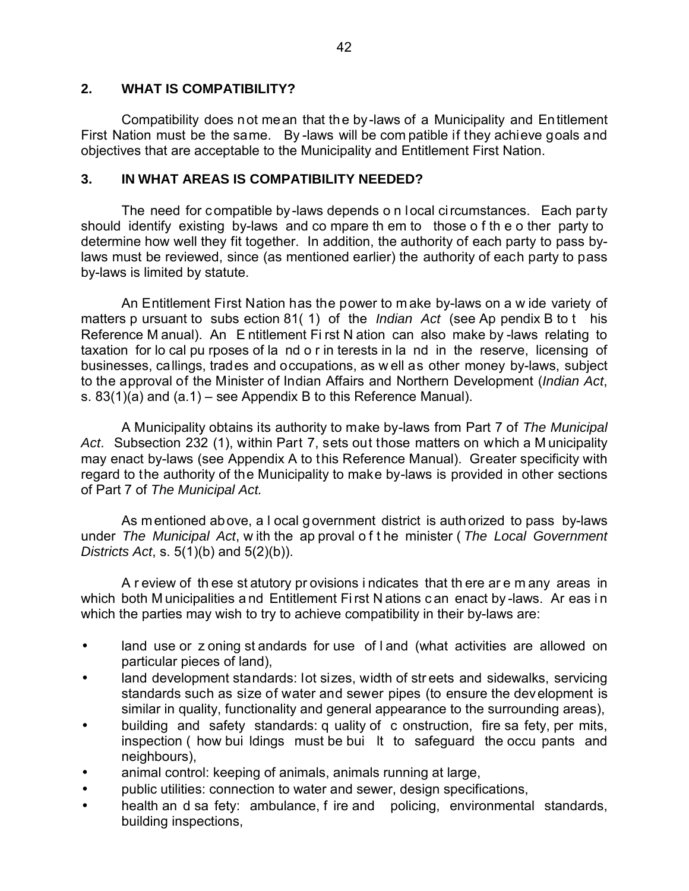## 2. WHAT IS COMPATIBILITY?

Compatibility does not mean that the by-laws of a Municipality and Entitlement First Nation must be the same. By-laws will be compatible if they achieve goals and objectives that are acceptable to the Municipality and Entitlement First Nation.

## 3. IN WHAT AREAS IS COMPATIBILITY NEEDED?

The need for compatible by-laws depends on local circumstances. Each party should identify existing by-laws and compare them to those of the other party to determine how well they fit together. In addition, the authority of each party to pass by-laws must be reviewed, since (as mentioned earlier) the authority of each party to pass by-laws is limited by statute.

An Entitlement First Nation has the power to make by-laws on a wide variety of matters pursuant to subsection 81(1) of the *Indian Act* (see Appendix B to this Reference Manual). An Entitlement First Nation can also make by-laws relating to taxation for local purposes of land or interests in land in the reserve, licensing of businesses, callings, trades and occupations, as well as other money by-laws, subject to the approval of the Minister of Indian Affairs and Northern Development (*Indian Act*, s. 83(1)(a) and (a.1) – see Appendix B to this Reference Manual).

A Municipality obtains its authority to make by-laws from Part 7 of *The Municipal Act*. Subsection 232 (1), within Part 7, sets out those matters on which a Municipality may enact by-laws (see Appendix A to this Reference Manual). Greater specificity with regard to the authority of the Municipality to make by-laws is provided in other sections of Part 7 of *The Municipal Act.*

As mentioned above, a local government district is authorized to pass by-laws under *The Municipal Act*, with the approval of the minister (*The Local Government Districts Act*, s. 5(1)(b) and 5(2)(b)).

A review of these statutory provisions indicates that there are many areas in which both Municipalities and Entitlement First Nations can enact by-laws. Areas in which the parties may wish to try to achieve compatibility in their by-laws are:

- land use or zoning standards for use of land (what activities are allowed on particular pieces of land),
- land development standards: lot sizes, width of streets and sidewalks, servicing standards such as size of water and sewer pipes (to ensure the development is similar in quality, functionality and general appearance to the surrounding areas),
- building and safety standards: quality of construction, fire safety, permits, inspection (how buildings must be built to safeguard the occupants and neighbours),
- animal control: keeping of animals, animals running at large,
- public utilities: connection to water and sewer, design specifications,
- health and safety: ambulance, fire and policing, environmental standards, building inspections,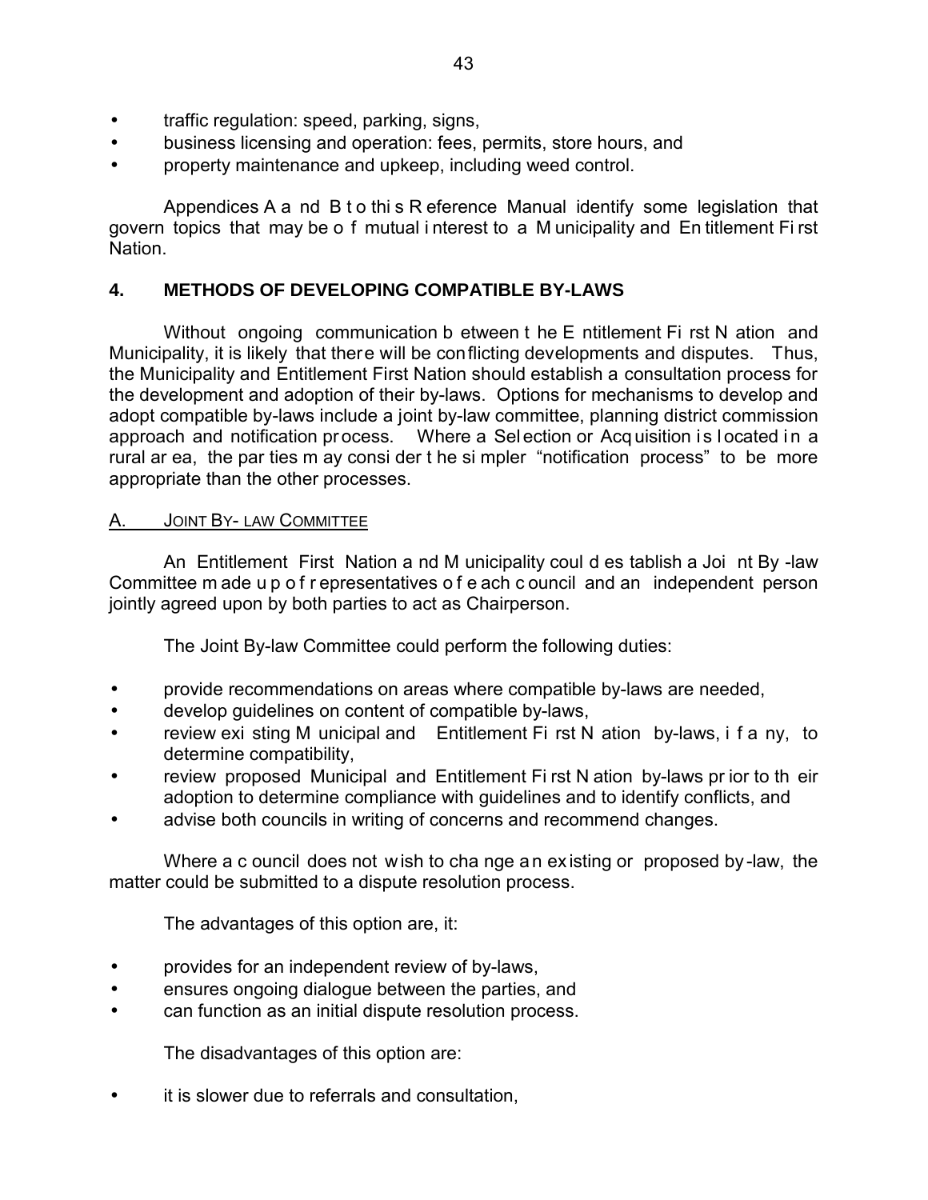- traffic regulation: speed, parking, signs,
- business licensing and operation: fees, permits, store hours, and
- property maintenance and upkeep, including weed control.

Appendices A and B to this Reference Manual identify some legislation that govern topics that may be of mutual interest to a Municipality and Entitlement First Nation.

## 4. METHODS OF DEVELOPING COMPATIBLE BY-LAWS

Without ongoing communication between the Entitlement First Nation and Municipality, it is likely that there will be conflicting developments and disputes. Thus, the Municipality and Entitlement First Nation should establish a consultation process for the development and adoption of their by-laws. Options for mechanisms to develop and adopt compatible by-laws include a joint by-law committee, planning district commission approach and notification process. Where a Selection or Acquisition is located in a rural area, the parties may consider the simpler "notification process" to be more appropriate than the other processes.

### A. JOINT BY-LAW COMMITTEE

An Entitlement First Nation and Municipality could establish a Joint By-law Committee made up of representatives of each council and an independent person jointly agreed upon by both parties to act as Chairperson.

The Joint By-law Committee could perform the following duties:

- provide recommendations on areas where compatible by-laws are needed,
- develop guidelines on content of compatible by-laws,
- review existing Municipal and Entitlement First Nation by-laws, if any, to determine compatibility,
- review proposed Municipal and Entitlement First Nation by-laws prior to their adoption to determine compliance with guidelines and to identify conflicts, and
- advise both councils in writing of concerns and recommend changes.

Where a council does not wish to change an existing or proposed by-law, the matter could be submitted to a dispute resolution process.

The advantages of this option are, it:

- provides for an independent review of by-laws,
- ensures ongoing dialogue between the parties, and
- can function as an initial dispute resolution process.

The disadvantages of this option are:

- it is slower due to referrals and consultation,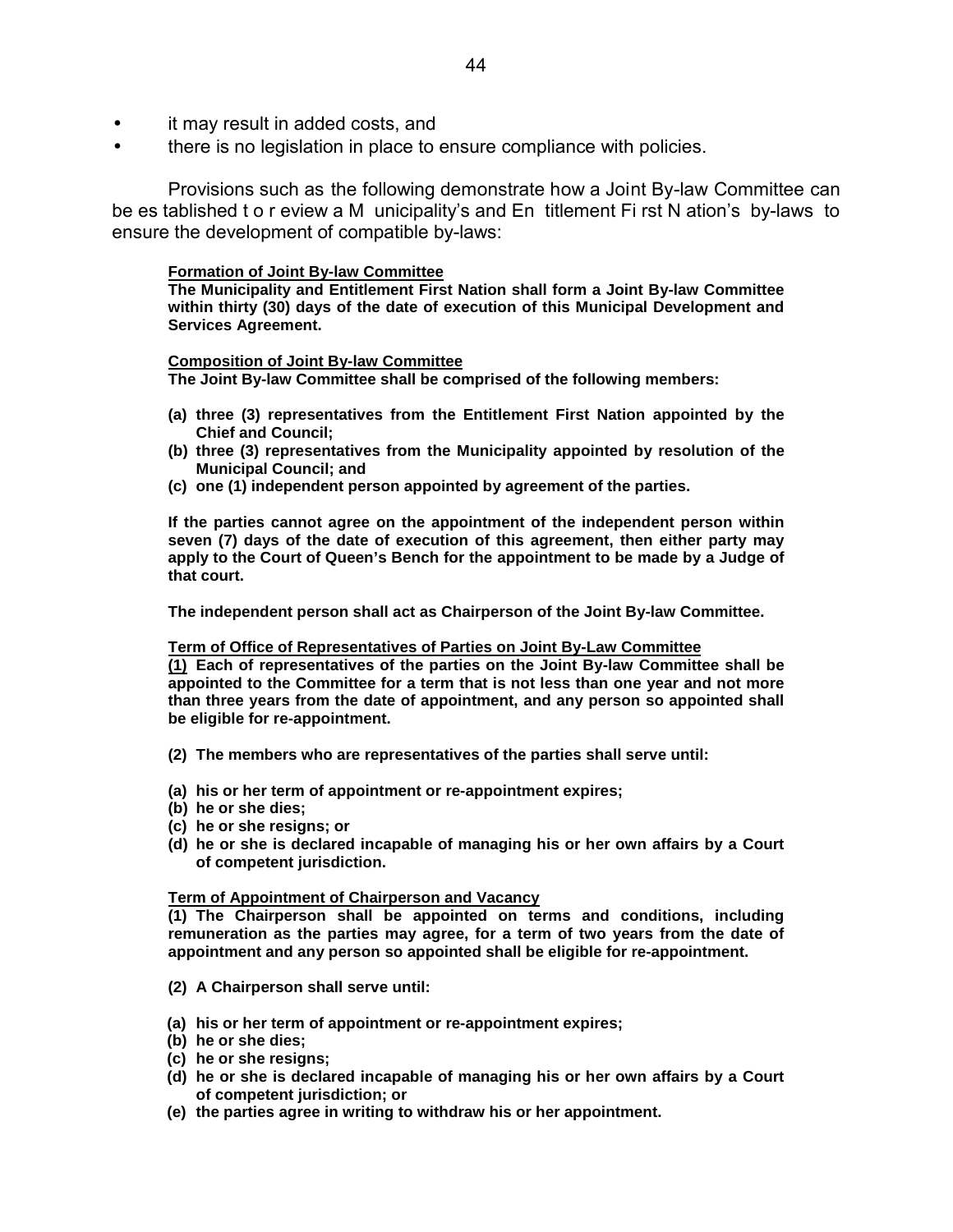- it may result in added costs, and
- there is no legislation in place to ensure compliance with policies.

Provisions such as the following demonstrate how a Joint By-law Committee can be established to review a Municipality's and Entitlement First Nation's by-laws to ensure the development of compatible by-laws:

> **<u>Formation of Joint By-law Committee</u>**
> **The Municipality and Entitlement First Nation shall form a Joint By-law Committee within thirty (30) days of the date of execution of this Municipal Development and Services Agreement.**
>
> **<u>Composition of Joint By-law Committee</u>**
> **The Joint By-law Committee shall be comprised of the following members:**
>
> **(a) three (3) representatives from the Entitlement First Nation appointed by the Chief and Council;**
> **(b) three (3) representatives from the Municipality appointed by resolution of the Municipal Council; and**
> **(c) one (1) independent person appointed by agreement of the parties.**
>
> **If the parties cannot agree on the appointment of the independent person within seven (7) days of the date of execution of this agreement, then either party may apply to the Court of Queen's Bench for the appointment to be made by a Judge of that court.**
>
> **The independent person shall act as Chairperson of the Joint By-law Committee.**
>
> **<u>Term of Office of Representatives of Parties on Joint By-Law Committee</u>**
> **<u>(1)</u> Each of representatives of the parties on the Joint By-law Committee shall be appointed to the Committee for a term that is not less than one year and not more than three years from the date of appointment, and any person so appointed shall be eligible for re-appointment.**
>
> **(2) The members who are representatives of the parties shall serve until:**
>
> **(a) his or her term of appointment or re-appointment expires;**
> **(b) he or she dies;**
> **(c) he or she resigns; or**
> **(d) he or she is declared incapable of managing his or her own affairs by a Court of competent jurisdiction.**
>
> **<u>Term of Appointment of Chairperson and Vacancy</u>**
> **(1) The Chairperson shall be appointed on terms and conditions, including remuneration as the parties may agree, for a term of two years from the date of appointment and any person so appointed shall be eligible for re-appointment.**
>
> **(2) A Chairperson shall serve until:**
>
> **(a) his or her term of appointment or re-appointment expires;**
> **(b) he or she dies;**
> **(c) he or she resigns;**
> **(d) he or she is declared incapable of managing his or her own affairs by a Court of competent jurisdiction; or**
> **(e) the parties agree in writing to withdraw his or her appointment.**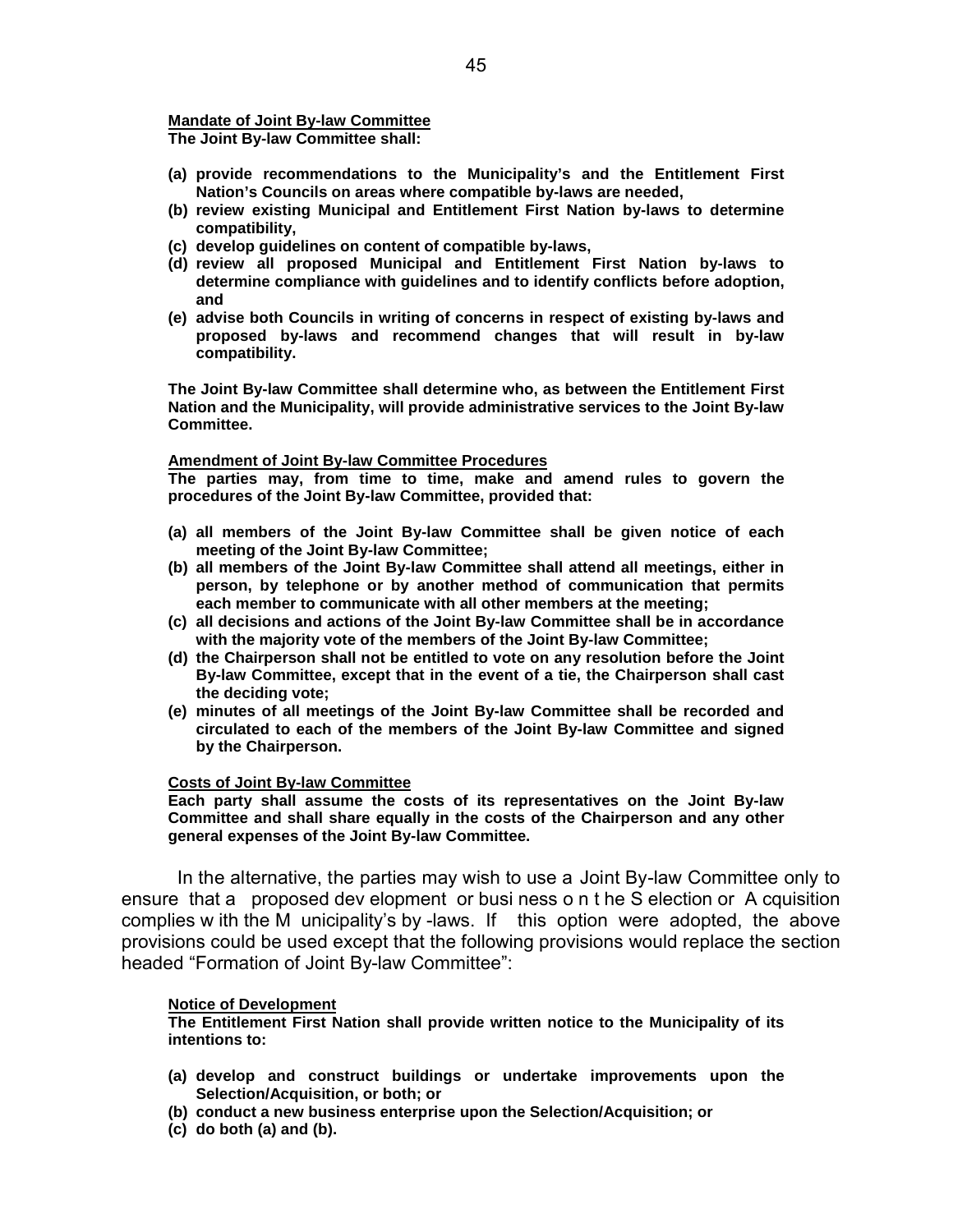**Mandate of Joint By-law Committee**
**The Joint By-law Committee shall:**

**(a) provide recommendations to the Municipality's and the Entitlement First Nation's Councils on areas where compatible by-laws are needed,**
**(b) review existing Municipal and Entitlement First Nation by-laws to determine compatibility,**
**(c) develop guidelines on content of compatible by-laws,**
**(d) review all proposed Municipal and Entitlement First Nation by-laws to determine compliance with guidelines and to identify conflicts before adoption, and**
**(e) advise both Councils in writing of concerns in respect of existing by-laws and proposed by-laws and recommend changes that will result in by-law compatibility.**

**The Joint By-law Committee shall determine who, as between the Entitlement First Nation and the Municipality, will provide administrative services to the Joint By-law Committee.**

**Amendment of Joint By-law Committee Procedures**
**The parties may, from time to time, make and amend rules to govern the procedures of the Joint By-law Committee, provided that:**

**(a) all members of the Joint By-law Committee shall be given notice of each meeting of the Joint By-law Committee;**
**(b) all members of the Joint By-law Committee shall attend all meetings, either in person, by telephone or by another method of communication that permits each member to communicate with all other members at the meeting;**
**(c) all decisions and actions of the Joint By-law Committee shall be in accordance with the majority vote of the members of the Joint By-law Committee;**
**(d) the Chairperson shall not be entitled to vote on any resolution before the Joint By-law Committee, except that in the event of a tie, the Chairperson shall cast the deciding vote;**
**(e) minutes of all meetings of the Joint By-law Committee shall be recorded and circulated to each of the members of the Joint By-law Committee and signed by the Chairperson.**

**Costs of Joint By-law Committee**
**Each party shall assume the costs of its representatives on the Joint By-law Committee and shall share equally in the costs of the Chairperson and any other general expenses of the Joint By-law Committee.**

In the alternative, the parties may wish to use a Joint By-law Committee only to ensure that a proposed development or business on the Selection or Acquisition complies with the Municipality's by-laws. If this option were adopted, the above provisions could be used except that the following provisions would replace the section headed "Formation of Joint By-law Committee":

**Notice of Development**
**The Entitlement First Nation shall provide written notice to the Municipality of its intentions to:**

**(a) develop and construct buildings or undertake improvements upon the Selection/Acquisition, or both; or**
**(b) conduct a new business enterprise upon the Selection/Acquisition; or**
**(c) do both (a) and (b).**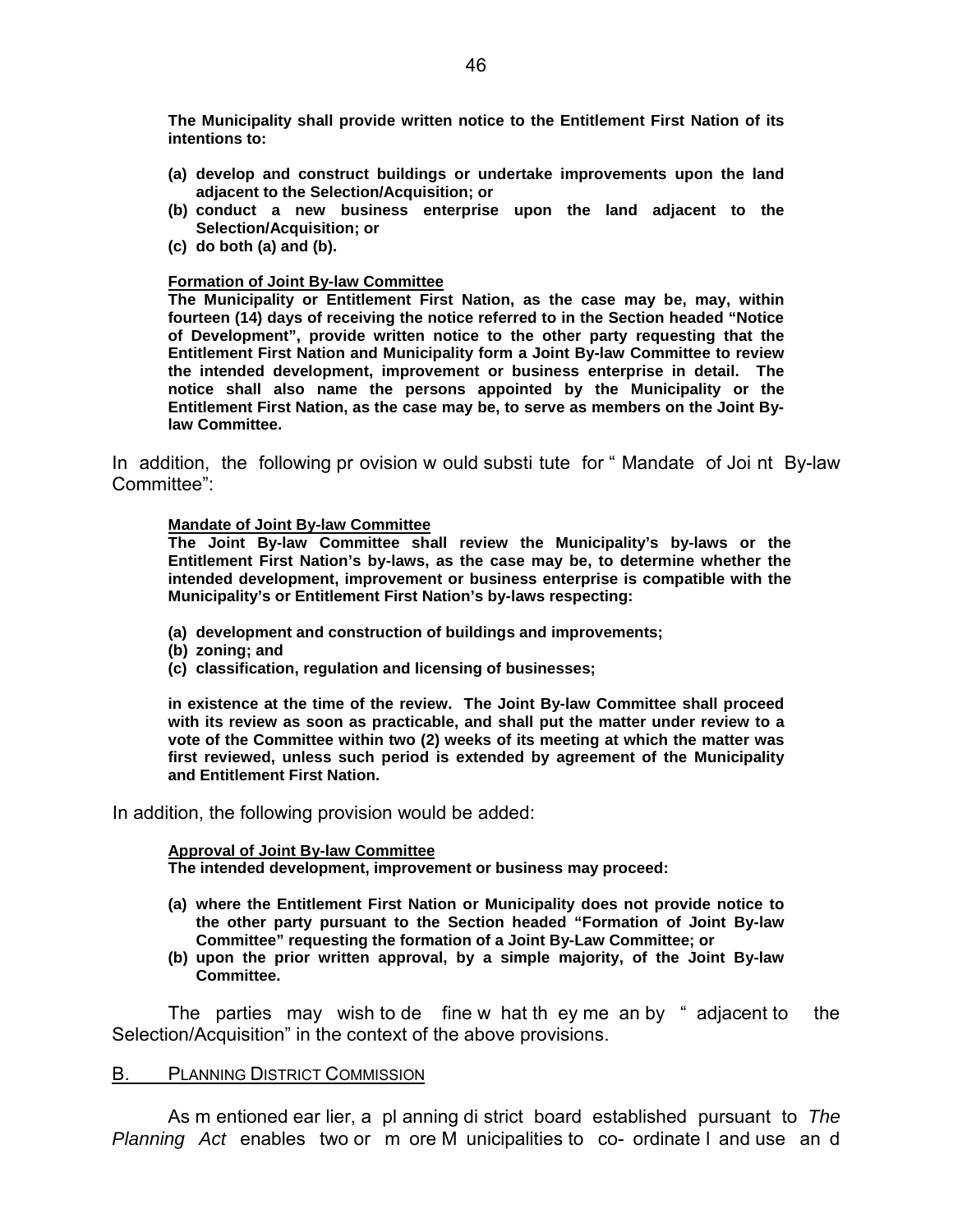**The Municipality shall provide written notice to the Entitlement First Nation of its intentions to:**

**(a) develop and construct buildings or undertake improvements upon the land adjacent to the Selection/Acquisition; or**
**(b) conduct a new business enterprise upon the land adjacent to the Selection/Acquisition; or**
**(c) do both (a) and (b).**

**Formation of Joint By-law Committee**
**The Municipality or Entitlement First Nation, as the case may be, may, within fourteen (14) days of receiving the notice referred to in the Section headed "Notice of Development", provide written notice to the other party requesting that the Entitlement First Nation and Municipality form a Joint By-law Committee to review the intended development, improvement or business enterprise in detail. The notice shall also name the persons appointed by the Municipality or the Entitlement First Nation, as the case may be, to serve as members on the Joint By-law Committee.**

In addition, the following provision would substitute for "Mandate of Joint By-law Committee":

**Mandate of Joint By-law Committee**
**The Joint By-law Committee shall review the Municipality's by-laws or the Entitlement First Nation's by-laws, as the case may be, to determine whether the intended development, improvement or business enterprise is compatible with the Municipality's or Entitlement First Nation's by-laws respecting:**

**(a) development and construction of buildings and improvements;**
**(b) zoning; and**
**(c) classification, regulation and licensing of businesses;**

**in existence at the time of the review. The Joint By-law Committee shall proceed with its review as soon as practicable, and shall put the matter under review to a vote of the Committee within two (2) weeks of its meeting at which the matter was first reviewed, unless such period is extended by agreement of the Municipality and Entitlement First Nation.**

In addition, the following provision would be added:

**Approval of Joint By-law Committee**
**The intended development, improvement or business may proceed:**

**(a) where the Entitlement First Nation or Municipality does not provide notice to the other party pursuant to the Section headed "Formation of Joint By-law Committee" requesting the formation of a Joint By-Law Committee; or**
**(b) upon the prior written approval, by a simple majority, of the Joint By-law Committee.**

The parties may wish to define what they mean by "adjacent to the Selection/Acquisition" in the context of the above provisions.

## B. PLANNING DISTRICT COMMISSION

As mentioned earlier, a planning district board established pursuant to *The Planning Act* enables two or more Municipalities to co-ordinate land use and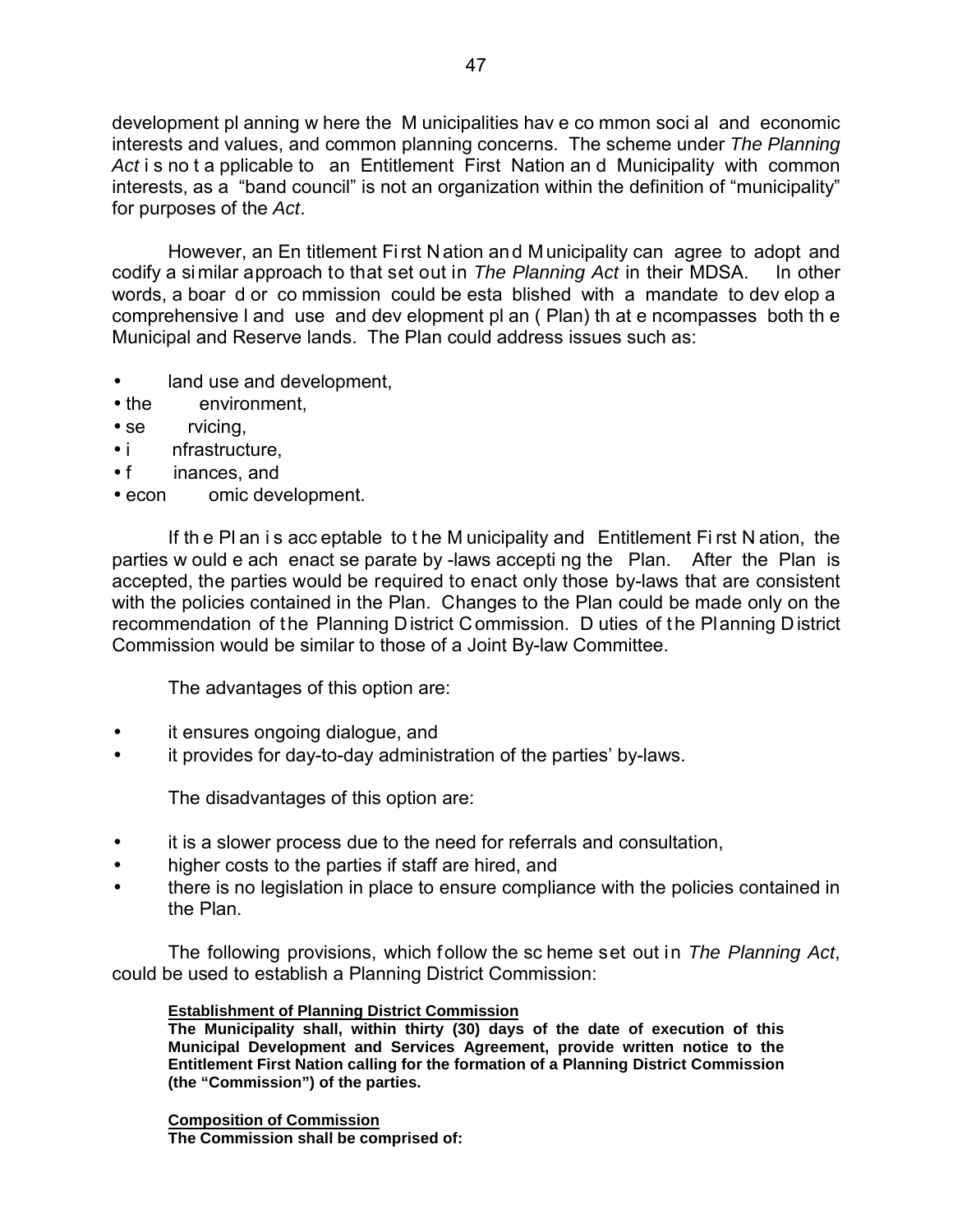development planning where the Municipalities have common social and economic interests and values, and common planning concerns. The scheme under *The Planning Act* is not applicable to an Entitlement First Nation and Municipality with common interests, as a "band council" is not an organization within the definition of "municipality" for purposes of the *Act*.

However, an Entitlement First Nation and Municipality can agree to adopt and codify a similar approach to that set out in *The Planning Act* in their MDSA. In other words, a board or commission could be established with a mandate to develop a comprehensive land use and development plan (Plan) that encompasses both the Municipal and Reserve lands. The Plan could address issues such as:

- land use and development,
- the environment,
- servicing,
- infrastructure,
- finances, and
- economic development.

If the Plan is acceptable to the Municipality and Entitlement First Nation, the parties would each enact separate by-laws accepting the Plan. After the Plan is accepted, the parties would be required to enact only those by-laws that are consistent with the policies contained in the Plan. Changes to the Plan could be made only on the recommendation of the Planning District Commission. Duties of the Planning District Commission would be similar to those of a Joint By-law Committee.

The advantages of this option are:

- it ensures ongoing dialogue, and
- it provides for day-to-day administration of the parties' by-laws.

The disadvantages of this option are:

- it is a slower process due to the need for referrals and consultation,
- higher costs to the parties if staff are hired, and
- there is no legislation in place to ensure compliance with the policies contained in the Plan.

The following provisions, which follow the scheme set out in *The Planning Act*, could be used to establish a Planning District Commission:

**Establishment of Planning District Commission**

**The Municipality shall, within thirty (30) days of the date of execution of this Municipal Development and Services Agreement, provide written notice to the Entitlement First Nation calling for the formation of a Planning District Commission (the "Commission") of the parties.**

**Composition of Commission**

**The Commission shall be comprised of:**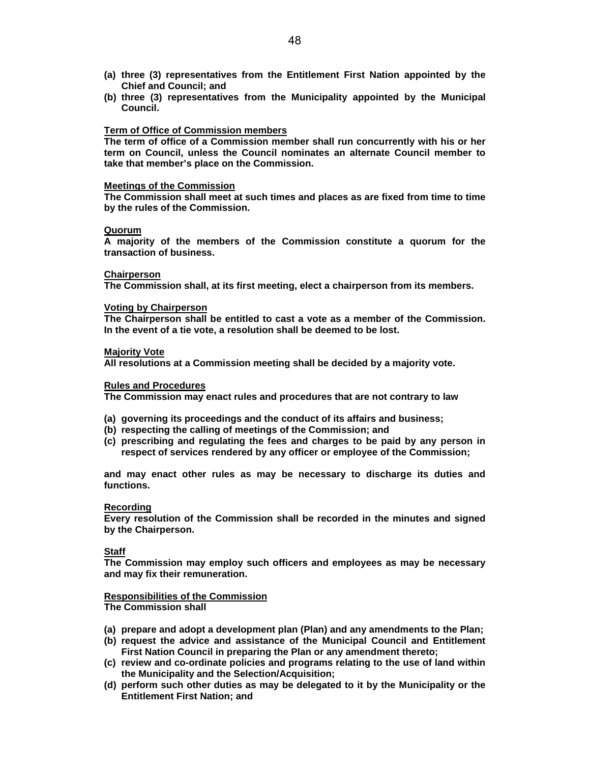**(a) three (3) representatives from the Entitlement First Nation appointed by the Chief and Council; and**
**(b) three (3) representatives from the Municipality appointed by the Municipal Council.**

**Term of Office of Commission members**
**The term of office of a Commission member shall run concurrently with his or her term on Council, unless the Council nominates an alternate Council member to take that member's place on the Commission.**

**Meetings of the Commission**
**The Commission shall meet at such times and places as are fixed from time to time by the rules of the Commission.**

**Quorum**
**A majority of the members of the Commission constitute a quorum for the transaction of business.**

**Chairperson**
**The Commission shall, at its first meeting, elect a chairperson from its members.**

**Voting by Chairperson**
**The Chairperson shall be entitled to cast a vote as a member of the Commission. In the event of a tie vote, a resolution shall be deemed to be lost.**

**Majority Vote**
**All resolutions at a Commission meeting shall be decided by a majority vote.**

**Rules and Procedures**
**The Commission may enact rules and procedures that are not contrary to law**

**(a) governing its proceedings and the conduct of its affairs and business;**
**(b) respecting the calling of meetings of the Commission; and**
**(c) prescribing and regulating the fees and charges to be paid by any person in respect of services rendered by any officer or employee of the Commission;**

**and may enact other rules as may be necessary to discharge its duties and functions.**

**Recording**
**Every resolution of the Commission shall be recorded in the minutes and signed by the Chairperson.**

**Staff**
**The Commission may employ such officers and employees as may be necessary and may fix their remuneration.**

**Responsibilities of the Commission**
**The Commission shall**

**(a) prepare and adopt a development plan (Plan) and any amendments to the Plan;**
**(b) request the advice and assistance of the Municipal Council and Entitlement First Nation Council in preparing the Plan or any amendment thereto;**
**(c) review and co-ordinate policies and programs relating to the use of land within the Municipality and the Selection/Acquisition;**
**(d) perform such other duties as may be delegated to it by the Municipality or the Entitlement First Nation; and**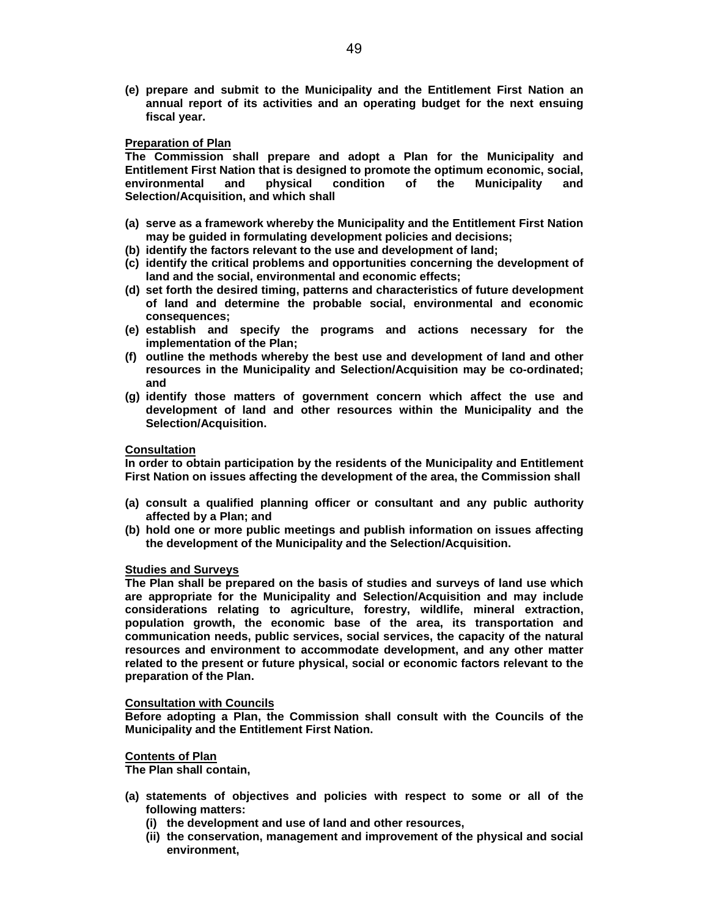**(e) prepare and submit to the Municipality and the Entitlement First Nation an annual report of its activities and an operating budget for the next ensuing fiscal year.**

**<u>Preparation of Plan</u>**
**The Commission shall prepare and adopt a Plan for the Municipality and Entitlement First Nation that is designed to promote the optimum economic, social, environmental and physical condition of the Municipality and Selection/Acquisition, and which shall**

- **(a) serve as a framework whereby the Municipality and the Entitlement First Nation may be guided in formulating development policies and decisions;**
- **(b) identify the factors relevant to the use and development of land;**
- **(c) identify the critical problems and opportunities concerning the development of land and the social, environmental and economic effects;**
- **(d) set forth the desired timing, patterns and characteristics of future development of land and determine the probable social, environmental and economic consequences;**
- **(e) establish and specify the programs and actions necessary for the implementation of the Plan;**
- **(f) outline the methods whereby the best use and development of land and other resources in the Municipality and Selection/Acquisition may be co-ordinated; and**
- **(g) identify those matters of government concern which affect the use and development of land and other resources within the Municipality and the Selection/Acquisition.**

**<u>Consultation</u>**
**In order to obtain participation by the residents of the Municipality and Entitlement First Nation on issues affecting the development of the area, the Commission shall**

- **(a) consult a qualified planning officer or consultant and any public authority affected by a Plan; and**
- **(b) hold one or more public meetings and publish information on issues affecting the development of the Municipality and the Selection/Acquisition.**

**<u>Studies and Surveys</u>**
**The Plan shall be prepared on the basis of studies and surveys of land use which are appropriate for the Municipality and Selection/Acquisition and may include considerations relating to agriculture, forestry, wildlife, mineral extraction, population growth, the economic base of the area, its transportation and communication needs, public services, social services, the capacity of the natural resources and environment to accommodate development, and any other matter related to the present or future physical, social or economic factors relevant to the preparation of the Plan.**

**<u>Consultation with Councils</u>**
**Before adopting a Plan, the Commission shall consult with the Councils of the Municipality and the Entitlement First Nation.**

**<u>Contents of Plan</u>**
**The Plan shall contain,**

- **(a) statements of objectives and policies with respect to some or all of the following matters:**
  - **(i) the development and use of land and other resources,**
  - **(ii) the conservation, management and improvement of the physical and social environment,**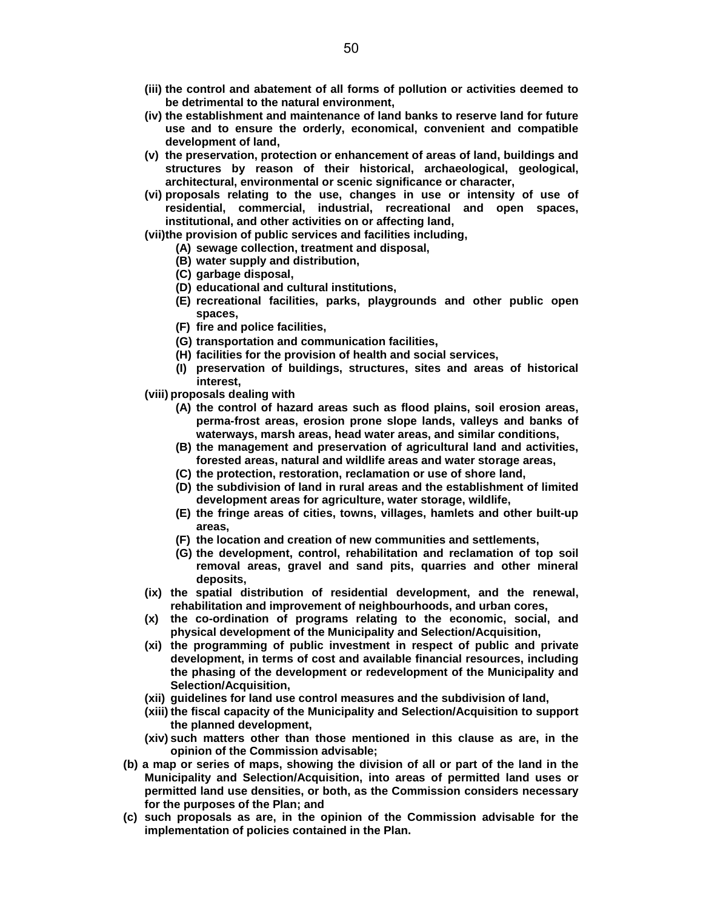**(iii) the control and abatement of all forms of pollution or activities deemed to be detrimental to the natural environment,**

**(iv) the establishment and maintenance of land banks to reserve land for future use and to ensure the orderly, economical, convenient and compatible development of land,**

**(v) the preservation, protection or enhancement of areas of land, buildings and structures by reason of their historical, archaeological, geological, architectural, environmental or scenic significance or character,**

**(vi) proposals relating to the use, changes in use or intensity of use of residential, commercial, industrial, recreational and open spaces, institutional, and other activities on or affecting land,**

**(vii) the provision of public services and facilities including,**

- **(A) sewage collection, treatment and disposal,**
- **(B) water supply and distribution,**
- **(C) garbage disposal,**
- **(D) educational and cultural institutions,**
- **(E) recreational facilities, parks, playgrounds and other public open spaces,**
- **(F) fire and police facilities,**
- **(G) transportation and communication facilities,**
- **(H) facilities for the provision of health and social services,**
- **(I) preservation of buildings, structures, sites and areas of historical interest,**

**(viii) proposals dealing with**

- **(A) the control of hazard areas such as flood plains, soil erosion areas, perma-frost areas, erosion prone slope lands, valleys and banks of waterways, marsh areas, head water areas, and similar conditions,**
- **(B) the management and preservation of agricultural land and activities, forested areas, natural and wildlife areas and water storage areas,**
- **(C) the protection, restoration, reclamation or use of shore land,**
- **(D) the subdivision of land in rural areas and the establishment of limited development areas for agriculture, water storage, wildlife,**
- **(E) the fringe areas of cities, towns, villages, hamlets and other built-up areas,**
- **(F) the location and creation of new communities and settlements,**
- **(G) the development, control, rehabilitation and reclamation of top soil removal areas, gravel and sand pits, quarries and other mineral deposits,**

**(ix) the spatial distribution of residential development, and the renewal, rehabilitation and improvement of neighbourhoods, and urban cores,**

**(x) the co-ordination of programs relating to the economic, social, and physical development of the Municipality and Selection/Acquisition,**

**(xi) the programming of public investment in respect of public and private development, in terms of cost and available financial resources, including the phasing of the development or redevelopment of the Municipality and Selection/Acquisition,**

**(xii) guidelines for land use control measures and the subdivision of land,**

**(xiii) the fiscal capacity of the Municipality and Selection/Acquisition to support the planned development,**

**(xiv) such matters other than those mentioned in this clause as are, in the opinion of the Commission advisable;**

**(b) a map or series of maps, showing the division of all or part of the land in the Municipality and Selection/Acquisition, into areas of permitted land uses or permitted land use densities, or both, as the Commission considers necessary for the purposes of the Plan; and**

**(c) such proposals as are, in the opinion of the Commission advisable for the implementation of policies contained in the Plan.**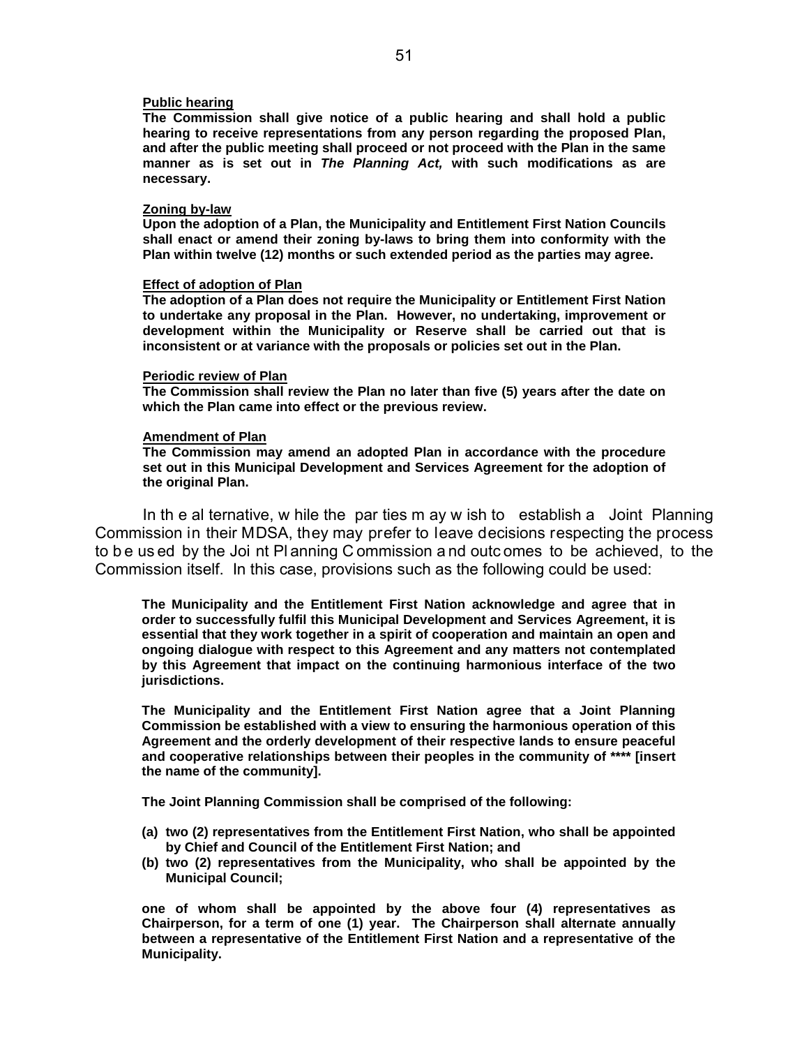**<u>Public hearing</u>**
**The Commission shall give notice of a public hearing and shall hold a public hearing to receive representations from any person regarding the proposed Plan, and after the public meeting shall proceed or not proceed with the Plan in the same manner as is set out in *The Planning Act,* with such modifications as are necessary.**

**<u>Zoning by-law</u>**
**Upon the adoption of a Plan, the Municipality and Entitlement First Nation Councils shall enact or amend their zoning by-laws to bring them into conformity with the Plan within twelve (12) months or such extended period as the parties may agree.**

**<u>Effect of adoption of Plan</u>**
**The adoption of a Plan does not require the Municipality or Entitlement First Nation to undertake any proposal in the Plan. However, no undertaking, improvement or development within the Municipality or Reserve shall be carried out that is inconsistent or at variance with the proposals or policies set out in the Plan.**

**<u>Periodic review of Plan</u>**
**The Commission shall review the Plan no later than five (5) years after the date on which the Plan came into effect or the previous review.**

**<u>Amendment of Plan</u>**
**The Commission may amend an adopted Plan in accordance with the procedure set out in this Municipal Development and Services Agreement for the adoption of the original Plan.**

In the alternative, while the parties may wish to establish a Joint Planning Commission in their MDSA, they may prefer to leave decisions respecting the process to be used by the Joint Planning Commission and outcomes to be achieved, to the Commission itself. In this case, provisions such as the following could be used:

**The Municipality and the Entitlement First Nation acknowledge and agree that in order to successfully fulfil this Municipal Development and Services Agreement, it is essential that they work together in a spirit of cooperation and maintain an open and ongoing dialogue with respect to this Agreement and any matters not contemplated by this Agreement that impact on the continuing harmonious interface of the two jurisdictions.**

**The Municipality and the Entitlement First Nation agree that a Joint Planning Commission be established with a view to ensuring the harmonious operation of this Agreement and the orderly development of their respective lands to ensure peaceful and cooperative relationships between their peoples in the community of **** [insert the name of the community].**

**The Joint Planning Commission shall be comprised of the following:**

**(a) two (2) representatives from the Entitlement First Nation, who shall be appointed by Chief and Council of the Entitlement First Nation; and**
**(b) two (2) representatives from the Municipality, who shall be appointed by the Municipal Council;**

**one of whom shall be appointed by the above four (4) representatives as Chairperson, for a term of one (1) year. The Chairperson shall alternate annually between a representative of the Entitlement First Nation and a representative of the Municipality.**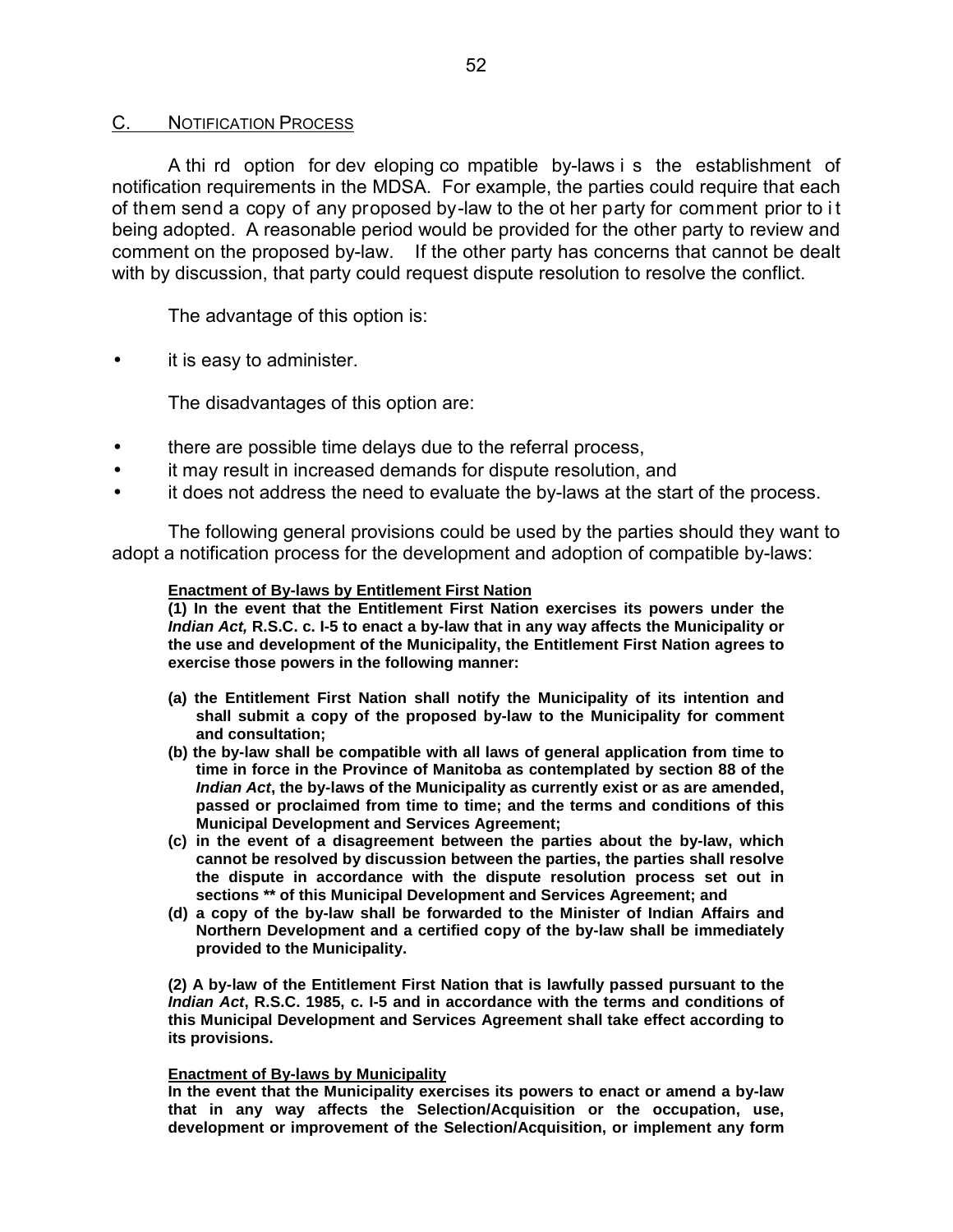## C. NOTIFICATION PROCESS

A third option for developing compatible by-laws is the establishment of notification requirements in the MDSA. For example, the parties could require that each of them send a copy of any proposed by-law to the other party for comment prior to it being adopted. A reasonable period would be provided for the other party to review and comment on the proposed by-law. If the other party has concerns that cannot be dealt with by discussion, that party could request dispute resolution to resolve the conflict.

The advantage of this option is:

- it is easy to administer.

The disadvantages of this option are:

- there are possible time delays due to the referral process,
- it may result in increased demands for dispute resolution, and
- it does not address the need to evaluate the by-laws at the start of the process.

The following general provisions could be used by the parties should they want to adopt a notification process for the development and adoption of compatible by-laws:

**Enactment of By-laws by Entitlement First Nation**

**(1) In the event that the Entitlement First Nation exercises its powers under the *Indian Act,* R.S.C. c. I-5 to enact a by-law that in any way affects the Municipality or the use and development of the Municipality, the Entitlement First Nation agrees to exercise those powers in the following manner:**

**(a) the Entitlement First Nation shall notify the Municipality of its intention and shall submit a copy of the proposed by-law to the Municipality for comment and consultation;**

**(b) the by-law shall be compatible with all laws of general application from time to time in force in the Province of Manitoba as contemplated by section 88 of the *Indian Act*, the by-laws of the Municipality as currently exist or as are amended, passed or proclaimed from time to time; and the terms and conditions of this Municipal Development and Services Agreement;**

**(c) in the event of a disagreement between the parties about the by-law, which cannot be resolved by discussion between the parties, the parties shall resolve the dispute in accordance with the dispute resolution process set out in sections \*\* of this Municipal Development and Services Agreement; and**

**(d) a copy of the by-law shall be forwarded to the Minister of Indian Affairs and Northern Development and a certified copy of the by-law shall be immediately provided to the Municipality.**

**(2) A by-law of the Entitlement First Nation that is lawfully passed pursuant to the *Indian Act*, R.S.C. 1985, c. I-5 and in accordance with the terms and conditions of this Municipal Development and Services Agreement shall take effect according to its provisions.**

**Enactment of By-laws by Municipality**

**In the event that the Municipality exercises its powers to enact or amend a by-law that in any way affects the Selection/Acquisition or the occupation, use, development or improvement of the Selection/Acquisition, or implement any form**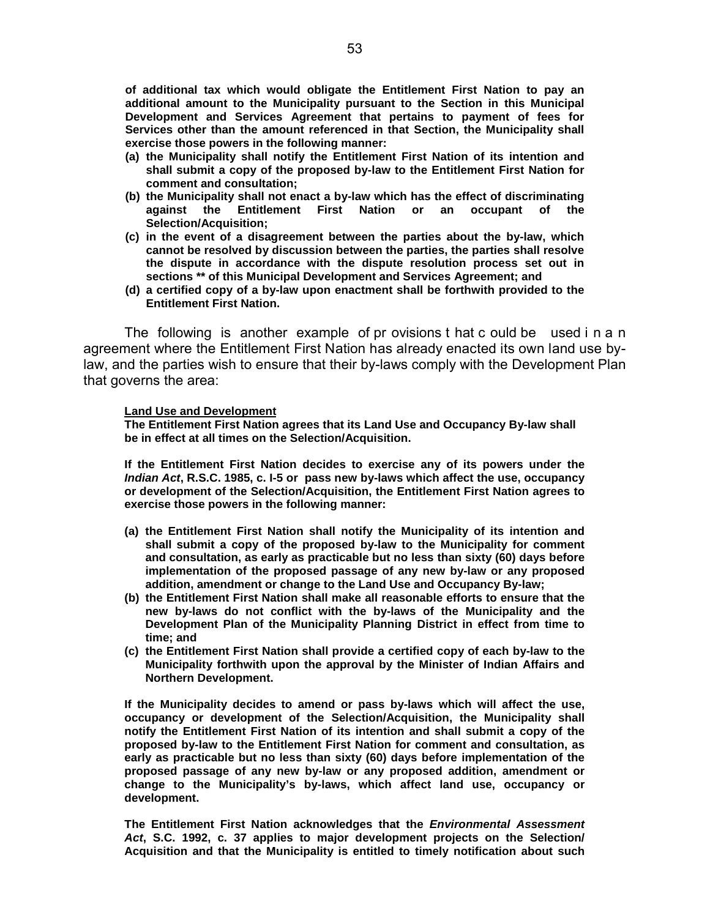**of additional tax which would obligate the Entitlement First Nation to pay an additional amount to the Municipality pursuant to the Section in this Municipal Development and Services Agreement that pertains to payment of fees for Services other than the amount referenced in that Section, the Municipality shall exercise those powers in the following manner:**

**(a) the Municipality shall notify the Entitlement First Nation of its intention and shall submit a copy of the proposed by-law to the Entitlement First Nation for comment and consultation;**

**(b) the Municipality shall not enact a by-law which has the effect of discriminating against the Entitlement First Nation or an occupant of the Selection/Acquisition;**

**(c) in the event of a disagreement between the parties about the by-law, which cannot be resolved by discussion between the parties, the parties shall resolve the dispute in accordance with the dispute resolution process set out in sections ** of this Municipal Development and Services Agreement; and**

**(d) a certified copy of a by-law upon enactment shall be forthwith provided to the Entitlement First Nation.**

The following is another example of provisions that could be used in an agreement where the Entitlement First Nation has already enacted its own land use by-law, and the parties wish to ensure that their by-laws comply with the Development Plan that governs the area:

**Land Use and Development**

**The Entitlement First Nation agrees that its Land Use and Occupancy By-law shall be in effect at all times on the Selection/Acquisition.**

**If the Entitlement First Nation decides to exercise any of its powers under the *Indian Act*, R.S.C. 1985, c. I-5 or pass new by-laws which affect the use, occupancy or development of the Selection/Acquisition, the Entitlement First Nation agrees to exercise those powers in the following manner:**

**(a) the Entitlement First Nation shall notify the Municipality of its intention and shall submit a copy of the proposed by-law to the Municipality for comment and consultation, as early as practicable but no less than sixty (60) days before implementation of the proposed passage of any new by-law or any proposed addition, amendment or change to the Land Use and Occupancy By-law;**

**(b) the Entitlement First Nation shall make all reasonable efforts to ensure that the new by-laws do not conflict with the by-laws of the Municipality and the Development Plan of the Municipality Planning District in effect from time to time; and**

**(c) the Entitlement First Nation shall provide a certified copy of each by-law to the Municipality forthwith upon the approval by the Minister of Indian Affairs and Northern Development.**

**If the Municipality decides to amend or pass by-laws which will affect the use, occupancy or development of the Selection/Acquisition, the Municipality shall notify the Entitlement First Nation of its intention and shall submit a copy of the proposed by-law to the Entitlement First Nation for comment and consultation, as early as practicable but no less than sixty (60) days before implementation of the proposed passage of any new by-law or any proposed addition, amendment or change to the Municipality's by-laws, which affect land use, occupancy or development.**

**The Entitlement First Nation acknowledges that the *Environmental Assessment Act*, S.C. 1992, c. 37 applies to major development projects on the Selection/ Acquisition and that the Municipality is entitled to timely notification about such**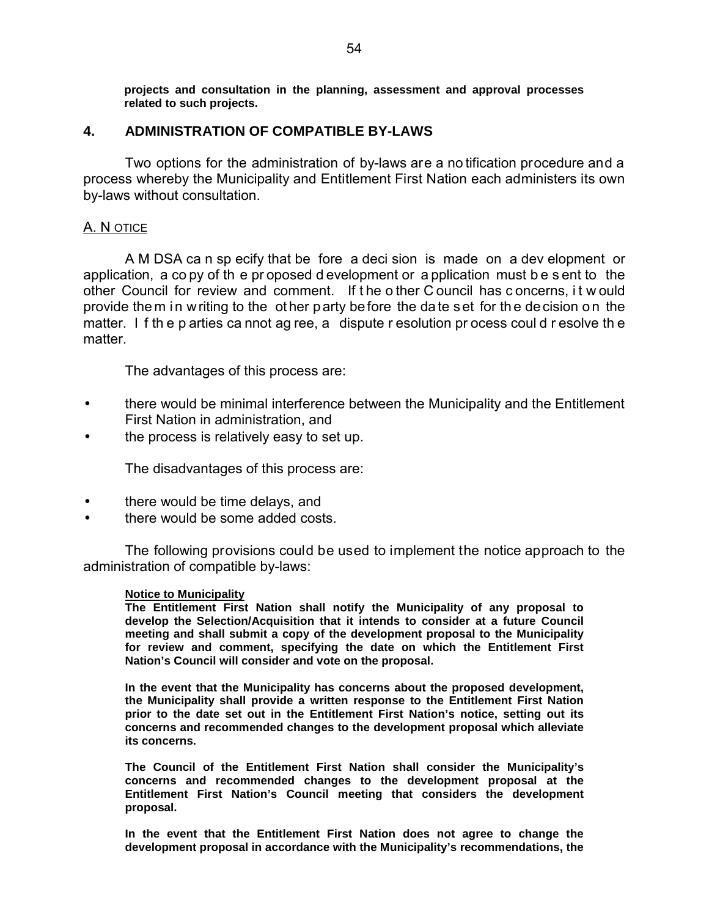**projects and consultation in the planning, assessment and approval processes related to such projects.**

## 4. ADMINISTRATION OF COMPATIBLE BY-LAWS

Two options for the administration of by-laws are a notification procedure and a process whereby the Municipality and Entitlement First Nation each administers its own by-laws without consultation.

### A. NOTICE

A MDSA can specify that before a decision is made on a development or application, a copy of the proposed development or application must be sent to the other Council for review and comment. If the other Council has concerns, it would provide them in writing to the other party before the date set for the decision on the matter. If the parties cannot agree, a dispute resolution process could resolve the matter.

The advantages of this process are:

- there would be minimal interference between the Municipality and the Entitlement First Nation in administration, and
- the process is relatively easy to set up.

The disadvantages of this process are:

- there would be time delays, and
- there would be some added costs.

The following provisions could be used to implement the notice approach to the administration of compatible by-laws:

**Notice to Municipality**

**The Entitlement First Nation shall notify the Municipality of any proposal to develop the Selection/Acquisition that it intends to consider at a future Council meeting and shall submit a copy of the development proposal to the Municipality for review and comment, specifying the date on which the Entitlement First Nation's Council will consider and vote on the proposal.**

**In the event that the Municipality has concerns about the proposed development, the Municipality shall provide a written response to the Entitlement First Nation prior to the date set out in the Entitlement First Nation's notice, setting out its concerns and recommended changes to the development proposal which alleviate its concerns.**

**The Council of the Entitlement First Nation shall consider the Municipality's concerns and recommended changes to the development proposal at the Entitlement First Nation's Council meeting that considers the development proposal.**

**In the event that the Entitlement First Nation does not agree to change the development proposal in accordance with the Municipality's recommendations, the**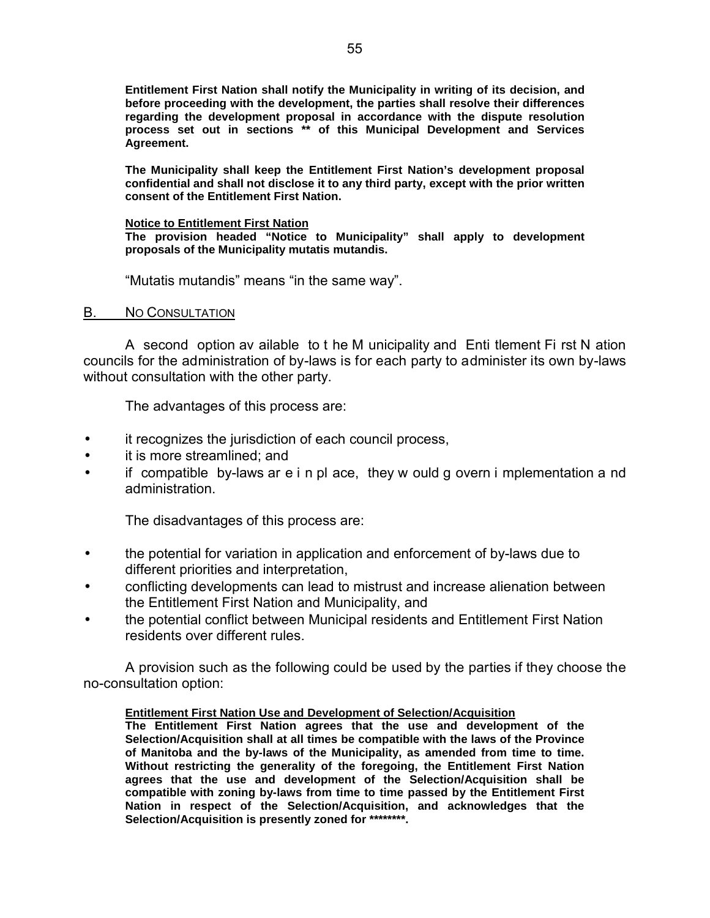**Entitlement First Nation shall notify the Municipality in writing of its decision, and before proceeding with the development, the parties shall resolve their differences regarding the development proposal in accordance with the dispute resolution process set out in sections ** of this Municipal Development and Services Agreement.**

**The Municipality shall keep the Entitlement First Nation's development proposal confidential and shall not disclose it to any third party, except with the prior written consent of the Entitlement First Nation.**

**<u>Notice to Entitlement First Nation</u>**
**The provision headed "Notice to Municipality" shall apply to development proposals of the Municipality mutatis mutandis.**

"Mutatis mutandis" means "in the same way".

## B. <u>NO CONSULTATION</u>

A second option available to the Municipality and Entitlement First Nation councils for the administration of by-laws is for each party to administer its own by-laws without consultation with the other party.

The advantages of this process are:

- it recognizes the jurisdiction of each council process,
- it is more streamlined; and
- if compatible by-laws are in place, they would govern implementation and administration.

The disadvantages of this process are:

- the potential for variation in application and enforcement of by-laws due to different priorities and interpretation,
- conflicting developments can lead to mistrust and increase alienation between the Entitlement First Nation and Municipality, and
- the potential conflict between Municipal residents and Entitlement First Nation residents over different rules.

A provision such as the following could be used by the parties if they choose the no-consultation option:

**<u>Entitlement First Nation Use and Development of Selection/Acquisition</u>**
**The Entitlement First Nation agrees that the use and development of the Selection/Acquisition shall at all times be compatible with the laws of the Province of Manitoba and the by-laws of the Municipality, as amended from time to time. Without restricting the generality of the foregoing, the Entitlement First Nation agrees that the use and development of the Selection/Acquisition shall be compatible with zoning by-laws from time to time passed by the Entitlement First Nation in respect of the Selection/Acquisition, and acknowledges that the Selection/Acquisition is presently zoned for ********.**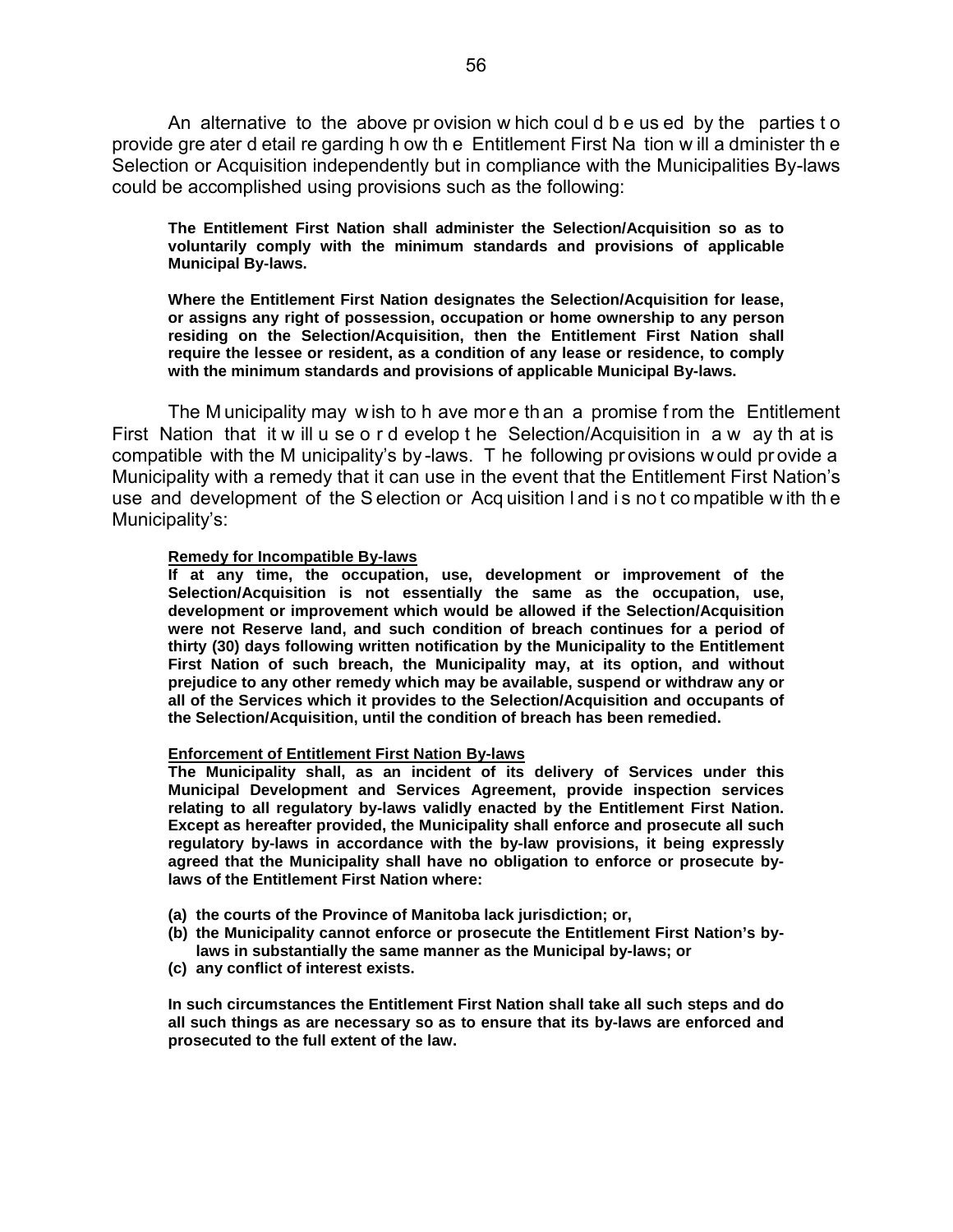An alternative to the above provision which could be used by the parties to provide greater detail regarding how the Entitlement First Nation will administer the Selection or Acquisition independently but in compliance with the Municipalities By-laws could be accomplished using provisions such as the following:

> **The Entitlement First Nation shall administer the Selection/Acquisition so as to voluntarily comply with the minimum standards and provisions of applicable Municipal By-laws.**
>
> **Where the Entitlement First Nation designates the Selection/Acquisition for lease, or assigns any right of possession, occupation or home ownership to any person residing on the Selection/Acquisition, then the Entitlement First Nation shall require the lessee or resident, as a condition of any lease or residence, to comply with the minimum standards and provisions of applicable Municipal By-laws.**

The Municipality may wish to have more than a promise from the Entitlement First Nation that it will use or develop the Selection/Acquisition in a way that is compatible with the Municipality's by-laws. The following provisions would provide a Municipality with a remedy that it can use in the event that the Entitlement First Nation's use and development of the Selection or Acquisition land is not compatible with the Municipality's:

> **<u>Remedy for Incompatible By-laws</u>**
> **If at any time, the occupation, use, development or improvement of the Selection/Acquisition is not essentially the same as the occupation, use, development or improvement which would be allowed if the Selection/Acquisition were not Reserve land, and such condition of breach continues for a period of thirty (30) days following written notification by the Municipality to the Entitlement First Nation of such breach, the Municipality may, at its option, and without prejudice to any other remedy which may be available, suspend or withdraw any or all of the Services which it provides to the Selection/Acquisition and occupants of the Selection/Acquisition, until the condition of breach has been remedied.**
>
> **<u>Enforcement of Entitlement First Nation By-laws</u>**
> **The Municipality shall, as an incident of its delivery of Services under this Municipal Development and Services Agreement, provide inspection services relating to all regulatory by-laws validly enacted by the Entitlement First Nation. Except as hereafter provided, the Municipality shall enforce and prosecute all such regulatory by-laws in accordance with the by-law provisions, it being expressly agreed that the Municipality shall have no obligation to enforce or prosecute by-laws of the Entitlement First Nation where:**
>
> **(a) the courts of the Province of Manitoba lack jurisdiction; or,**
> **(b) the Municipality cannot enforce or prosecute the Entitlement First Nation's by-laws in substantially the same manner as the Municipal by-laws; or**
> **(c) any conflict of interest exists.**
>
> **In such circumstances the Entitlement First Nation shall take all such steps and do all such things as are necessary so as to ensure that its by-laws are enforced and prosecuted to the full extent of the law.**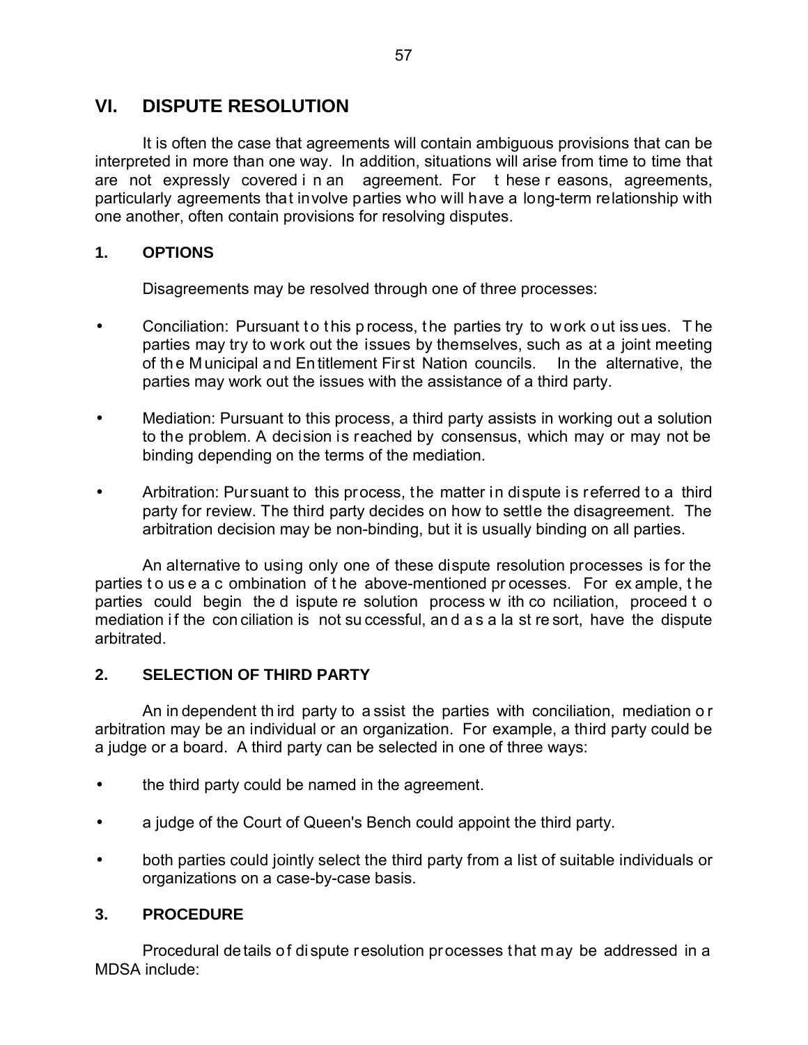## VI. DISPUTE RESOLUTION

It is often the case that agreements will contain ambiguous provisions that can be interpreted in more than one way. In addition, situations will arise from time to time that are not expressly covered in an agreement. For these reasons, agreements, particularly agreements that involve parties who will have a long-term relationship with one another, often contain provisions for resolving disputes.

### 1. OPTIONS

Disagreements may be resolved through one of three processes:

- Conciliation: Pursuant to this process, the parties try to work out issues. The parties may try to work out the issues by themselves, such as at a joint meeting of the Municipal and Entitlement First Nation councils. In the alternative, the parties may work out the issues with the assistance of a third party.
- Mediation: Pursuant to this process, a third party assists in working out a solution to the problem. A decision is reached by consensus, which may or may not be binding depending on the terms of the mediation.
- Arbitration: Pursuant to this process, the matter in dispute is referred to a third party for review. The third party decides on how to settle the disagreement. The arbitration decision may be non-binding, but it is usually binding on all parties.

An alternative to using only one of these dispute resolution processes is for the parties to use a combination of the above-mentioned processes. For example, the parties could begin the dispute resolution process with conciliation, proceed to mediation if the conciliation is not successful, and as a last resort, have the dispute arbitrated.

### 2. SELECTION OF THIRD PARTY

An independent third party to assist the parties with conciliation, mediation or arbitration may be an individual or an organization. For example, a third party could be a judge or a board. A third party can be selected in one of three ways:

- the third party could be named in the agreement.
- a judge of the Court of Queen's Bench could appoint the third party.
- both parties could jointly select the third party from a list of suitable individuals or organizations on a case-by-case basis.

### 3. PROCEDURE

Procedural details of dispute resolution processes that may be addressed in a MDSA include: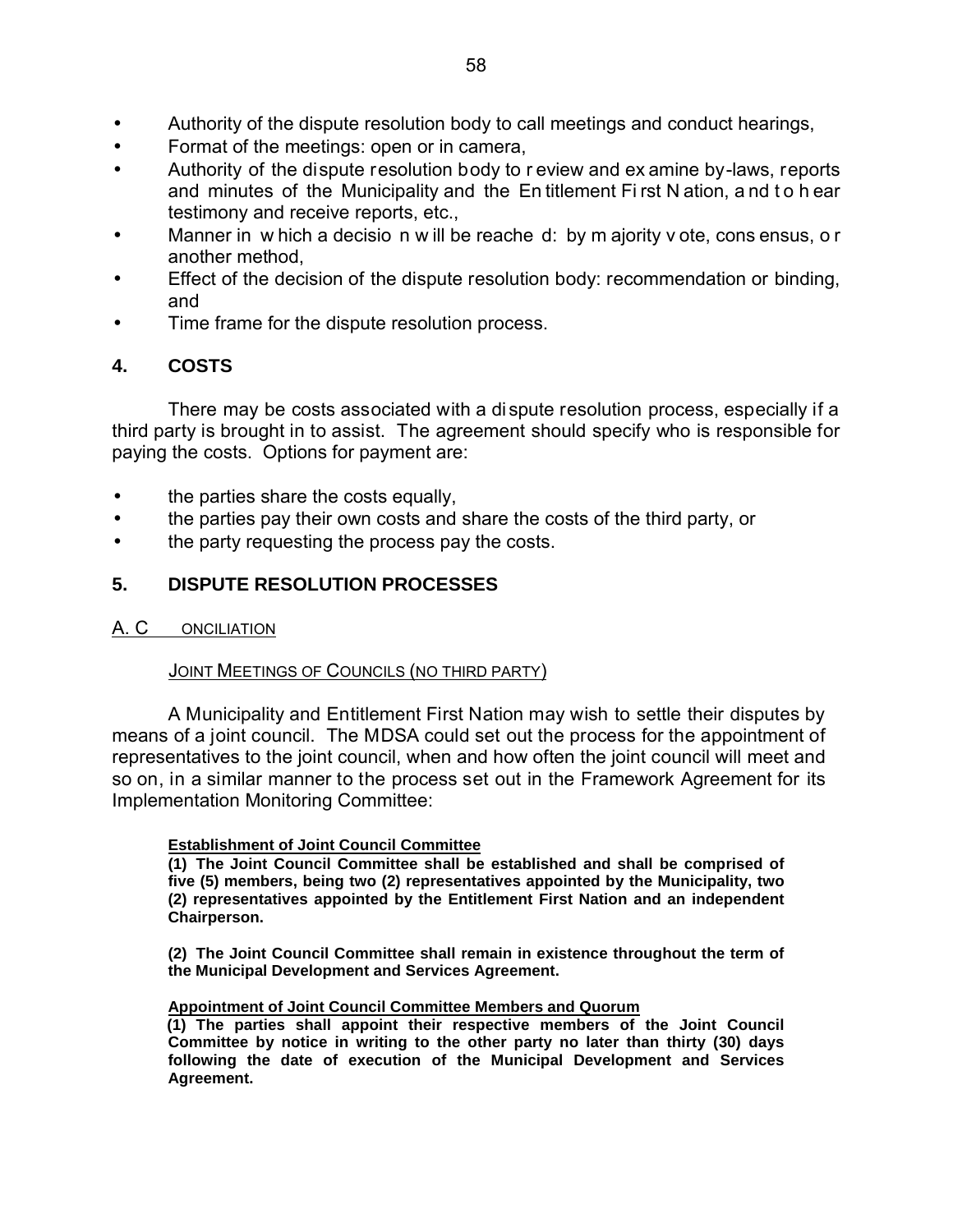- Authority of the dispute resolution body to call meetings and conduct hearings,
- Format of the meetings: open or in camera,
- Authority of the dispute resolution body to review and examine by-laws, reports and minutes of the Municipality and the Entitlement First Nation, and to hear testimony and receive reports, etc.,
- Manner in which a decision will be reached: by majority vote, consensus, or another method,
- Effect of the decision of the dispute resolution body: recommendation or binding, and
- Time frame for the dispute resolution process.

## 4. COSTS

There may be costs associated with a dispute resolution process, especially if a third party is brought in to assist. The agreement should specify who is responsible for paying the costs. Options for payment are:

- the parties share the costs equally,
- the parties pay their own costs and share the costs of the third party, or
- the party requesting the process pay the costs.

## 5. DISPUTE RESOLUTION PROCESSES

### A. CONCILIATION

#### JOINT MEETINGS OF COUNCILS (NO THIRD PARTY)

A Municipality and Entitlement First Nation may wish to settle their disputes by means of a joint council. The MDSA could set out the process for the appointment of representatives to the joint council, when and how often the joint council will meet and so on, in a similar manner to the process set out in the Framework Agreement for its Implementation Monitoring Committee:

> **Establishment of Joint Council Committee**
>
> **(1) The Joint Council Committee shall be established and shall be comprised of five (5) members, being two (2) representatives appointed by the Municipality, two (2) representatives appointed by the Entitlement First Nation and an independent Chairperson.**
>
> **(2) The Joint Council Committee shall remain in existence throughout the term of the Municipal Development and Services Agreement.**
>
> **Appointment of Joint Council Committee Members and Quorum**
>
> **(1) The parties shall appoint their respective members of the Joint Council Committee by notice in writing to the other party no later than thirty (30) days following the date of execution of the Municipal Development and Services Agreement.**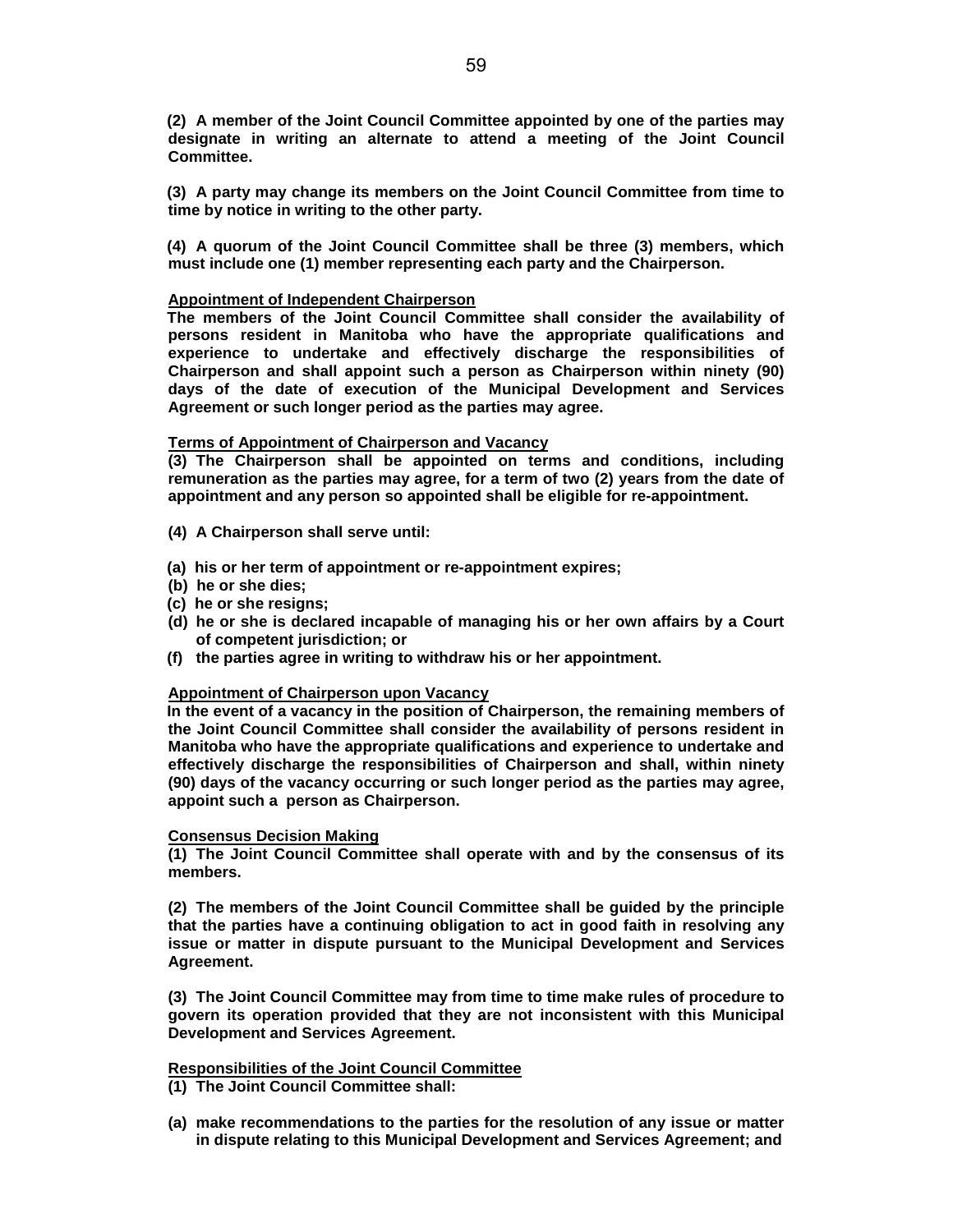**(2) A member of the Joint Council Committee appointed by one of the parties may designate in writing an alternate to attend a meeting of the Joint Council Committee.**

**(3) A party may change its members on the Joint Council Committee from time to time by notice in writing to the other party.**

**(4) A quorum of the Joint Council Committee shall be three (3) members, which must include one (1) member representing each party and the Chairperson.**

**Appointment of Independent Chairperson**

**The members of the Joint Council Committee shall consider the availability of persons resident in Manitoba who have the appropriate qualifications and experience to undertake and effectively discharge the responsibilities of Chairperson and shall appoint such a person as Chairperson within ninety (90) days of the date of execution of the Municipal Development and Services Agreement or such longer period as the parties may agree.**

**Terms of Appointment of Chairperson and Vacancy**

**(3) The Chairperson shall be appointed on terms and conditions, including remuneration as the parties may agree, for a term of two (2) years from the date of appointment and any person so appointed shall be eligible for re-appointment.**

**(4) A Chairperson shall serve until:**

**(a) his or her term of appointment or re-appointment expires;**
**(b) he or she dies;**
**(c) he or she resigns;**
**(d) he or she is declared incapable of managing his or her own affairs by a Court of competent jurisdiction; or**
**(f) the parties agree in writing to withdraw his or her appointment.**

**Appointment of Chairperson upon Vacancy**

**In the event of a vacancy in the position of Chairperson, the remaining members of the Joint Council Committee shall consider the availability of persons resident in Manitoba who have the appropriate qualifications and experience to undertake and effectively discharge the responsibilities of Chairperson and shall, within ninety (90) days of the vacancy occurring or such longer period as the parties may agree, appoint such a person as Chairperson.**

**Consensus Decision Making**

**(1) The Joint Council Committee shall operate with and by the consensus of its members.**

**(2) The members of the Joint Council Committee shall be guided by the principle that the parties have a continuing obligation to act in good faith in resolving any issue or matter in dispute pursuant to the Municipal Development and Services Agreement.**

**(3) The Joint Council Committee may from time to time make rules of procedure to govern its operation provided that they are not inconsistent with this Municipal Development and Services Agreement.**

**Responsibilities of the Joint Council Committee**

**(1) The Joint Council Committee shall:**

**(a) make recommendations to the parties for the resolution of any issue or matter in dispute relating to this Municipal Development and Services Agreement; and**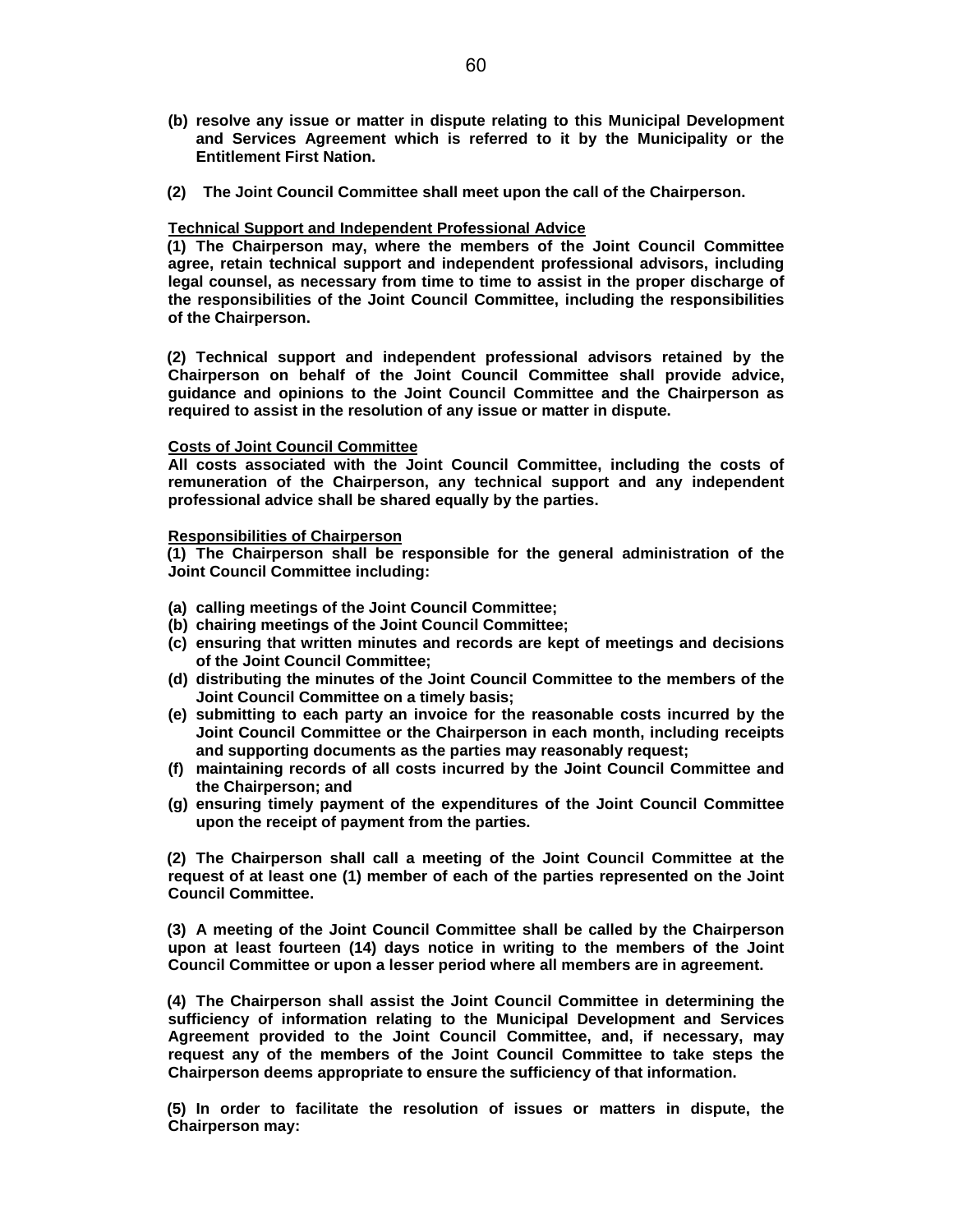**(b) resolve any issue or matter in dispute relating to this Municipal Development and Services Agreement which is referred to it by the Municipality or the Entitlement First Nation.**

**(2) The Joint Council Committee shall meet upon the call of the Chairperson.**

**<u>Technical Support and Independent Professional Advice</u>**

**(1) The Chairperson may, where the members of the Joint Council Committee agree, retain technical support and independent professional advisors, including legal counsel, as necessary from time to time to assist in the proper discharge of the responsibilities of the Joint Council Committee, including the responsibilities of the Chairperson.**

**(2) Technical support and independent professional advisors retained by the Chairperson on behalf of the Joint Council Committee shall provide advice, guidance and opinions to the Joint Council Committee and the Chairperson as required to assist in the resolution of any issue or matter in dispute.**

**<u>Costs of Joint Council Committee</u>**

**All costs associated with the Joint Council Committee, including the costs of remuneration of the Chairperson, any technical support and any independent professional advice shall be shared equally by the parties.**

**<u>Responsibilities of Chairperson</u>**

**(1) The Chairperson shall be responsible for the general administration of the Joint Council Committee including:**

**(a) calling meetings of the Joint Council Committee;**
**(b) chairing meetings of the Joint Council Committee;**
**(c) ensuring that written minutes and records are kept of meetings and decisions of the Joint Council Committee;**
**(d) distributing the minutes of the Joint Council Committee to the members of the Joint Council Committee on a timely basis;**
**(e) submitting to each party an invoice for the reasonable costs incurred by the Joint Council Committee or the Chairperson in each month, including receipts and supporting documents as the parties may reasonably request;**
**(f) maintaining records of all costs incurred by the Joint Council Committee and the Chairperson; and**
**(g) ensuring timely payment of the expenditures of the Joint Council Committee upon the receipt of payment from the parties.**

**(2) The Chairperson shall call a meeting of the Joint Council Committee at the request of at least one (1) member of each of the parties represented on the Joint Council Committee.**

**(3) A meeting of the Joint Council Committee shall be called by the Chairperson upon at least fourteen (14) days notice in writing to the members of the Joint Council Committee or upon a lesser period where all members are in agreement.**

**(4) The Chairperson shall assist the Joint Council Committee in determining the sufficiency of information relating to the Municipal Development and Services Agreement provided to the Joint Council Committee, and, if necessary, may request any of the members of the Joint Council Committee to take steps the Chairperson deems appropriate to ensure the sufficiency of that information.**

**(5) In order to facilitate the resolution of issues or matters in dispute, the Chairperson may:**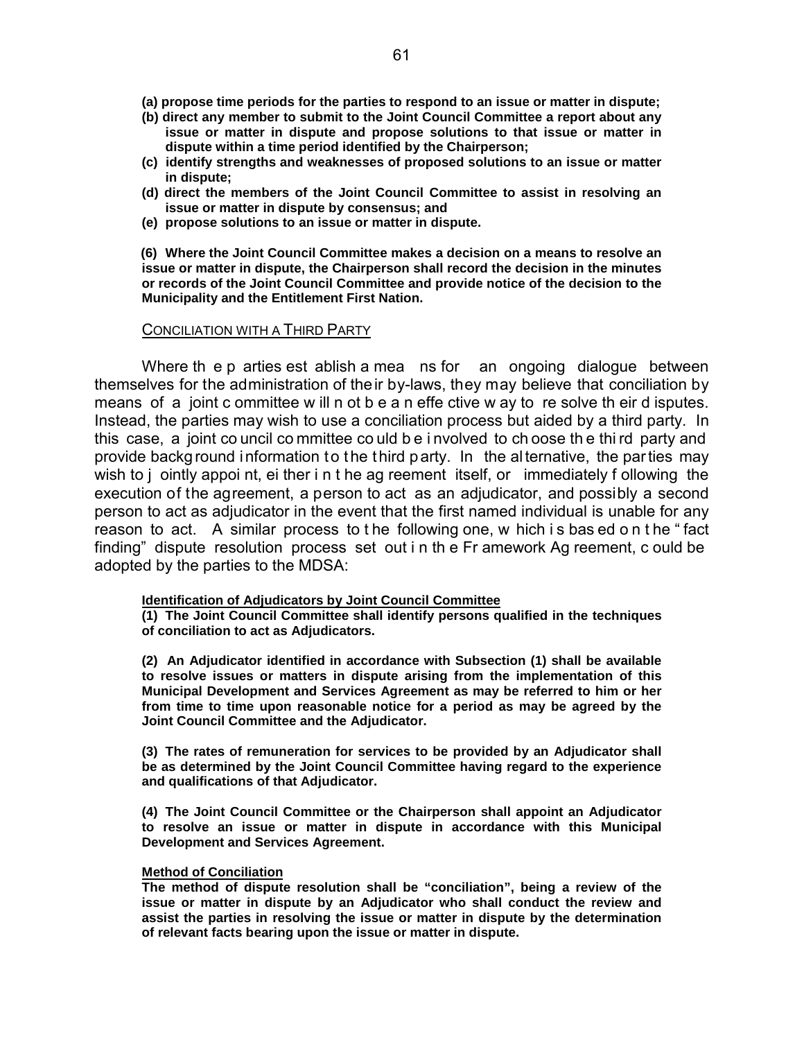**(a) propose time periods for the parties to respond to an issue or matter in dispute;**

**(b) direct any member to submit to the Joint Council Committee a report about any issue or matter in dispute and propose solutions to that issue or matter in dispute within a time period identified by the Chairperson;**

**(c) identify strengths and weaknesses of proposed solutions to an issue or matter in dispute;**

**(d) direct the members of the Joint Council Committee to assist in resolving an issue or matter in dispute by consensus; and**

**(e) propose solutions to an issue or matter in dispute.**

**(6) Where the Joint Council Committee makes a decision on a means to resolve an issue or matter in dispute, the Chairperson shall record the decision in the minutes or records of the Joint Council Committee and provide notice of the decision to the Municipality and the Entitlement First Nation.**

CONCILIATION WITH A THIRD PARTY

Where the parties establish a means for an ongoing dialogue between themselves for the administration of their by-laws, they may believe that conciliation by means of a joint committee will not be an effective way to resolve their disputes. Instead, the parties may wish to use a conciliation process but aided by a third party. In this case, a joint council committee could be involved to choose the third party and provide background information to the third party. In the alternative, the parties may wish to jointly appoint, either in the agreement itself, or immediately following the execution of the agreement, a person to act as an adjudicator, and possibly a second person to act as adjudicator in the event that the first named individual is unable for any reason to act. A similar process to the following one, which is based on the "fact finding" dispute resolution process set out in the Framework Agreement, could be adopted by the parties to the MDSA:

**Identification of Adjudicators by Joint Council Committee**

**(1) The Joint Council Committee shall identify persons qualified in the techniques of conciliation to act as Adjudicators.**

**(2) An Adjudicator identified in accordance with Subsection (1) shall be available to resolve issues or matters in dispute arising from the implementation of this Municipal Development and Services Agreement as may be referred to him or her from time to time upon reasonable notice for a period as may be agreed by the Joint Council Committee and the Adjudicator.**

**(3) The rates of remuneration for services to be provided by an Adjudicator shall be as determined by the Joint Council Committee having regard to the experience and qualifications of that Adjudicator.**

**(4) The Joint Council Committee or the Chairperson shall appoint an Adjudicator to resolve an issue or matter in dispute in accordance with this Municipal Development and Services Agreement.**

**Method of Conciliation**

**The method of dispute resolution shall be "conciliation", being a review of the issue or matter in dispute by an Adjudicator who shall conduct the review and assist the parties in resolving the issue or matter in dispute by the determination of relevant facts bearing upon the issue or matter in dispute.**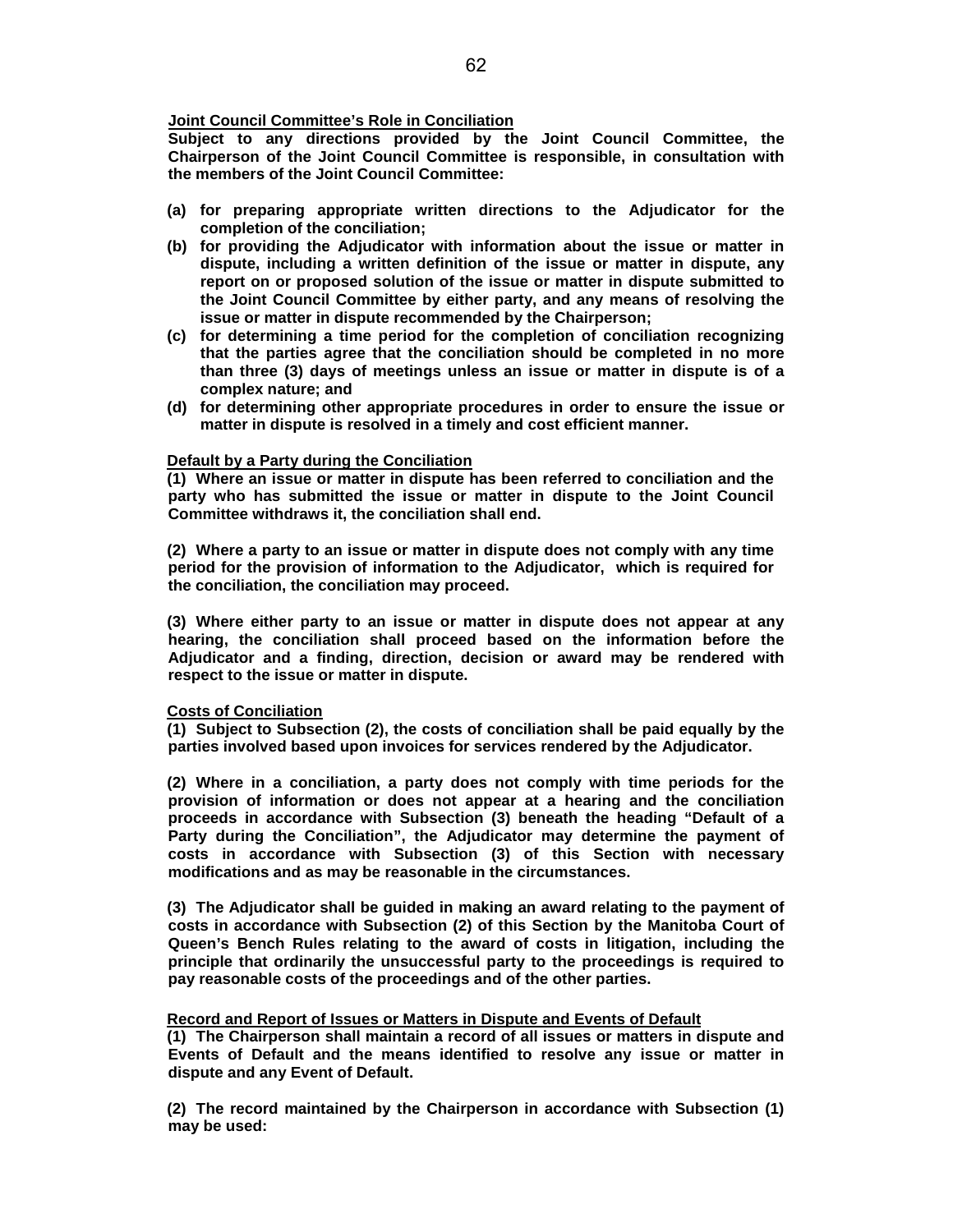**Joint Council Committee's Role in Conciliation**

**Subject to any directions provided by the Joint Council Committee, the Chairperson of the Joint Council Committee is responsible, in consultation with the members of the Joint Council Committee:**

- **(a) for preparing appropriate written directions to the Adjudicator for the completion of the conciliation;**
- **(b) for providing the Adjudicator with information about the issue or matter in dispute, including a written definition of the issue or matter in dispute, any report on or proposed solution of the issue or matter in dispute submitted to the Joint Council Committee by either party, and any means of resolving the issue or matter in dispute recommended by the Chairperson;**
- **(c) for determining a time period for the completion of conciliation recognizing that the parties agree that the conciliation should be completed in no more than three (3) days of meetings unless an issue or matter in dispute is of a complex nature; and**
- **(d) for determining other appropriate procedures in order to ensure the issue or matter in dispute is resolved in a timely and cost efficient manner.**

**Default by a Party during the Conciliation**

**(1) Where an issue or matter in dispute has been referred to conciliation and the party who has submitted the issue or matter in dispute to the Joint Council Committee withdraws it, the conciliation shall end.**

**(2) Where a party to an issue or matter in dispute does not comply with any time period for the provision of information to the Adjudicator, which is required for the conciliation, the conciliation may proceed.**

**(3) Where either party to an issue or matter in dispute does not appear at any hearing, the conciliation shall proceed based on the information before the Adjudicator and a finding, direction, decision or award may be rendered with respect to the issue or matter in dispute.**

**Costs of Conciliation**

**(1) Subject to Subsection (2), the costs of conciliation shall be paid equally by the parties involved based upon invoices for services rendered by the Adjudicator.**

**(2) Where in a conciliation, a party does not comply with time periods for the provision of information or does not appear at a hearing and the conciliation proceeds in accordance with Subsection (3) beneath the heading "Default of a Party during the Conciliation", the Adjudicator may determine the payment of costs in accordance with Subsection (3) of this Section with necessary modifications and as may be reasonable in the circumstances.**

**(3) The Adjudicator shall be guided in making an award relating to the payment of costs in accordance with Subsection (2) of this Section by the Manitoba Court of Queen's Bench Rules relating to the award of costs in litigation, including the principle that ordinarily the unsuccessful party to the proceedings is required to pay reasonable costs of the proceedings and of the other parties.**

**Record and Report of Issues or Matters in Dispute and Events of Default**

**(1) The Chairperson shall maintain a record of all issues or matters in dispute and Events of Default and the means identified to resolve any issue or matter in dispute and any Event of Default.**

**(2) The record maintained by the Chairperson in accordance with Subsection (1) may be used:**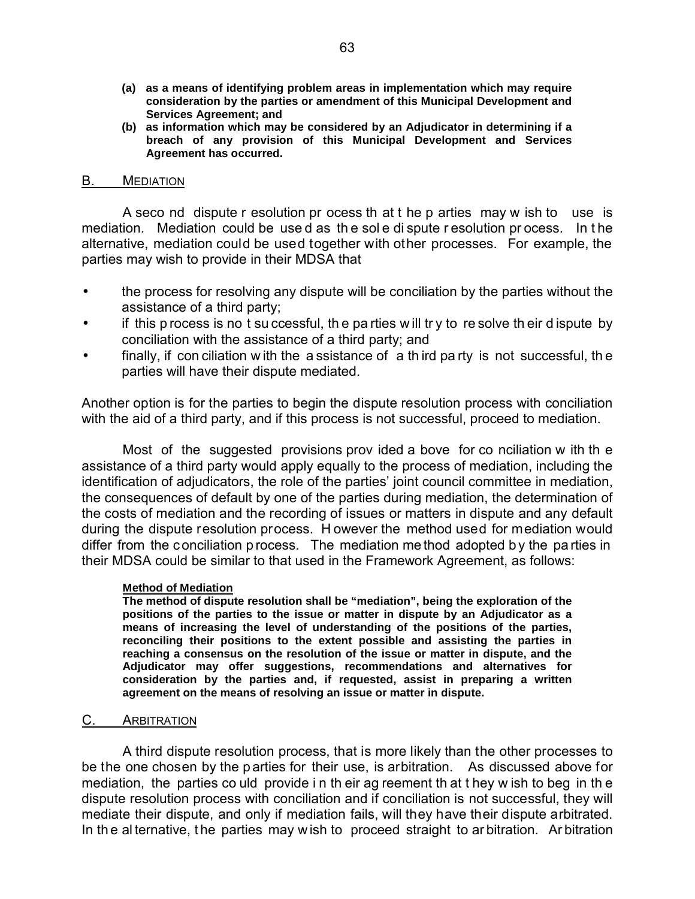**(a) as a means of identifying problem areas in implementation which may require consideration by the parties or amendment of this Municipal Development and Services Agreement; and**

**(b) as information which may be considered by an Adjudicator in determining if a breach of any provision of this Municipal Development and Services Agreement has occurred.**

## B. MEDIATION

A second dispute resolution process that the parties may wish to use is mediation. Mediation could be used as the sole dispute resolution process. In the alternative, mediation could be used together with other processes. For example, the parties may wish to provide in their MDSA that

- the process for resolving any dispute will be conciliation by the parties without the assistance of a third party;
- if this process is not successful, the parties will try to resolve their dispute by conciliation with the assistance of a third party; and
- finally, if conciliation with the assistance of a third party is not successful, the parties will have their dispute mediated.

Another option is for the parties to begin the dispute resolution process with conciliation with the aid of a third party, and if this process is not successful, proceed to mediation.

Most of the suggested provisions provided above for conciliation with the assistance of a third party would apply equally to the process of mediation, including the identification of adjudicators, the role of the parties' joint council committee in mediation, the consequences of default by one of the parties during mediation, the determination of the costs of mediation and the recording of issues or matters in dispute and any default during the dispute resolution process. However the method used for mediation would differ from the conciliation process. The mediation method adopted by the parties in their MDSA could be similar to that used in the Framework Agreement, as follows:

> **Method of Mediation**
>
> **The method of dispute resolution shall be "mediation", being the exploration of the positions of the parties to the issue or matter in dispute by an Adjudicator as a means of increasing the level of understanding of the positions of the parties, reconciling their positions to the extent possible and assisting the parties in reaching a consensus on the resolution of the issue or matter in dispute, and the Adjudicator may offer suggestions, recommendations and alternatives for consideration by the parties and, if requested, assist in preparing a written agreement on the means of resolving an issue or matter in dispute.**

## C. ARBITRATION

A third dispute resolution process, that is more likely than the other processes to be the one chosen by the parties for their use, is arbitration. As discussed above for mediation, the parties could provide in their agreement that they wish to begin the dispute resolution process with conciliation and if conciliation is not successful, they will mediate their dispute, and only if mediation fails, will they have their dispute arbitrated. In the alternative, the parties may wish to proceed straight to arbitration. Arbitration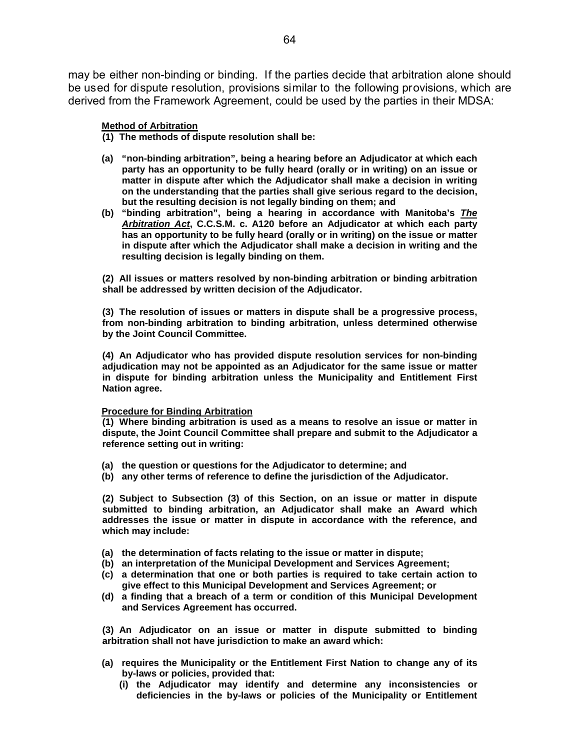may be either non-binding or binding. If the parties decide that arbitration alone should be used for dispute resolution, provisions similar to the following provisions, which are derived from the Framework Agreement, could be used by the parties in their MDSA:

**Method of Arbitration**

**(1) The methods of dispute resolution shall be:**

**(a) "non-binding arbitration", being a hearing before an Adjudicator at which each party has an opportunity to be fully heard (orally or in writing) on an issue or matter in dispute after which the Adjudicator shall make a decision in writing on the understanding that the parties shall give serious regard to the decision, but the resulting decision is not legally binding on them; and**

**(b) "binding arbitration", being a hearing in accordance with Manitoba's *The Arbitration Act*, C.C.S.M. c. A120 before an Adjudicator at which each party has an opportunity to be fully heard (orally or in writing) on the issue or matter in dispute after which the Adjudicator shall make a decision in writing and the resulting decision is legally binding on them.**

**(2) All issues or matters resolved by non-binding arbitration or binding arbitration shall be addressed by written decision of the Adjudicator.**

**(3) The resolution of issues or matters in dispute shall be a progressive process, from non-binding arbitration to binding arbitration, unless determined otherwise by the Joint Council Committee.**

**(4) An Adjudicator who has provided dispute resolution services for non-binding adjudication may not be appointed as an Adjudicator for the same issue or matter in dispute for binding arbitration unless the Municipality and Entitlement First Nation agree.**

**Procedure for Binding Arbitration**

**(1) Where binding arbitration is used as a means to resolve an issue or matter in dispute, the Joint Council Committee shall prepare and submit to the Adjudicator a reference setting out in writing:**

**(a) the question or questions for the Adjudicator to determine; and**

**(b) any other terms of reference to define the jurisdiction of the Adjudicator.**

**(2) Subject to Subsection (3) of this Section, on an issue or matter in dispute submitted to binding arbitration, an Adjudicator shall make an Award which addresses the issue or matter in dispute in accordance with the reference, and which may include:**

**(a) the determination of facts relating to the issue or matter in dispute;**

**(b) an interpretation of the Municipal Development and Services Agreement;**

**(c) a determination that one or both parties is required to take certain action to give effect to this Municipal Development and Services Agreement; or**

**(d) a finding that a breach of a term or condition of this Municipal Development and Services Agreement has occurred.**

**(3) An Adjudicator on an issue or matter in dispute submitted to binding arbitration shall not have jurisdiction to make an award which:**

**(a) requires the Municipality or the Entitlement First Nation to change any of its by-laws or policies, provided that:**

**(i) the Adjudicator may identify and determine any inconsistencies or deficiencies in the by-laws or policies of the Municipality or Entitlement**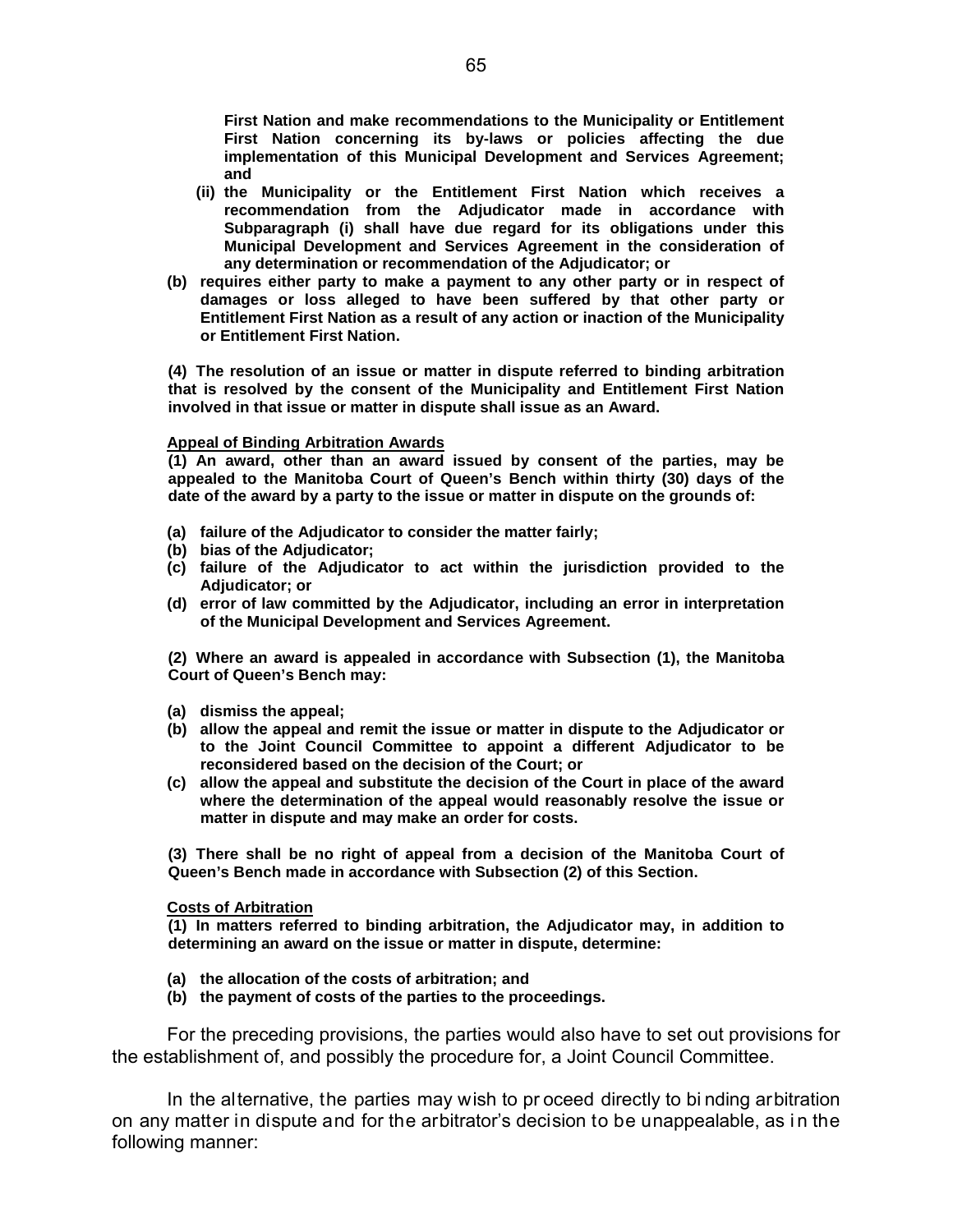**First Nation and make recommendations to the Municipality or Entitlement First Nation concerning its by-laws or policies affecting the due implementation of this Municipal Development and Services Agreement; and**

**(ii) the Municipality or the Entitlement First Nation which receives a recommendation from the Adjudicator made in accordance with Subparagraph (i) shall have due regard for its obligations under this Municipal Development and Services Agreement in the consideration of any determination or recommendation of the Adjudicator; or**

**(b) requires either party to make a payment to any other party or in respect of damages or loss alleged to have been suffered by that other party or Entitlement First Nation as a result of any action or inaction of the Municipality or Entitlement First Nation.**

**(4) The resolution of an issue or matter in dispute referred to binding arbitration that is resolved by the consent of the Municipality and Entitlement First Nation involved in that issue or matter in dispute shall issue as an Award.**

**Appeal of Binding Arbitration Awards**

**(1) An award, other than an award issued by consent of the parties, may be appealed to the Manitoba Court of Queen's Bench within thirty (30) days of the date of the award by a party to the issue or matter in dispute on the grounds of:**

**(a) failure of the Adjudicator to consider the matter fairly;**
**(b) bias of the Adjudicator;**
**(c) failure of the Adjudicator to act within the jurisdiction provided to the Adjudicator; or**
**(d) error of law committed by the Adjudicator, including an error in interpretation of the Municipal Development and Services Agreement.**

**(2) Where an award is appealed in accordance with Subsection (1), the Manitoba Court of Queen's Bench may:**

**(a) dismiss the appeal;**
**(b) allow the appeal and remit the issue or matter in dispute to the Adjudicator or to the Joint Council Committee to appoint a different Adjudicator to be reconsidered based on the decision of the Court; or**
**(c) allow the appeal and substitute the decision of the Court in place of the award where the determination of the appeal would reasonably resolve the issue or matter in dispute and may make an order for costs.**

**(3) There shall be no right of appeal from a decision of the Manitoba Court of Queen's Bench made in accordance with Subsection (2) of this Section.**

**Costs of Arbitration**

**(1) In matters referred to binding arbitration, the Adjudicator may, in addition to determining an award on the issue or matter in dispute, determine:**

**(a) the allocation of the costs of arbitration; and**
**(b) the payment of costs of the parties to the proceedings.**

For the preceding provisions, the parties would also have to set out provisions for the establishment of, and possibly the procedure for, a Joint Council Committee.

In the alternative, the parties may wish to proceed directly to binding arbitration on any matter in dispute and for the arbitrator's decision to be unappealable, as in the following manner: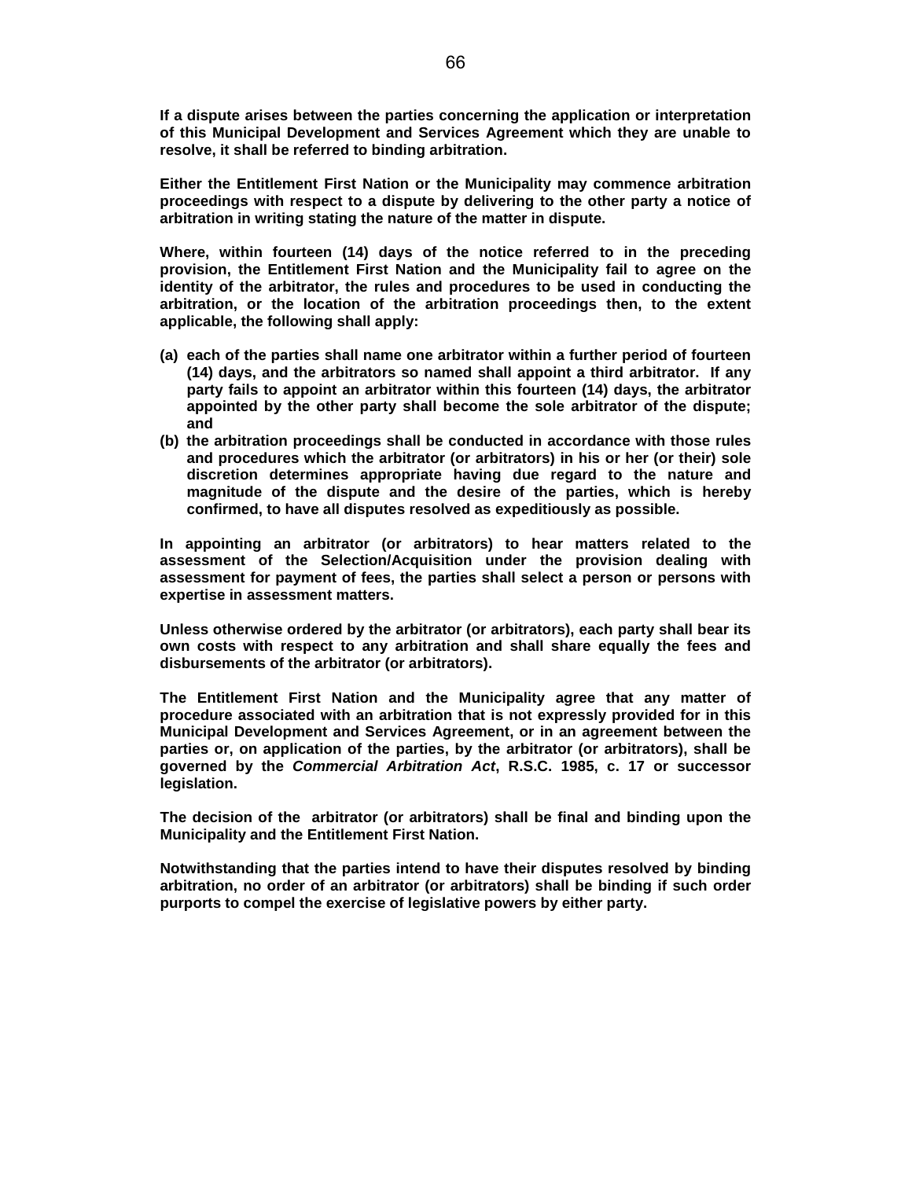**If a dispute arises between the parties concerning the application or interpretation of this Municipal Development and Services Agreement which they are unable to resolve, it shall be referred to binding arbitration.**

**Either the Entitlement First Nation or the Municipality may commence arbitration proceedings with respect to a dispute by delivering to the other party a notice of arbitration in writing stating the nature of the matter in dispute.**

**Where, within fourteen (14) days of the notice referred to in the preceding provision, the Entitlement First Nation and the Municipality fail to agree on the identity of the arbitrator, the rules and procedures to be used in conducting the arbitration, or the location of the arbitration proceedings then, to the extent applicable, the following shall apply:**

**(a) each of the parties shall name one arbitrator within a further period of fourteen (14) days, and the arbitrators so named shall appoint a third arbitrator. If any party fails to appoint an arbitrator within this fourteen (14) days, the arbitrator appointed by the other party shall become the sole arbitrator of the dispute; and**

**(b) the arbitration proceedings shall be conducted in accordance with those rules and procedures which the arbitrator (or arbitrators) in his or her (or their) sole discretion determines appropriate having due regard to the nature and magnitude of the dispute and the desire of the parties, which is hereby confirmed, to have all disputes resolved as expeditiously as possible.**

**In appointing an arbitrator (or arbitrators) to hear matters related to the assessment of the Selection/Acquisition under the provision dealing with assessment for payment of fees, the parties shall select a person or persons with expertise in assessment matters.**

**Unless otherwise ordered by the arbitrator (or arbitrators), each party shall bear its own costs with respect to any arbitration and shall share equally the fees and disbursements of the arbitrator (or arbitrators).**

**The Entitlement First Nation and the Municipality agree that any matter of procedure associated with an arbitration that is not expressly provided for in this Municipal Development and Services Agreement, or in an agreement between the parties or, on application of the parties, by the arbitrator (or arbitrators), shall be governed by the *Commercial Arbitration Act*, R.S.C. 1985, c. 17 or successor legislation.**

**The decision of the arbitrator (or arbitrators) shall be final and binding upon the Municipality and the Entitlement First Nation.**

**Notwithstanding that the parties intend to have their disputes resolved by binding arbitration, no order of an arbitrator (or arbitrators) shall be binding if such order purports to compel the exercise of legislative powers by either party.**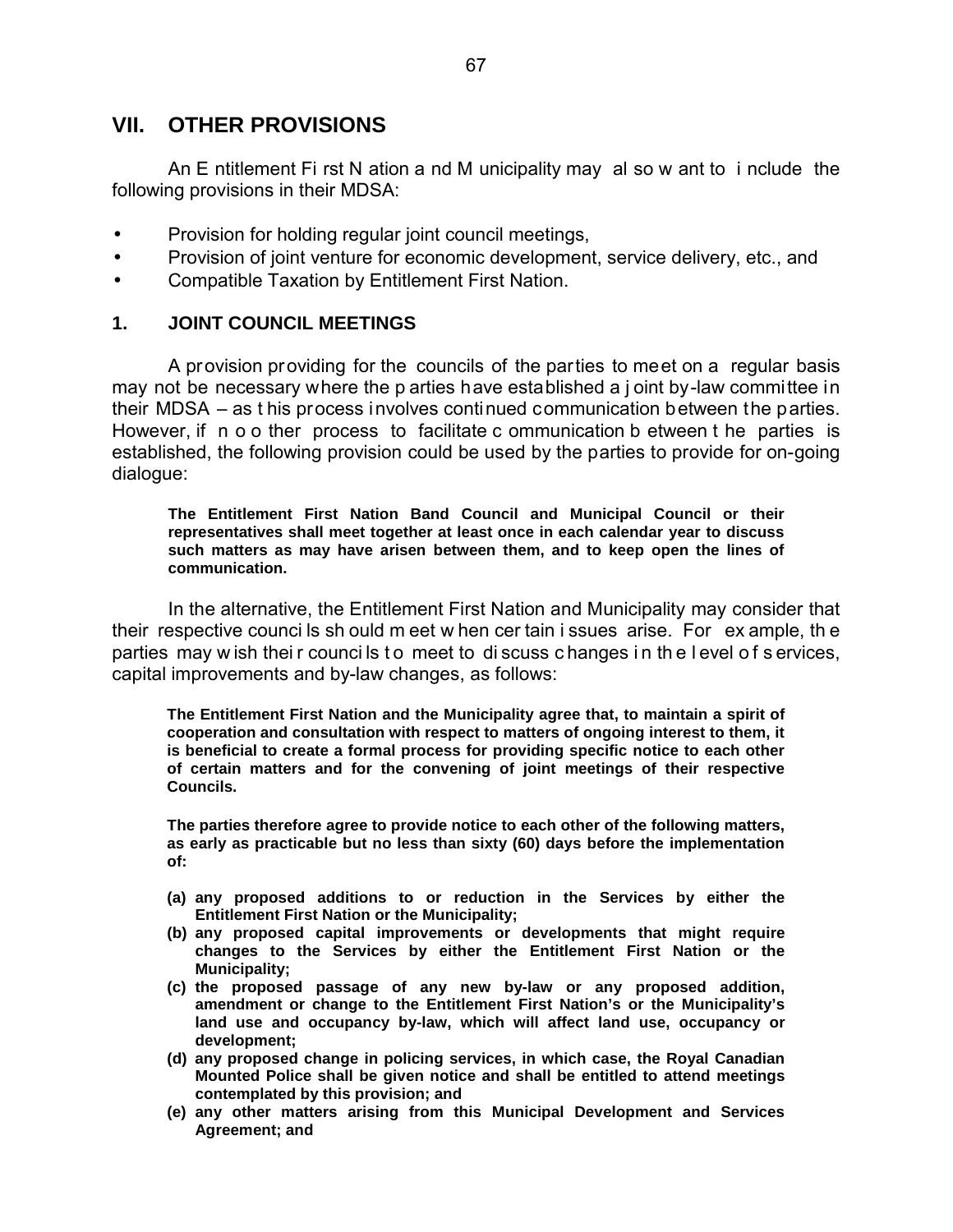## VII. OTHER PROVISIONS

An Entitlement First Nation and Municipality may also want to include the following provisions in their MDSA:

- Provision for holding regular joint council meetings,
- Provision of joint venture for economic development, service delivery, etc., and
- Compatible Taxation by Entitlement First Nation.

### 1. JOINT COUNCIL MEETINGS

A provision providing for the councils of the parties to meet on a regular basis may not be necessary where the parties have established a joint by-law committee in their MDSA – as this process involves continued communication between the parties. However, if no other process to facilitate communication between the parties is established, the following provision could be used by the parties to provide for on-going dialogue:

> **The Entitlement First Nation Band Council and Municipal Council or their representatives shall meet together at least once in each calendar year to discuss such matters as may have arisen between them, and to keep open the lines of communication.**

In the alternative, the Entitlement First Nation and Municipality may consider that their respective councils should meet when certain issues arise. For example, the parties may wish their councils to meet to discuss changes in the level of services, capital improvements and by-law changes, as follows:

> **The Entitlement First Nation and the Municipality agree that, to maintain a spirit of cooperation and consultation with respect to matters of ongoing interest to them, it is beneficial to create a formal process for providing specific notice to each other of certain matters and for the convening of joint meetings of their respective Councils.**
>
> **The parties therefore agree to provide notice to each other of the following matters, as early as practicable but no less than sixty (60) days before the implementation of:**
>
> **(a) any proposed additions to or reduction in the Services by either the Entitlement First Nation or the Municipality;**
> **(b) any proposed capital improvements or developments that might require changes to the Services by either the Entitlement First Nation or the Municipality;**
> **(c) the proposed passage of any new by-law or any proposed addition, amendment or change to the Entitlement First Nation's or the Municipality's land use and occupancy by-law, which will affect land use, occupancy or development;**
> **(d) any proposed change in policing services, in which case, the Royal Canadian Mounted Police shall be given notice and shall be entitled to attend meetings contemplated by this provision; and**
> **(e) any other matters arising from this Municipal Development and Services Agreement; and**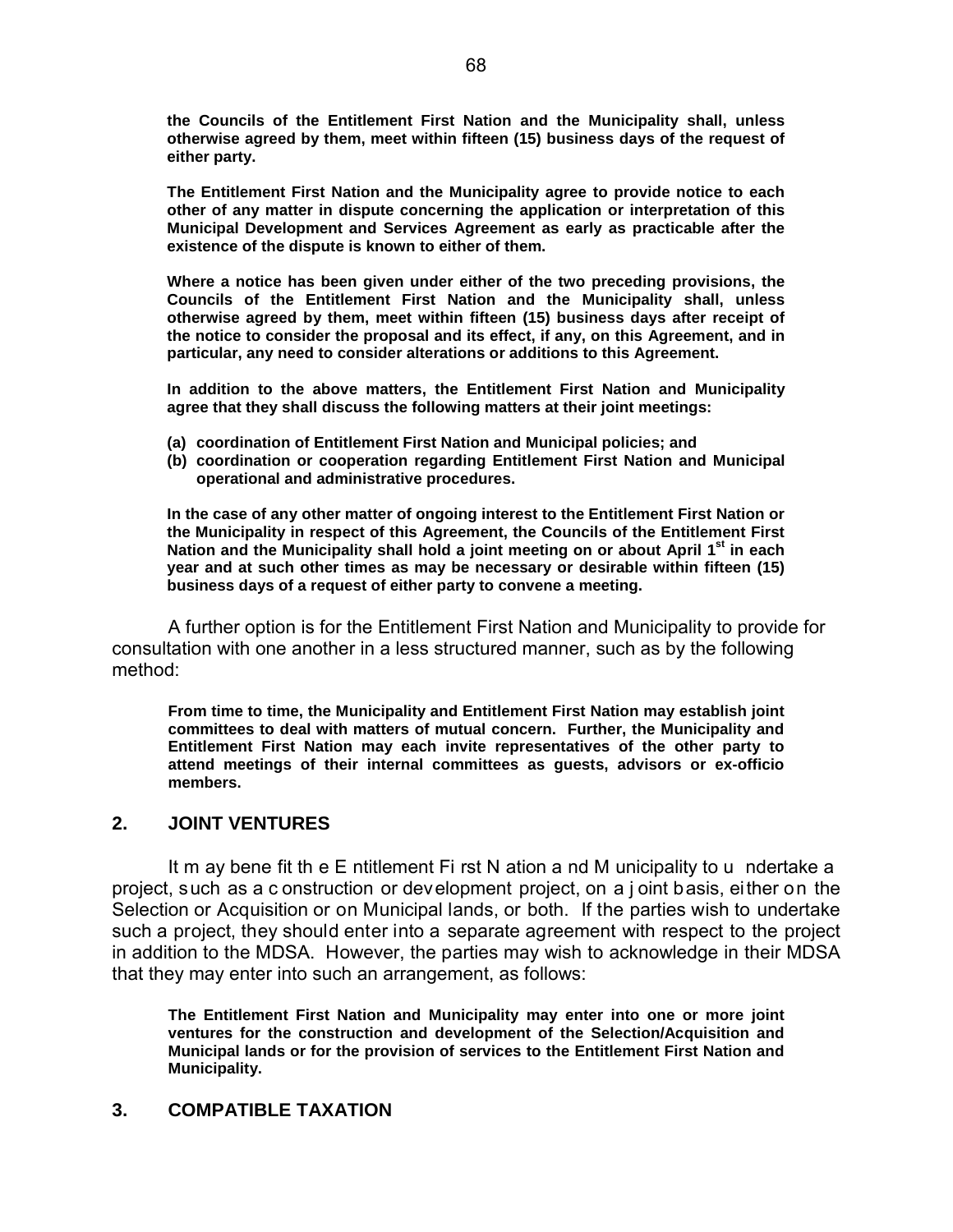**the Councils of the Entitlement First Nation and the Municipality shall, unless otherwise agreed by them, meet within fifteen (15) business days of the request of either party.**

**The Entitlement First Nation and the Municipality agree to provide notice to each other of any matter in dispute concerning the application or interpretation of this Municipal Development and Services Agreement as early as practicable after the existence of the dispute is known to either of them.**

**Where a notice has been given under either of the two preceding provisions, the Councils of the Entitlement First Nation and the Municipality shall, unless otherwise agreed by them, meet within fifteen (15) business days after receipt of the notice to consider the proposal and its effect, if any, on this Agreement, and in particular, any need to consider alterations or additions to this Agreement.**

**In addition to the above matters, the Entitlement First Nation and Municipality agree that they shall discuss the following matters at their joint meetings:**

**(a) coordination of Entitlement First Nation and Municipal policies; and**
**(b) coordination or cooperation regarding Entitlement First Nation and Municipal operational and administrative procedures.**

**In the case of any other matter of ongoing interest to the Entitlement First Nation or the Municipality in respect of this Agreement, the Councils of the Entitlement First Nation and the Municipality shall hold a joint meeting on or about April 1st in each year and at such other times as may be necessary or desirable within fifteen (15) business days of a request of either party to convene a meeting.**

A further option is for the Entitlement First Nation and Municipality to provide for consultation with one another in a less structured manner, such as by the following method:

**From time to time, the Municipality and Entitlement First Nation may establish joint committees to deal with matters of mutual concern. Further, the Municipality and Entitlement First Nation may each invite representatives of the other party to attend meetings of their internal committees as guests, advisors or ex-officio members.**

## 2. JOINT VENTURES

It may benefit the Entitlement First Nation and Municipality to undertake a project, such as a construction or development project, on a joint basis, either on the Selection or Acquisition or on Municipal lands, or both. If the parties wish to undertake such a project, they should enter into a separate agreement with respect to the project in addition to the MDSA. However, the parties may wish to acknowledge in their MDSA that they may enter into such an arrangement, as follows:

**The Entitlement First Nation and Municipality may enter into one or more joint ventures for the construction and development of the Selection/Acquisition and Municipal lands or for the provision of services to the Entitlement First Nation and Municipality.**

## 3. COMPATIBLE TAXATION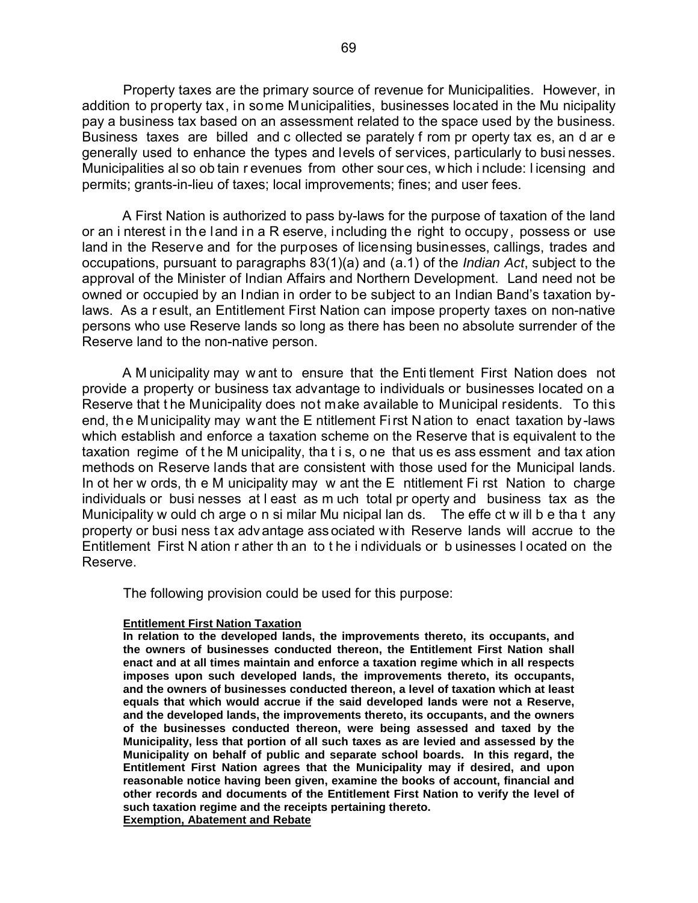Property taxes are the primary source of revenue for Municipalities. However, in addition to property tax, in some Municipalities, businesses located in the Municipality pay a business tax based on an assessment related to the space used by the business. Business taxes are billed and collected separately from property taxes, and are generally used to enhance the types and levels of services, particularly to businesses. Municipalities also obtain revenues from other sources, which include: licensing and permits; grants-in-lieu of taxes; local improvements; fines; and user fees.

A First Nation is authorized to pass by-laws for the purpose of taxation of the land or an interest in the land in a Reserve, including the right to occupy, possess or use land in the Reserve and for the purposes of licensing businesses, callings, trades and occupations, pursuant to paragraphs 83(1)(a) and (a.1) of the *Indian Act*, subject to the approval of the Minister of Indian Affairs and Northern Development. Land need not be owned or occupied by an Indian in order to be subject to an Indian Band's taxation by-laws. As a result, an Entitlement First Nation can impose property taxes on non-native persons who use Reserve lands so long as there has been no absolute surrender of the Reserve land to the non-native person.

A Municipality may want to ensure that the Entitlement First Nation does not provide a property or business tax advantage to individuals or businesses located on a Reserve that the Municipality does not make available to Municipal residents. To this end, the Municipality may want the Entitlement First Nation to enact taxation by-laws which establish and enforce a taxation scheme on the Reserve that is equivalent to the taxation regime of the Municipality, that is, one that uses assessment and taxation methods on Reserve lands that are consistent with those used for the Municipal lands. In other words, the Municipality may want the Entitlement First Nation to charge individuals or businesses at least as much total property and business tax as the Municipality would charge on similar Municipal lands. The effect will be that any property or business tax advantage associated with Reserve lands will accrue to the Entitlement First Nation rather than to the individuals or businesses located on the Reserve.

The following provision could be used for this purpose:

**Entitlement First Nation Taxation**

**In relation to the developed lands, the improvements thereto, its occupants, and the owners of businesses conducted thereon, the Entitlement First Nation shall enact and at all times maintain and enforce a taxation regime which in all respects imposes upon such developed lands, the improvements thereto, its occupants, and the owners of businesses conducted thereon, a level of taxation which at least equals that which would accrue if the said developed lands were not a Reserve, and the developed lands, the improvements thereto, its occupants, and the owners of the businesses conducted thereon, were being assessed and taxed by the Municipality, less that portion of all such taxes as are levied and assessed by the Municipality on behalf of public and separate school boards. In this regard, the Entitlement First Nation agrees that the Municipality may if desired, and upon reasonable notice having been given, examine the books of account, financial and other records and documents of the Entitlement First Nation to verify the level of such taxation regime and the receipts pertaining thereto.**

**Exemption, Abatement and Rebate**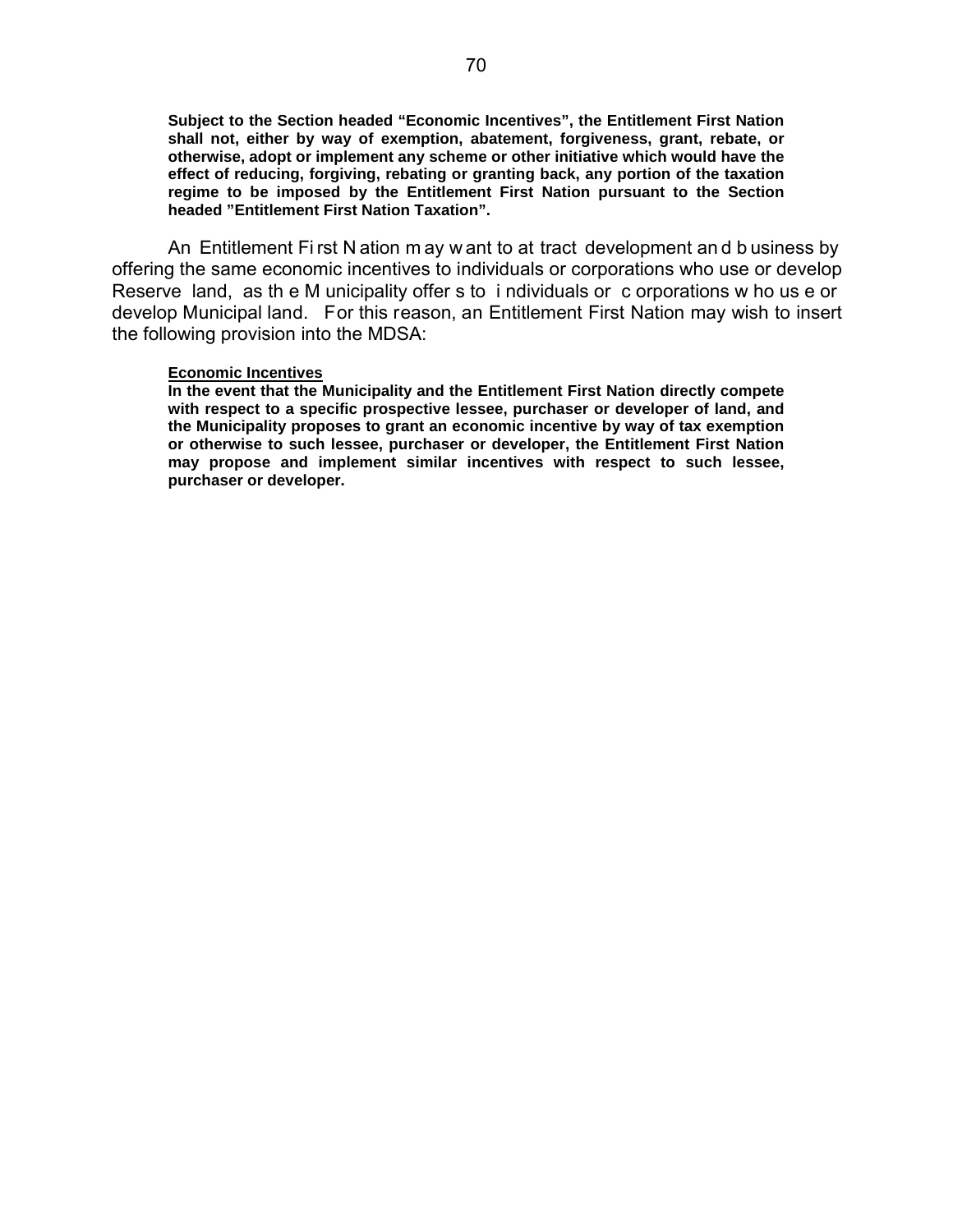**Subject to the Section headed "Economic Incentives", the Entitlement First Nation shall not, either by way of exemption, abatement, forgiveness, grant, rebate, or otherwise, adopt or implement any scheme or other initiative which would have the effect of reducing, forgiving, rebating or granting back, any portion of the taxation regime to be imposed by the Entitlement First Nation pursuant to the Section headed "Entitlement First Nation Taxation".**

An Entitlement First Nation may want to attract development and business by offering the same economic incentives to individuals or corporations who use or develop Reserve land, as the Municipality offers to individuals or corporations who use or develop Municipal land. For this reason, an Entitlement First Nation may wish to insert the following provision into the MDSA:

**Economic Incentives**

**In the event that the Municipality and the Entitlement First Nation directly compete with respect to a specific prospective lessee, purchaser or developer of land, and the Municipality proposes to grant an economic incentive by way of tax exemption or otherwise to such lessee, purchaser or developer, the Entitlement First Nation may propose and implement similar incentives with respect to such lessee, purchaser or developer.**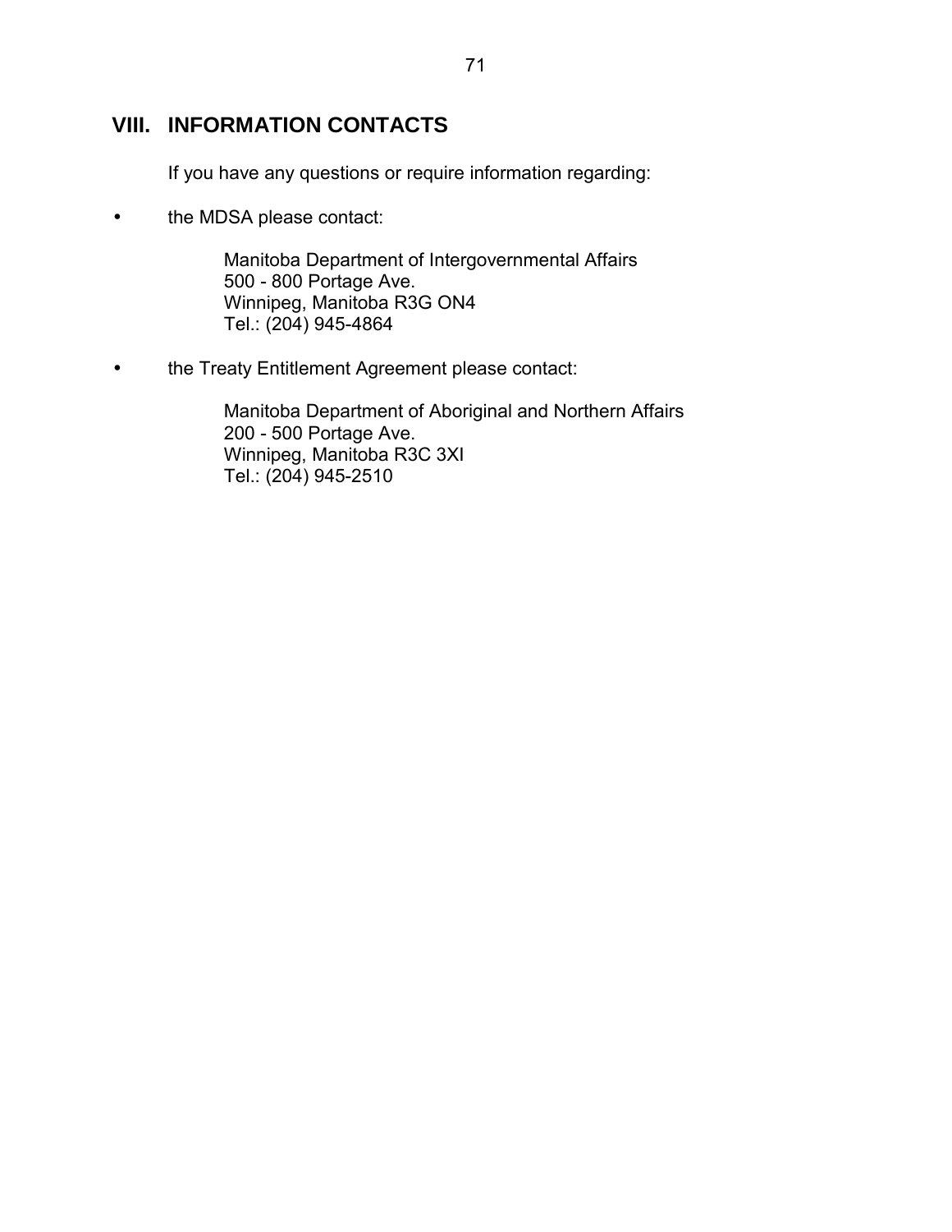## VIII. INFORMATION CONTACTS

If you have any questions or require information regarding:

- the MDSA please contact:

  Manitoba Department of Intergovernmental Affairs
  500 - 800 Portage Ave.
  Winnipeg, Manitoba R3G ON4
  Tel.: (204) 945-4864

- the Treaty Entitlement Agreement please contact:

  Manitoba Department of Aboriginal and Northern Affairs
  200 - 500 Portage Ave.
  Winnipeg, Manitoba R3C 3XI
  Tel.: (204) 945-2510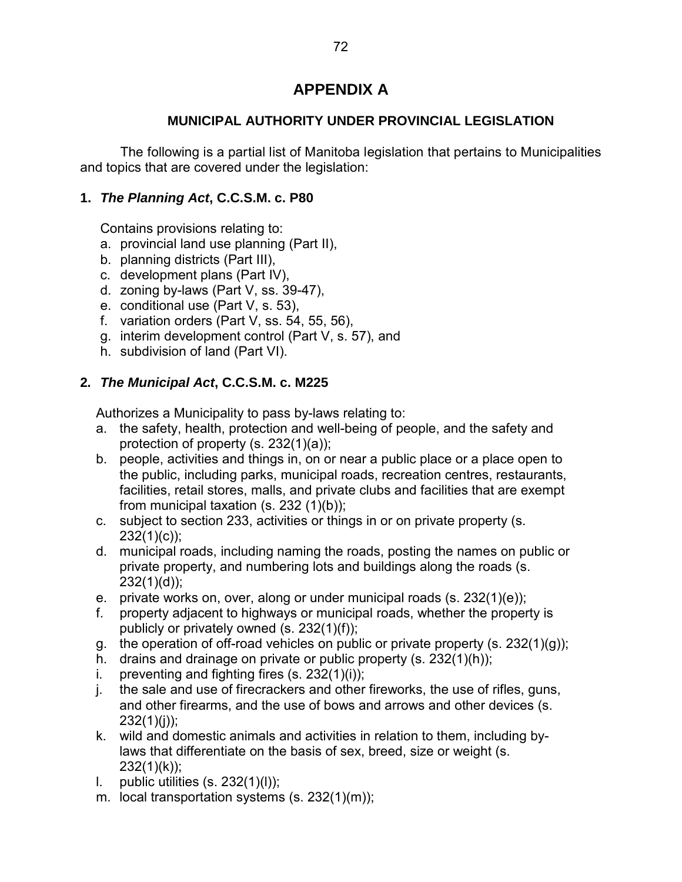# APPENDIX A

## MUNICIPAL AUTHORITY UNDER PROVINCIAL LEGISLATION

The following is a partial list of Manitoba legislation that pertains to Municipalities and topics that are covered under the legislation:

### 1. *The Planning Act*, C.C.S.M. c. P80

Contains provisions relating to:

a. provincial land use planning (Part II),
b. planning districts (Part III),
c. development plans (Part IV),
d. zoning by-laws (Part V, ss. 39-47),
e. conditional use (Part V, s. 53),
f. variation orders (Part V, ss. 54, 55, 56),
g. interim development control (Part V, s. 57), and
h. subdivision of land (Part VI).

### 2. *The Municipal Act*, C.C.S.M. c. M225

Authorizes a Municipality to pass by-laws relating to:

a. the safety, health, protection and well-being of people, and the safety and protection of property (s. 232(1)(a));
b. people, activities and things in, on or near a public place or a place open to the public, including parks, municipal roads, recreation centres, restaurants, facilities, retail stores, malls, and private clubs and facilities that are exempt from municipal taxation (s. 232 (1)(b));
c. subject to section 233, activities or things in or on private property (s. 232(1)(c));
d. municipal roads, including naming the roads, posting the names on public or private property, and numbering lots and buildings along the roads (s. 232(1)(d));
e. private works on, over, along or under municipal roads (s. 232(1)(e));
f. property adjacent to highways or municipal roads, whether the property is publicly or privately owned (s. 232(1)(f));
g. the operation of off-road vehicles on public or private property (s. 232(1)(g));
h. drains and drainage on private or public property (s. 232(1)(h));
i. preventing and fighting fires (s. 232(1)(i));
j. the sale and use of firecrackers and other fireworks, the use of rifles, guns, and other firearms, and the use of bows and arrows and other devices (s. 232(1)(j));
k. wild and domestic animals and activities in relation to them, including by-laws that differentiate on the basis of sex, breed, size or weight (s. 232(1)(k));
l. public utilities (s. 232(1)(l));
m. local transportation systems (s. 232(1)(m));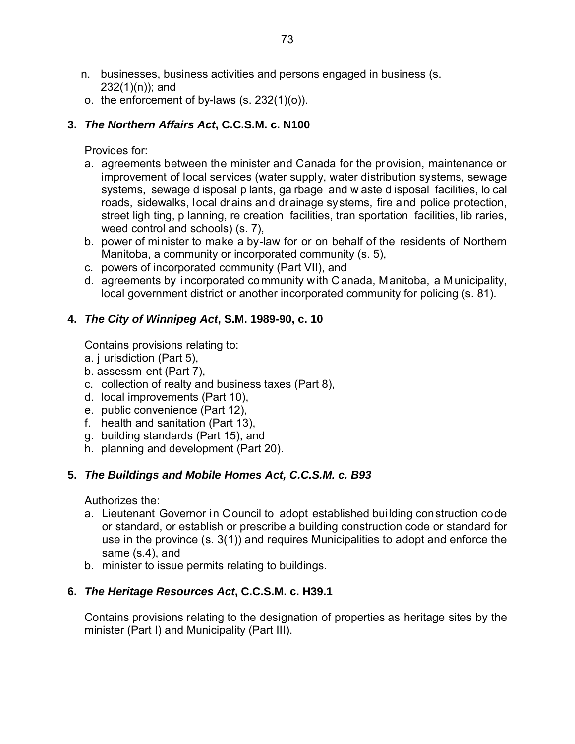n. businesses, business activities and persons engaged in business (s. 232(1)(n)); and
o. the enforcement of by-laws (s. 232(1)(o)).

**3. *The Northern Affairs Act*, C.C.S.M. c. N100**

Provides for:

a. agreements between the minister and Canada for the provision, maintenance or improvement of local services (water supply, water distribution systems, sewage systems, sewage disposal plants, garbage and waste disposal facilities, local roads, sidewalks, local drains and drainage systems, fire and police protection, street lighting, planning, recreation facilities, transportation facilities, libraries, weed control and schools) (s. 7),
b. power of minister to make a by-law for or on behalf of the residents of Northern Manitoba, a community or incorporated community (s. 5),
c. powers of incorporated community (Part VII), and
d. agreements by incorporated community with Canada, Manitoba, a Municipality, local government district or another incorporated community for policing (s. 81).

**4. *The City of Winnipeg Act*, S.M. 1989-90, c. 10**

Contains provisions relating to:

a. jurisdiction (Part 5),
b. assessment (Part 7),
c. collection of realty and business taxes (Part 8),
d. local improvements (Part 10),
e. public convenience (Part 12),
f. health and sanitation (Part 13),
g. building standards (Part 15), and
h. planning and development (Part 20).

**5. *The Buildings and Mobile Homes Act, C.C.S.M. c. B93***

Authorizes the:

a. Lieutenant Governor in Council to adopt established building construction code or standard, or establish or prescribe a building construction code or standard for use in the province (s. 3(1)) and requires Municipalities to adopt and enforce the same (s.4), and
b. minister to issue permits relating to buildings.

**6. *The Heritage Resources Act*, C.C.S.M. c. H39.1**

Contains provisions relating to the designation of properties as heritage sites by the minister (Part I) and Municipality (Part III).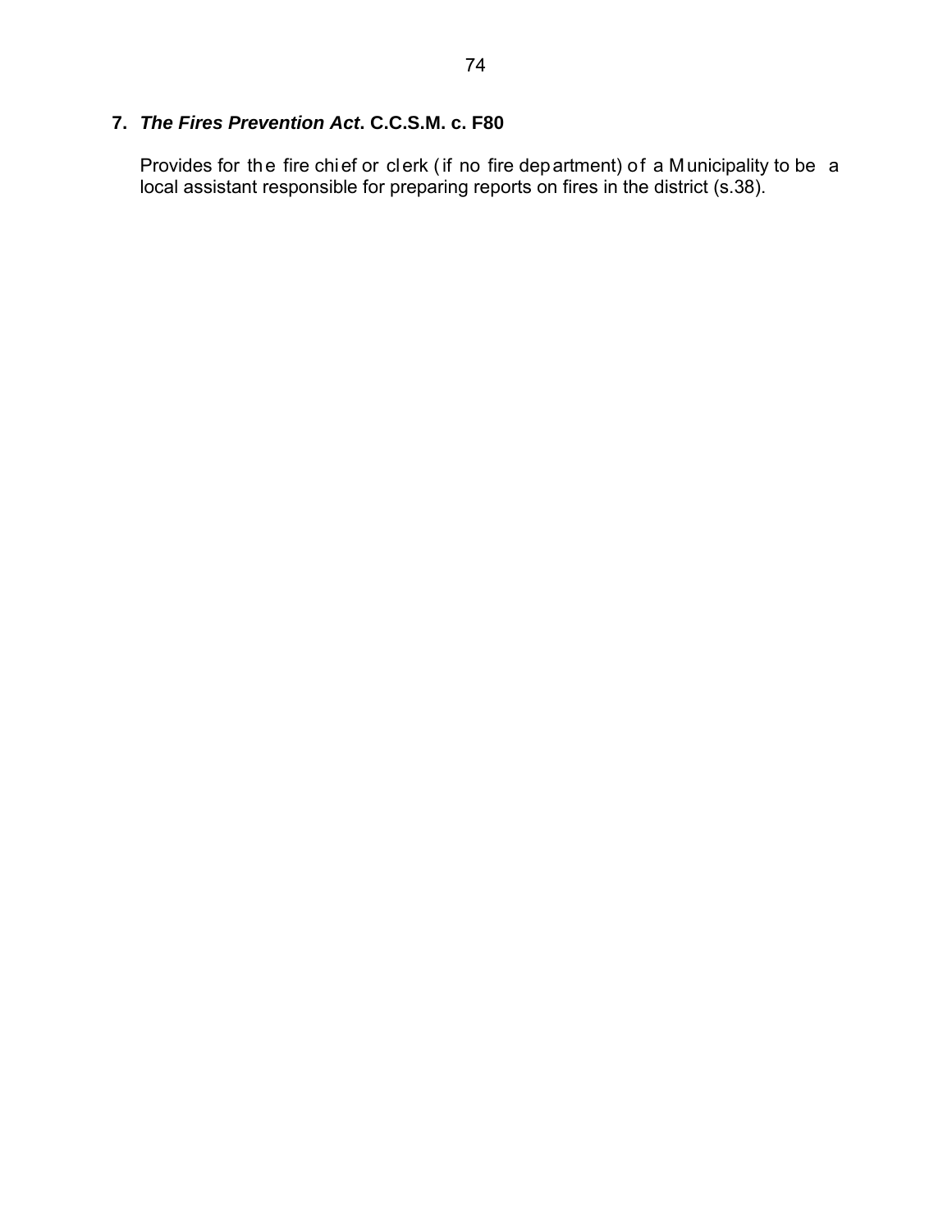**7. *The Fires Prevention Act*. C.C.S.M. c. F80**

Provides for the fire chief or clerk (if no fire department) of a Municipality to be a local assistant responsible for preparing reports on fires in the district (s.38).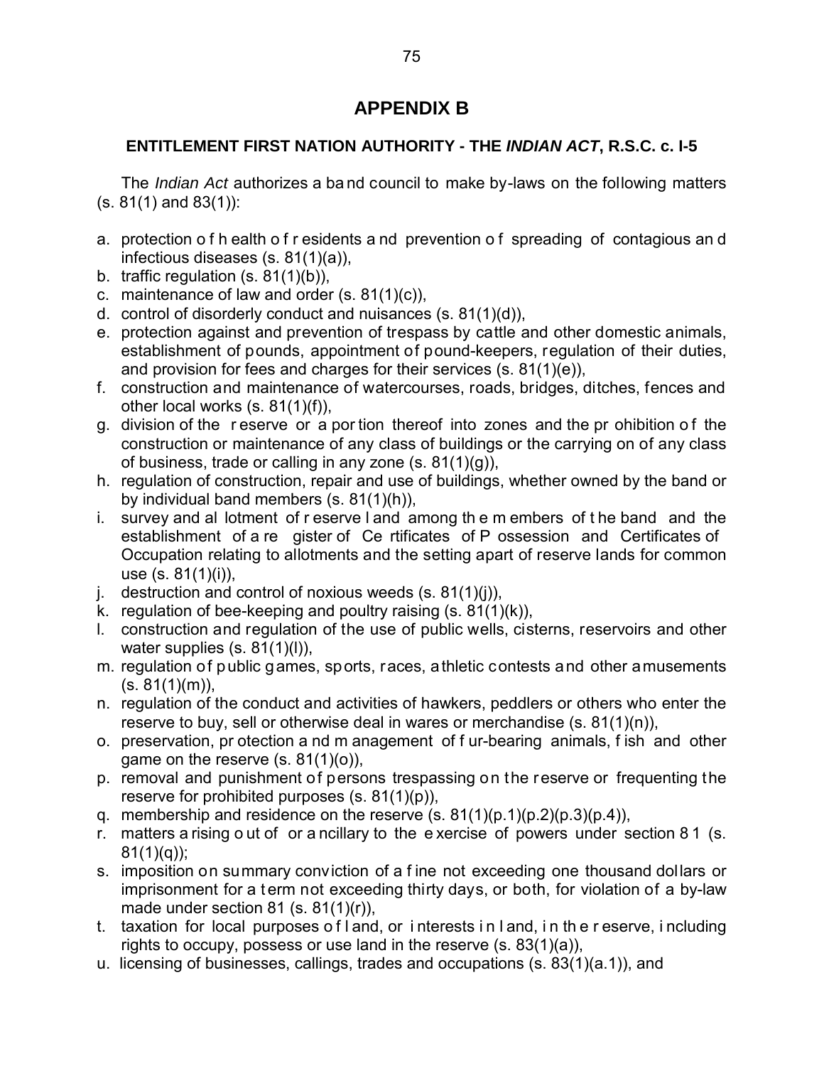# APPENDIX B

## ENTITLEMENT FIRST NATION AUTHORITY - THE *INDIAN ACT*, R.S.C. c. I-5

The *Indian Act* authorizes a band council to make by-laws on the following matters (s. 81(1) and 83(1)):

a. protection of health of residents and prevention of spreading of contagious and infectious diseases (s. 81(1)(a)),
b. traffic regulation (s. 81(1)(b)),
c. maintenance of law and order (s. 81(1)(c)),
d. control of disorderly conduct and nuisances (s. 81(1)(d)),
e. protection against and prevention of trespass by cattle and other domestic animals, establishment of pounds, appointment of pound-keepers, regulation of their duties, and provision for fees and charges for their services (s. 81(1)(e)),
f. construction and maintenance of watercourses, roads, bridges, ditches, fences and other local works (s. 81(1)(f)),
g. division of the reserve or a portion thereof into zones and the prohibition of the construction or maintenance of any class of buildings or the carrying on of any class of business, trade or calling in any zone (s. 81(1)(g)),
h. regulation of construction, repair and use of buildings, whether owned by the band or by individual band members (s. 81(1)(h)),
i. survey and allotment of reserve land among the members of the band and the establishment of a register of Certificates of Possession and Certificates of Occupation relating to allotments and the setting apart of reserve lands for common use (s. 81(1)(i)),
j. destruction and control of noxious weeds (s. 81(1)(j)),
k. regulation of bee-keeping and poultry raising (s. 81(1)(k)),
l. construction and regulation of the use of public wells, cisterns, reservoirs and other water supplies (s. 81(1)(l)),
m. regulation of public games, sports, races, athletic contests and other amusements (s. 81(1)(m)),
n. regulation of the conduct and activities of hawkers, peddlers or others who enter the reserve to buy, sell or otherwise deal in wares or merchandise (s. 81(1)(n)),
o. preservation, protection and management of fur-bearing animals, fish and other game on the reserve (s. 81(1)(o)),
p. removal and punishment of persons trespassing on the reserve or frequenting the reserve for prohibited purposes (s. 81(1)(p)),
q. membership and residence on the reserve (s. 81(1)(p.1)(p.2)(p.3)(p.4)),
r. matters arising out of or ancillary to the exercise of powers under section 81 (s. 81(1)(q));
s. imposition on summary conviction of a fine not exceeding one thousand dollars or imprisonment for a term not exceeding thirty days, or both, for violation of a by-law made under section 81 (s. 81(1)(r)),
t. taxation for local purposes of land, or interests in land, in the reserve, including rights to occupy, possess or use land in the reserve (s. 83(1)(a)),
u. licensing of businesses, callings, trades and occupations (s. 83(1)(a.1)), and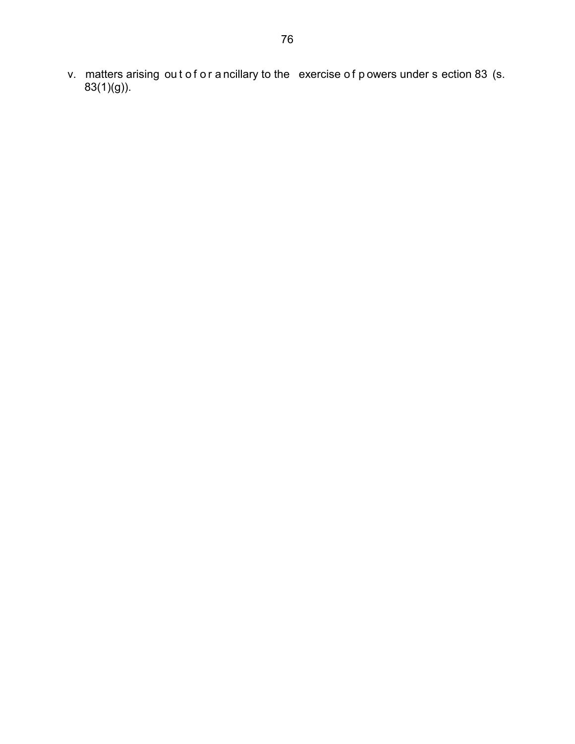v. matters arising out of or ancillary to the exercise of powers under section 83 (s. 83(1)(g)).